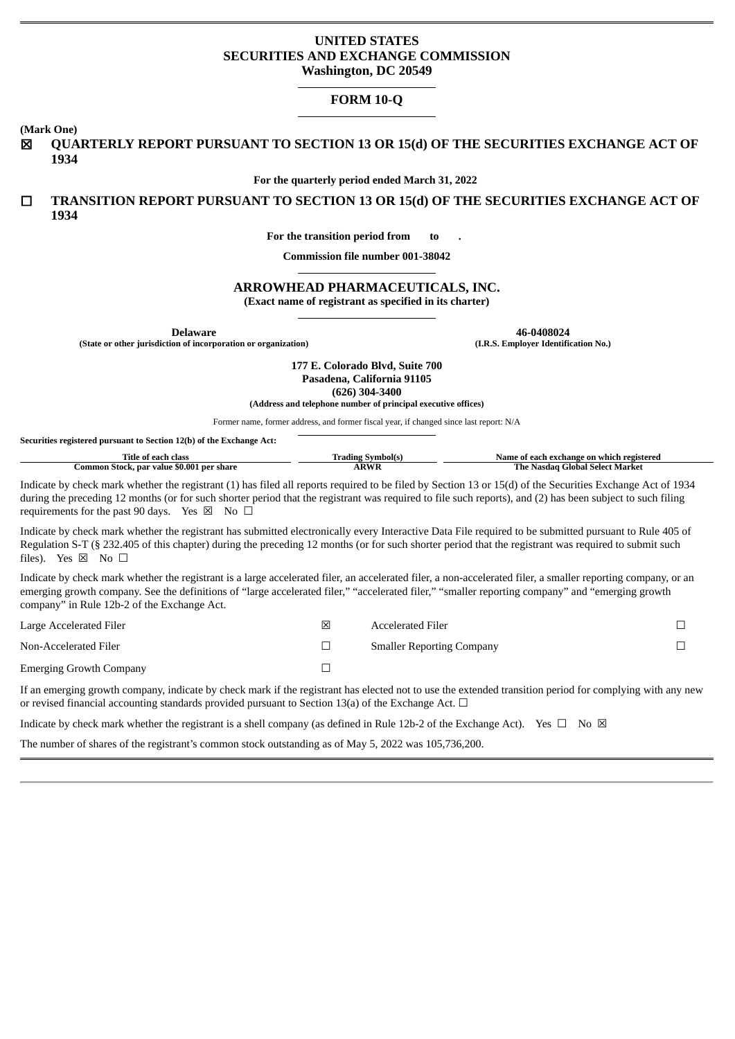**UNITED STATES**
**SECURITIES AND EXCHANGE COMMISSION**
**Washington, DC 20549**

**FORM 10-Q**

**(Mark One)**

☒ **QUARTERLY REPORT PURSUANT TO SECTION 13 OR 15(d) OF THE SECURITIES EXCHANGE ACT OF 1934**

**For the quarterly period ended March 31, 2022**

☐ **TRANSITION REPORT PURSUANT TO SECTION 13 OR 15(d) OF THE SECURITIES EXCHANGE ACT OF 1934**

**For the transition period from to .**

**Commission file number 001-38042**

**ARROWHEAD PHARMACEUTICALS, INC.**
**(Exact name of registrant as specified in its charter)**

| **Delaware** | **46-0408024** |
|---|---|
| **(State or other jurisdiction of incorporation or organization)** | **(I.R.S. Employer Identification No.)** |

**177 E. Colorado Blvd, Suite 700**
**Pasadena, California 91105**
**(626) 304-3400**
**(Address and telephone number of principal executive offices)**

Former name, former address, and former fiscal year, if changed since last report: N/A

**Securities registered pursuant to Section 12(b) of the Exchange Act:**

| Title of each class | Trading Symbol(s) | Name of each exchange on which registered |
|---|---|---|
| Common Stock, par value $0.001 per share | ARWR | The Nasdaq Global Select Market |

Indicate by check mark whether the registrant (1) has filed all reports required to be filed by Section 13 or 15(d) of the Securities Exchange Act of 1934 during the preceding 12 months (or for such shorter period that the registrant was required to file such reports), and (2) has been subject to such filing requirements for the past 90 days. Yes ☒ No ☐

Indicate by check mark whether the registrant has submitted electronically every Interactive Data File required to be submitted pursuant to Rule 405 of Regulation S-T (§ 232.405 of this chapter) during the preceding 12 months (or for such shorter period that the registrant was required to submit such files). Yes ☒ No ☐

Indicate by check mark whether the registrant is a large accelerated filer, an accelerated filer, a non-accelerated filer, a smaller reporting company, or an emerging growth company. See the definitions of "large accelerated filer," "accelerated filer," "smaller reporting company" and "emerging growth company" in Rule 12b-2 of the Exchange Act.

| | | | |
|---|---|---|---|
| Large Accelerated Filer | ☒ | Accelerated Filer | ☐ |
| Non-Accelerated Filer | ☐ | Smaller Reporting Company | ☐ |
| Emerging Growth Company | ☐ | | |

If an emerging growth company, indicate by check mark if the registrant has elected not to use the extended transition period for complying with any new or revised financial accounting standards provided pursuant to Section 13(a) of the Exchange Act. ☐

Indicate by check mark whether the registrant is a shell company (as defined in Rule 12b-2 of the Exchange Act). Yes ☐ No ☒

The number of shares of the registrant's common stock outstanding as of May 5, 2022 was 105,736,200.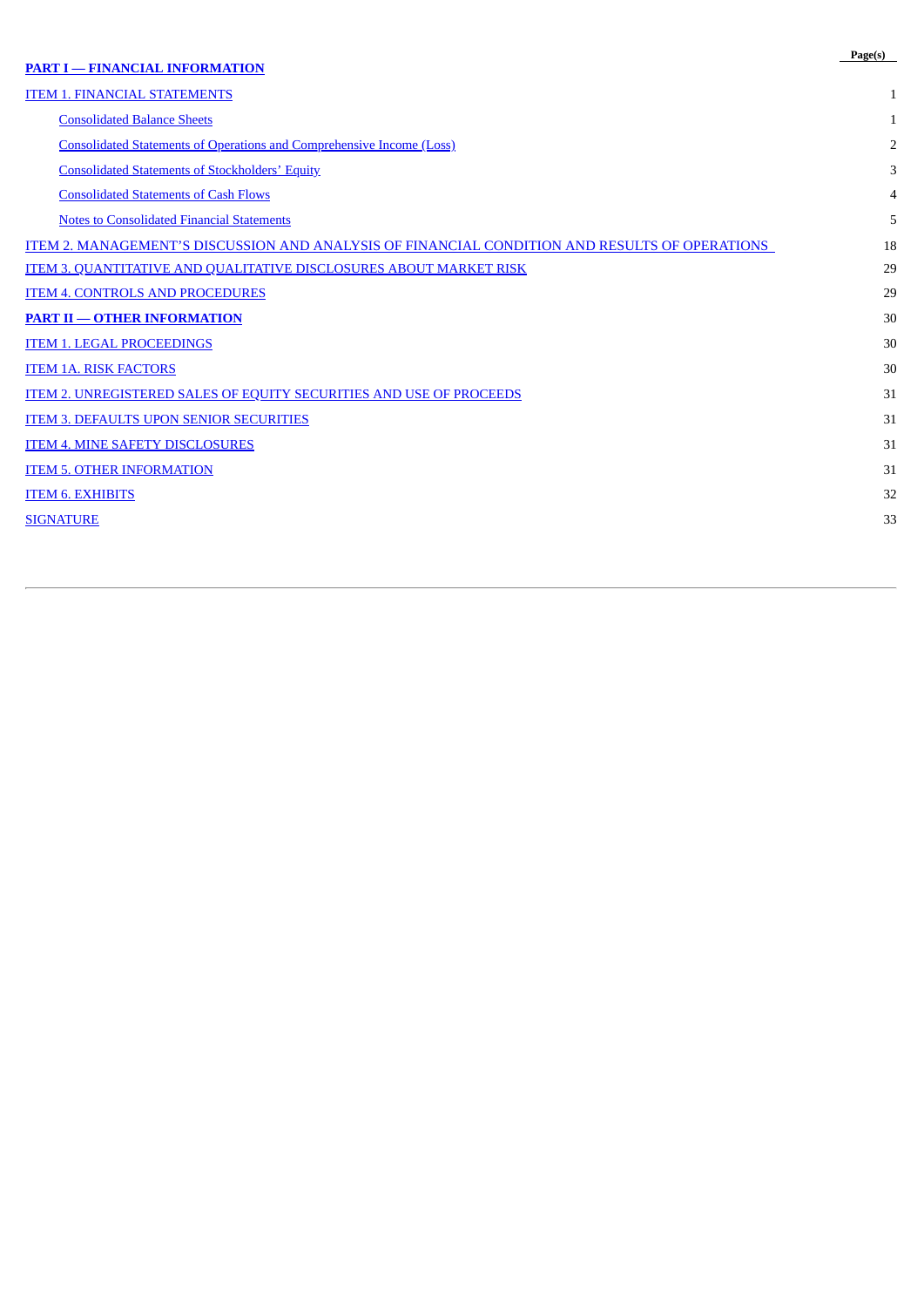| | Page(s) |
|---|---|
| **PART I — FINANCIAL INFORMATION** | |
| ITEM 1. FINANCIAL STATEMENTS | 1 |
| Consolidated Balance Sheets | 1 |
| Consolidated Statements of Operations and Comprehensive Income (Loss) | 2 |
| Consolidated Statements of Stockholders' Equity | 3 |
| Consolidated Statements of Cash Flows | 4 |
| Notes to Consolidated Financial Statements | 5 |
| ITEM 2. MANAGEMENT'S DISCUSSION AND ANALYSIS OF FINANCIAL CONDITION AND RESULTS OF OPERATIONS | 18 |
| ITEM 3. QUANTITATIVE AND QUALITATIVE DISCLOSURES ABOUT MARKET RISK | 29 |
| ITEM 4. CONTROLS AND PROCEDURES | 29 |
| **PART II — OTHER INFORMATION** | 30 |
| ITEM 1. LEGAL PROCEEDINGS | 30 |
| ITEM 1A. RISK FACTORS | 30 |
| ITEM 2. UNREGISTERED SALES OF EQUITY SECURITIES AND USE OF PROCEEDS | 31 |
| ITEM 3. DEFAULTS UPON SENIOR SECURITIES | 31 |
| ITEM 4. MINE SAFETY DISCLOSURES | 31 |
| ITEM 5. OTHER INFORMATION | 31 |
| ITEM 6. EXHIBITS | 32 |
| SIGNATURE | 33 |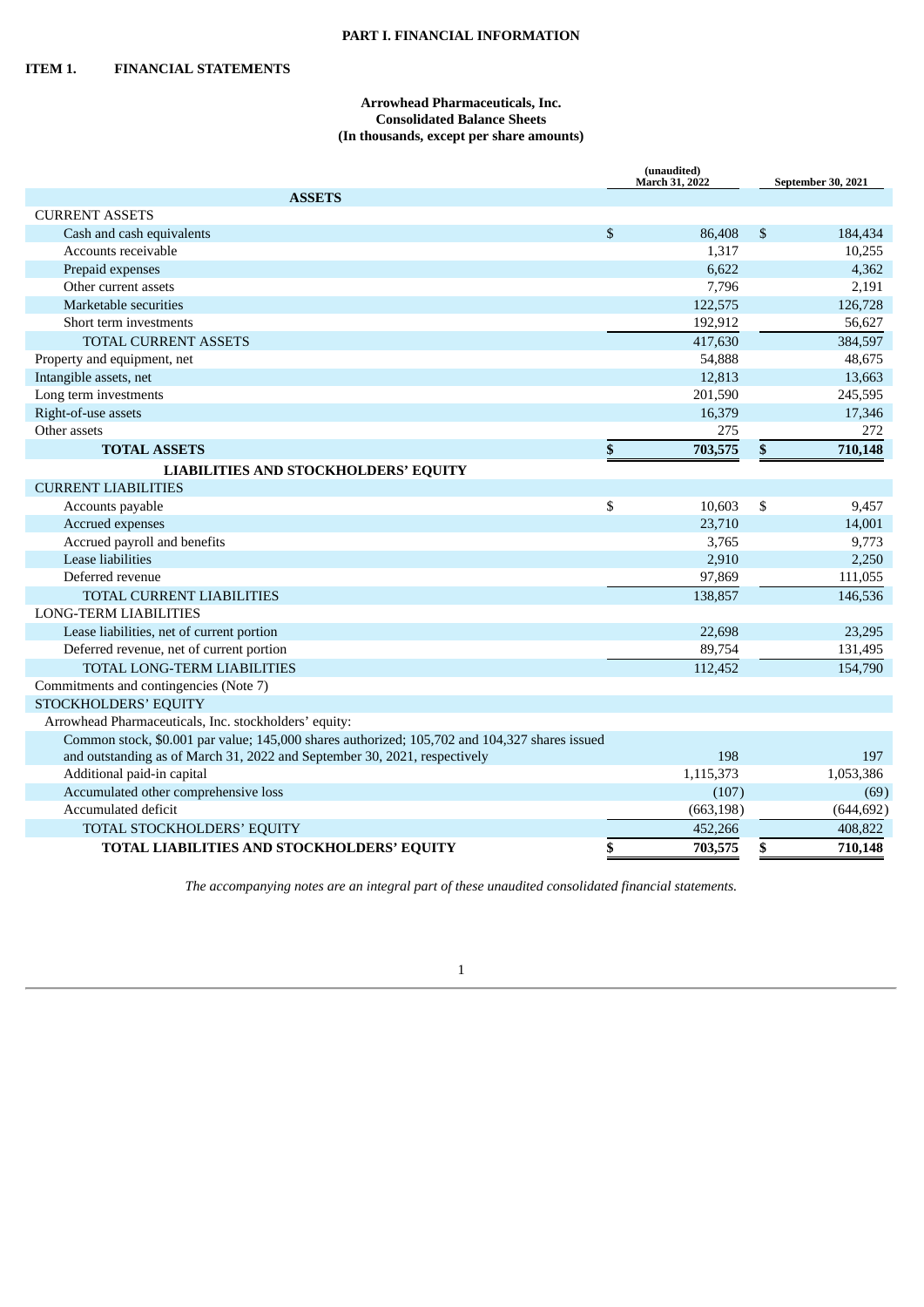# PART I. FINANCIAL INFORMATION

## ITEM 1. FINANCIAL STATEMENTS

**Arrowhead Pharmaceuticals, Inc.**
**Consolidated Balance Sheets**
**(In thousands, except per share amounts)**

| | (unaudited) March 31, 2022 | September 30, 2021 |
|---|---|---|
| **ASSETS** | | |
| CURRENT ASSETS | | |
| Cash and cash equivalents | $ 86,408 | $ 184,434 |
| Accounts receivable | 1,317 | 10,255 |
| Prepaid expenses | 6,622 | 4,362 |
| Other current assets | 7,796 | 2,191 |
| Marketable securities | 122,575 | 126,728 |
| Short term investments | 192,912 | 56,627 |
| TOTAL CURRENT ASSETS | 417,630 | 384,597 |
| Property and equipment, net | 54,888 | 48,675 |
| Intangible assets, net | 12,813 | 13,663 |
| Long term investments | 201,590 | 245,595 |
| Right-of-use assets | 16,379 | 17,346 |
| Other assets | 275 | 272 |
| **TOTAL ASSETS** | **$ 703,575** | **$ 710,148** |
| **LIABILITIES AND STOCKHOLDERS' EQUITY** | | |
| CURRENT LIABILITIES | | |
| Accounts payable | $ 10,603 | $ 9,457 |
| Accrued expenses | 23,710 | 14,001 |
| Accrued payroll and benefits | 3,765 | 9,773 |
| Lease liabilities | 2,910 | 2,250 |
| Deferred revenue | 97,869 | 111,055 |
| TOTAL CURRENT LIABILITIES | 138,857 | 146,536 |
| LONG-TERM LIABILITIES | | |
| Lease liabilities, net of current portion | 22,698 | 23,295 |
| Deferred revenue, net of current portion | 89,754 | 131,495 |
| TOTAL LONG-TERM LIABILITIES | 112,452 | 154,790 |
| Commitments and contingencies (Note 7) | | |
| STOCKHOLDERS' EQUITY | | |
| Arrowhead Pharmaceuticals, Inc. stockholders' equity: | | |
| Common stock, $0.001 par value; 145,000 shares authorized; 105,702 and 104,327 shares issued and outstanding as of March 31, 2022 and September 30, 2021, respectively | 198 | 197 |
| Additional paid-in capital | 1,115,373 | 1,053,386 |
| Accumulated other comprehensive loss | (107) | (69) |
| Accumulated deficit | (663,198) | (644,692) |
| TOTAL STOCKHOLDERS' EQUITY | 452,266 | 408,822 |
| **TOTAL LIABILITIES AND STOCKHOLDERS' EQUITY** | **$ 703,575** | **$ 710,148** |

*The accompanying notes are an integral part of these unaudited consolidated financial statements.*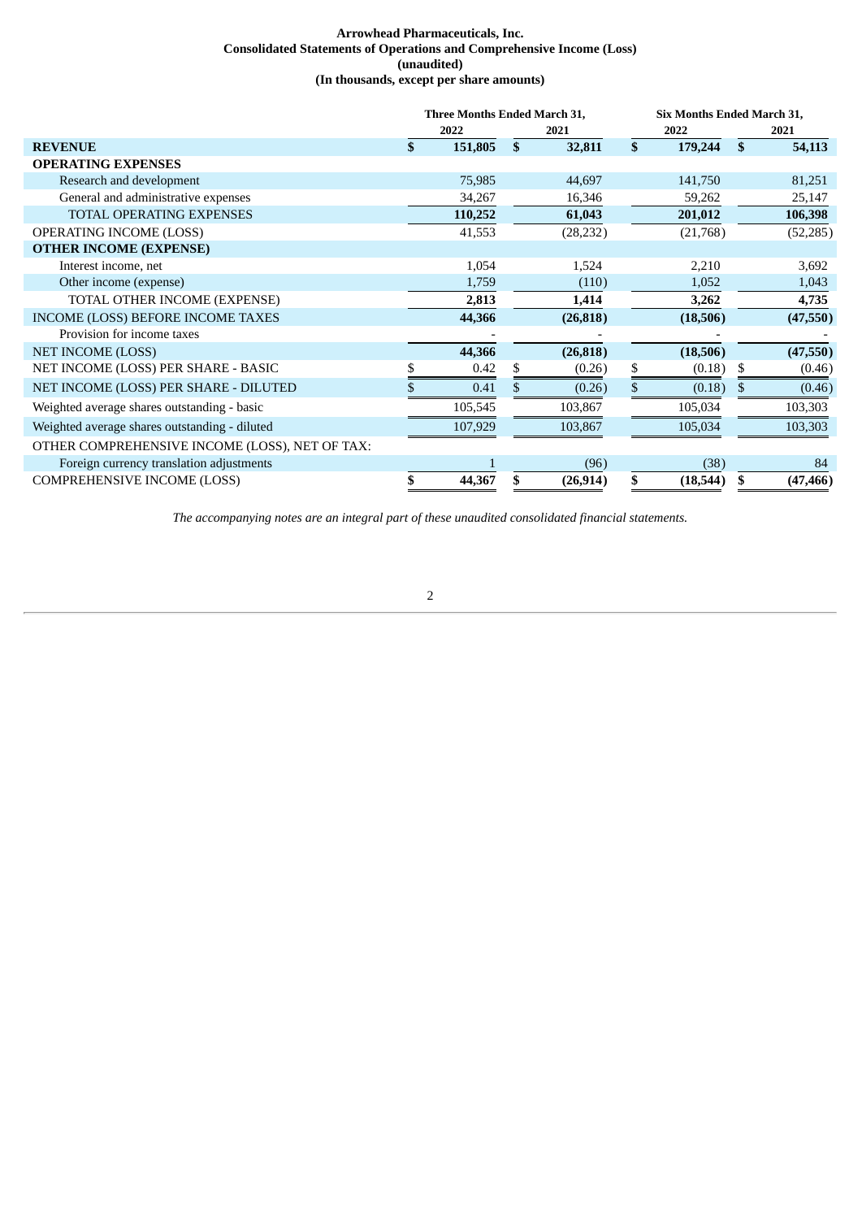**Arrowhead Pharmaceuticals, Inc.**
**Consolidated Statements of Operations and Comprehensive Income (Loss)**
**(unaudited)**
**(In thousands, except per share amounts)**

| | Three Months Ended March 31, | | Six Months Ended March 31, | |
|---|---|---|---|---|
| | 2022 | 2021 | 2022 | 2021 |
| **REVENUE** | **$ 151,805** | **$ 32,811** | **$ 179,244** | **$ 54,113** |
| **OPERATING EXPENSES** | | | | |
| Research and development | 75,985 | 44,697 | 141,750 | 81,251 |
| General and administrative expenses | 34,267 | 16,346 | 59,262 | 25,147 |
| TOTAL OPERATING EXPENSES | **110,252** | **61,043** | **201,012** | **106,398** |
| OPERATING INCOME (LOSS) | 41,553 | (28,232) | (21,768) | (52,285) |
| **OTHER INCOME (EXPENSE)** | | | | |
| Interest income, net | 1,054 | 1,524 | 2,210 | 3,692 |
| Other income (expense) | 1,759 | (110) | 1,052 | 1,043 |
| TOTAL OTHER INCOME (EXPENSE) | **2,813** | **1,414** | **3,262** | **4,735** |
| INCOME (LOSS) BEFORE INCOME TAXES | **44,366** | **(26,818)** | **(18,506)** | **(47,550)** |
| Provision for income taxes | - | - | - | - |
| NET INCOME (LOSS) | **44,366** | **(26,818)** | **(18,506)** | **(47,550)** |
| NET INCOME (LOSS) PER SHARE - BASIC | $ 0.42 | $ (0.26) | $ (0.18) | $ (0.46) |
| NET INCOME (LOSS) PER SHARE - DILUTED | $ 0.41 | $ (0.26) | $ (0.18) | $ (0.46) |
| Weighted average shares outstanding - basic | 105,545 | 103,867 | 105,034 | 103,303 |
| Weighted average shares outstanding - diluted | 107,929 | 103,867 | 105,034 | 103,303 |
| OTHER COMPREHENSIVE INCOME (LOSS), NET OF TAX: | | | | |
| Foreign currency translation adjustments | 1 | (96) | (38) | 84 |
| COMPREHENSIVE INCOME (LOSS) | **$ 44,367** | **$ (26,914)** | **$ (18,544)** | **$ (47,466)** |

*The accompanying notes are an integral part of these unaudited consolidated financial statements.*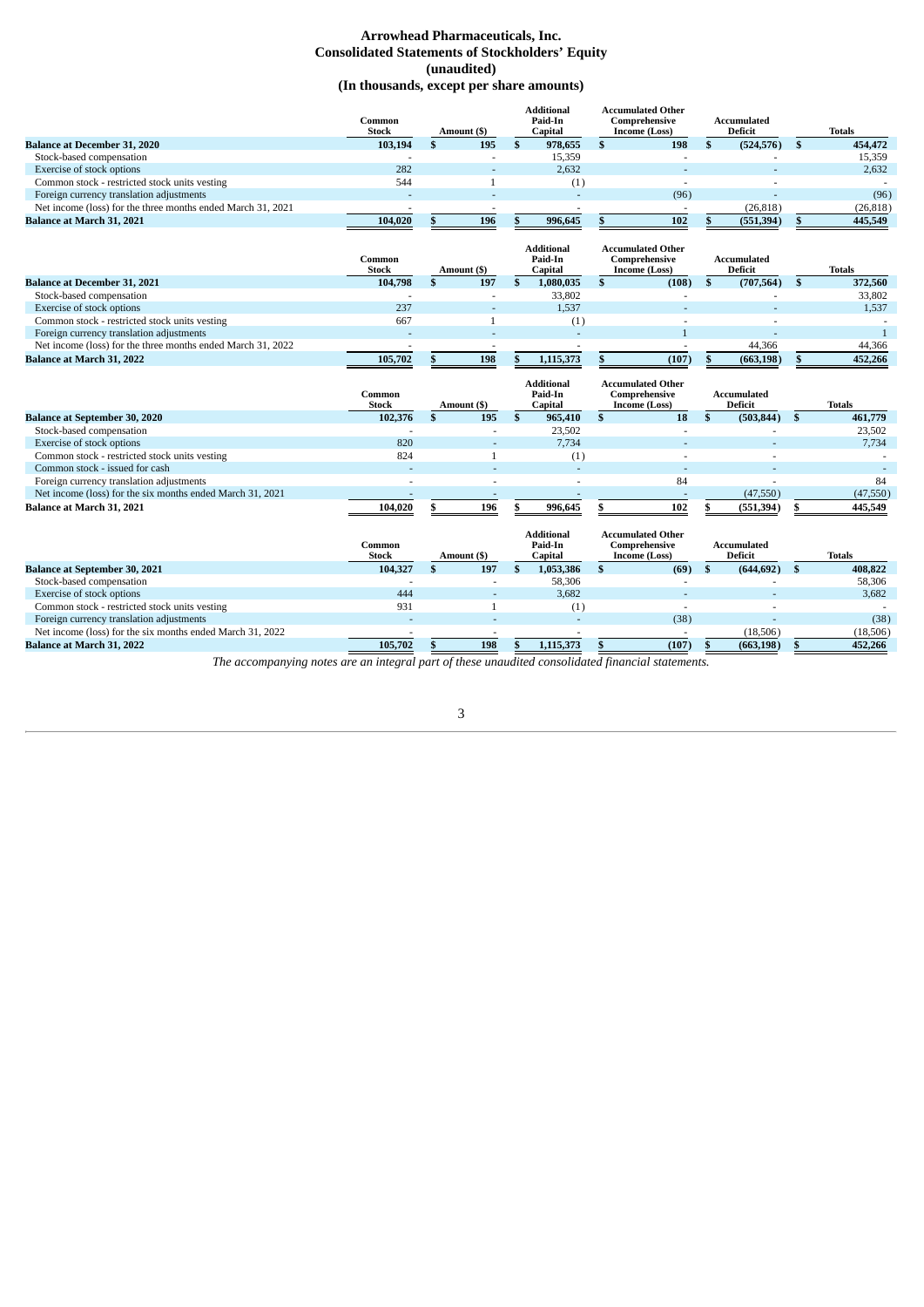# Arrowhead Pharmaceuticals, Inc.
## Consolidated Statements of Stockholders' Equity
### (unaudited)
### (In thousands, except per share amounts)

| | Common Stock | Amount ($) | Additional Paid-In Capital | Accumulated Other Comprehensive Income (Loss) | Accumulated Deficit | Totals |
|---|---|---|---|---|---|---|
| **Balance at December 31, 2020** | **103,194** | **$ 195** | **$ 978,655** | **$ 198** | **$ (524,576)** | **$ 454,472** |
| Stock-based compensation | - | - | 15,359 | - | - | 15,359 |
| Exercise of stock options | 282 | - | 2,632 | - | - | 2,632 |
| Common stock - restricted stock units vesting | 544 | 1 | (1) | - | - | - |
| Foreign currency translation adjustments | - | - | - | (96) | - | (96) |
| Net income (loss) for the three months ended March 31, 2021 | - | - | - | - | (26,818) | (26,818) |
| **Balance at March 31, 2021** | **104,020** | **$ 196** | **$ 996,645** | **$ 102** | **$ (551,394)** | **$ 445,549** |

| | Common Stock | Amount ($) | Additional Paid-In Capital | Accumulated Other Comprehensive Income (Loss) | Accumulated Deficit | Totals |
|---|---|---|---|---|---|---|
| **Balance at December 31, 2021** | **104,798** | **$ 197** | **$ 1,080,035** | **$ (108)** | **$ (707,564)** | **$ 372,560** |
| Stock-based compensation | - | - | 33,802 | - | - | 33,802 |
| Exercise of stock options | 237 | - | 1,537 | - | - | 1,537 |
| Common stock - restricted stock units vesting | 667 | 1 | (1) | - | - | - |
| Foreign currency translation adjustments | - | - | - | 1 | - | 1 |
| Net income (loss) for the three months ended March 31, 2022 | - | - | - | - | 44,366 | 44,366 |
| **Balance at March 31, 2022** | **105,702** | **$ 198** | **$ 1,115,373** | **$ (107)** | **$ (663,198)** | **$ 452,266** |

| | Common Stock | Amount ($) | Additional Paid-In Capital | Accumulated Other Comprehensive Income (Loss) | Accumulated Deficit | Totals |
|---|---|---|---|---|---|---|
| **Balance at September 30, 2020** | **102,376** | **$ 195** | **$ 965,410** | **$ 18** | **$ (503,844)** | **$ 461,779** |
| Stock-based compensation | - | - | 23,502 | - | - | 23,502 |
| Exercise of stock options | 820 | - | 7,734 | - | - | 7,734 |
| Common stock - restricted stock units vesting | 824 | 1 | (1) | - | - | - |
| Common stock - issued for cash | - | - | - | - | - | - |
| Foreign currency translation adjustments | - | - | - | 84 | - | 84 |
| Net income (loss) for the six months ended March 31, 2021 | - | - | - | - | (47,550) | (47,550) |
| **Balance at March 31, 2021** | **104,020** | **$ 196** | **$ 996,645** | **$ 102** | **$ (551,394)** | **$ 445,549** |

| | Common Stock | Amount ($) | Additional Paid-In Capital | Accumulated Other Comprehensive Income (Loss) | Accumulated Deficit | Totals |
|---|---|---|---|---|---|---|
| **Balance at September 30, 2021** | **104,327** | **$ 197** | **$ 1,053,386** | **$ (69)** | **$ (644,692)** | **$ 408,822** |
| Stock-based compensation | - | - | 58,306 | - | - | 58,306 |
| Exercise of stock options | 444 | - | 3,682 | - | - | 3,682 |
| Common stock - restricted stock units vesting | 931 | 1 | (1) | - | - | - |
| Foreign currency translation adjustments | - | - | - | (38) | - | (38) |
| Net income (loss) for the six months ended March 31, 2022 | - | - | - | - | (18,506) | (18,506) |
| **Balance at March 31, 2022** | **105,702** | **$ 198** | **$ 1,115,373** | **$ (107)** | **$ (663,198)** | **$ 452,266** |

*The accompanying notes are an integral part of these unaudited consolidated financial statements.*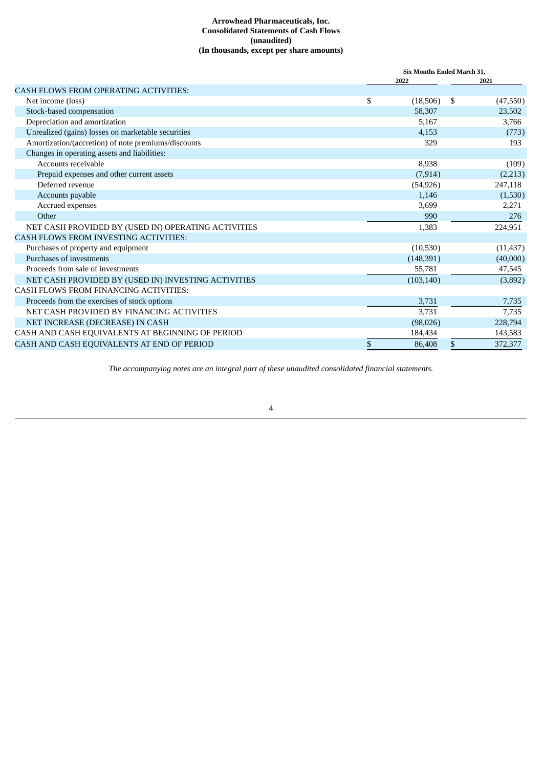**Arrowhead Pharmaceuticals, Inc.**
**Consolidated Statements of Cash Flows**
**(unaudited)**
**(In thousands, except per share amounts)**

| | Six Months Ended March 31, | |
|---|---|---|
| | 2022 | 2021 |
| CASH FLOWS FROM OPERATING ACTIVITIES: | | |
| Net income (loss) | $ (18,506) | $ (47,550) |
| Stock-based compensation | 58,307 | 23,502 |
| Depreciation and amortization | 5,167 | 3,766 |
| Unrealized (gains) losses on marketable securities | 4,153 | (773) |
| Amortization/(accretion) of note premiums/discounts | 329 | 193 |
| Changes in operating assets and liabilities: | | |
| Accounts receivable | 8,938 | (109) |
| Prepaid expenses and other current assets | (7,914) | (2,213) |
| Deferred revenue | (54,926) | 247,118 |
| Accounts payable | 1,146 | (1,530) |
| Accrued expenses | 3,699 | 2,271 |
| Other | 990 | 276 |
| NET CASH PROVIDED BY (USED IN) OPERATING ACTIVITIES | 1,383 | 224,951 |
| CASH FLOWS FROM INVESTING ACTIVITIES: | | |
| Purchases of property and equipment | (10,530) | (11,437) |
| Purchases of investments | (148,391) | (40,000) |
| Proceeds from sale of investments | 55,781 | 47,545 |
| NET CASH PROVIDED BY (USED IN) INVESTING ACTIVITIES | (103,140) | (3,892) |
| CASH FLOWS FROM FINANCING ACTIVITIES: | | |
| Proceeds from the exercises of stock options | 3,731 | 7,735 |
| NET CASH PROVIDED BY FINANCING ACTIVITIES | 3,731 | 7,735 |
| NET INCREASE (DECREASE) IN CASH | (98,026) | 228,794 |
| CASH AND CASH EQUIVALENTS AT BEGINNING OF PERIOD | 184,434 | 143,583 |
| CASH AND CASH EQUIVALENTS AT END OF PERIOD | $ 86,408 | $ 372,377 |

*The accompanying notes are an integral part of these unaudited consolidated financial statements.*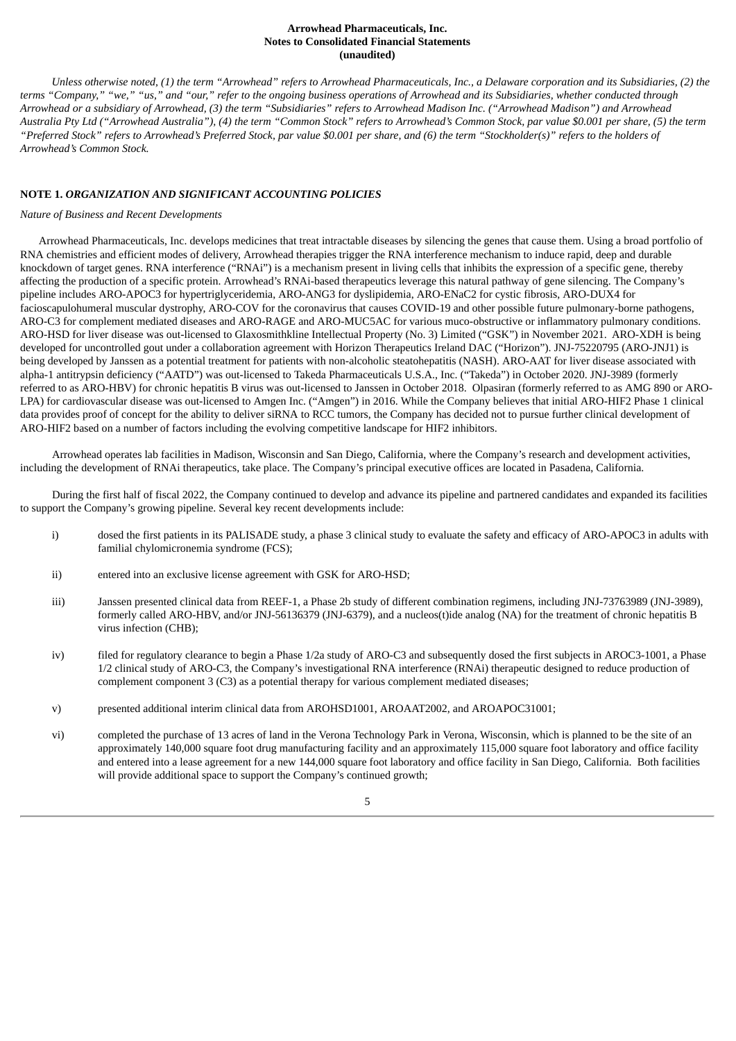**Arrowhead Pharmaceuticals, Inc.**
**Notes to Consolidated Financial Statements**
**(unaudited)**

*Unless otherwise noted, (1) the term "Arrowhead" refers to Arrowhead Pharmaceuticals, Inc., a Delaware corporation and its Subsidiaries, (2) the terms "Company," "we," "us," and "our," refer to the ongoing business operations of Arrowhead and its Subsidiaries, whether conducted through Arrowhead or a subsidiary of Arrowhead, (3) the term "Subsidiaries" refers to Arrowhead Madison Inc. ("Arrowhead Madison") and Arrowhead Australia Pty Ltd ("Arrowhead Australia"), (4) the term "Common Stock" refers to Arrowhead's Common Stock, par value $0.001 per share, (5) the term "Preferred Stock" refers to Arrowhead's Preferred Stock, par value $0.001 per share, and (6) the term "Stockholder(s)" refers to the holders of Arrowhead's Common Stock.*

## NOTE 1. *ORGANIZATION AND SIGNIFICANT ACCOUNTING POLICIES*

*Nature of Business and Recent Developments*

Arrowhead Pharmaceuticals, Inc. develops medicines that treat intractable diseases by silencing the genes that cause them. Using a broad portfolio of RNA chemistries and efficient modes of delivery, Arrowhead therapies trigger the RNA interference mechanism to induce rapid, deep and durable knockdown of target genes. RNA interference ("RNAi") is a mechanism present in living cells that inhibits the expression of a specific gene, thereby affecting the production of a specific protein. Arrowhead's RNAi-based therapeutics leverage this natural pathway of gene silencing. The Company's pipeline includes ARO-APOC3 for hypertriglyceridemia, ARO-ANG3 for dyslipidemia, ARO-ENaC2 for cystic fibrosis, ARO-DUX4 for facioscapulohumeral muscular dystrophy, ARO-COV for the coronavirus that causes COVID-19 and other possible future pulmonary-borne pathogens, ARO-C3 for complement mediated diseases and ARO-RAGE and ARO-MUC5AC for various muco-obstructive or inflammatory pulmonary conditions. ARO-HSD for liver disease was out-licensed to Glaxosmithkline Intellectual Property (No. 3) Limited ("GSK") in November 2021. ARO-XDH is being developed for uncontrolled gout under a collaboration agreement with Horizon Therapeutics Ireland DAC ("Horizon"). JNJ-75220795 (ARO-JNJ1) is being developed by Janssen as a potential treatment for patients with non-alcoholic steatohepatitis (NASH). ARO-AAT for liver disease associated with alpha-1 antitrypsin deficiency ("AATD") was out-licensed to Takeda Pharmaceuticals U.S.A., Inc. ("Takeda") in October 2020. JNJ-3989 (formerly referred to as ARO-HBV) for chronic hepatitis B virus was out-licensed to Janssen in October 2018. Olpasiran (formerly referred to as AMG 890 or ARO-LPA) for cardiovascular disease was out-licensed to Amgen Inc. ("Amgen") in 2016. While the Company believes that initial ARO-HIF2 Phase 1 clinical data provides proof of concept for the ability to deliver siRNA to RCC tumors, the Company has decided not to pursue further clinical development of ARO-HIF2 based on a number of factors including the evolving competitive landscape for HIF2 inhibitors.

Arrowhead operates lab facilities in Madison, Wisconsin and San Diego, California, where the Company's research and development activities, including the development of RNAi therapeutics, take place. The Company's principal executive offices are located in Pasadena, California.

During the first half of fiscal 2022, the Company continued to develop and advance its pipeline and partnered candidates and expanded its facilities to support the Company's growing pipeline. Several key recent developments include:

i) dosed the first patients in its PALISADE study, a phase 3 clinical study to evaluate the safety and efficacy of ARO-APOC3 in adults with familial chylomicronemia syndrome (FCS);

ii) entered into an exclusive license agreement with GSK for ARO-HSD;

iii) Janssen presented clinical data from REEF-1, a Phase 2b study of different combination regimens, including JNJ-73763989 (JNJ-3989), formerly called ARO-HBV, and/or JNJ-56136379 (JNJ-6379), and a nucleos(t)ide analog (NA) for the treatment of chronic hepatitis B virus infection (CHB);

iv) filed for regulatory clearance to begin a Phase 1/2a study of ARO-C3 and subsequently dosed the first subjects in AROC3-1001, a Phase 1/2 clinical study of ARO-C3, the Company's investigational RNA interference (RNAi) therapeutic designed to reduce production of complement component 3 (C3) as a potential therapy for various complement mediated diseases;

v) presented additional interim clinical data from AROHSD1001, AROAAT2002, and AROAPOC31001;

vi) completed the purchase of 13 acres of land in the Verona Technology Park in Verona, Wisconsin, which is planned to be the site of an approximately 140,000 square foot drug manufacturing facility and an approximately 115,000 square foot laboratory and office facility and entered into a lease agreement for a new 144,000 square foot laboratory and office facility in San Diego, California. Both facilities will provide additional space to support the Company's continued growth;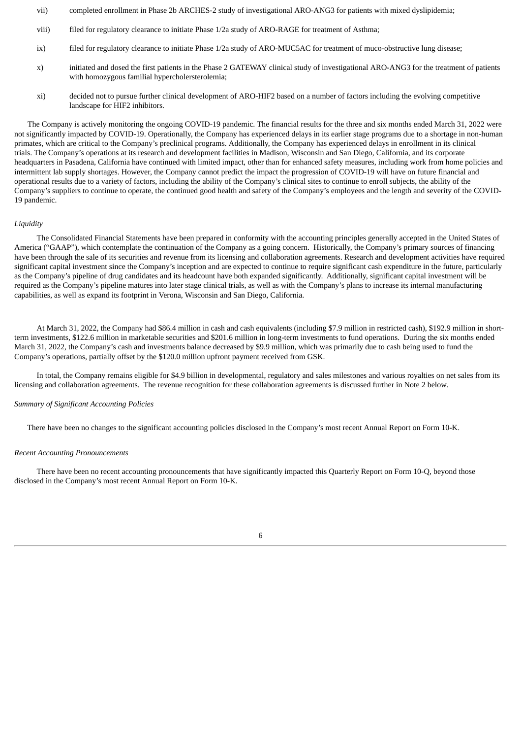vii) completed enrollment in Phase 2b ARCHES-2 study of investigational ARO-ANG3 for patients with mixed dyslipidemia;

viii) filed for regulatory clearance to initiate Phase 1/2a study of ARO-RAGE for treatment of Asthma;

ix) filed for regulatory clearance to initiate Phase 1/2a study of ARO-MUC5AC for treatment of muco-obstructive lung disease;

x) initiated and dosed the first patients in the Phase 2 GATEWAY clinical study of investigational ARO-ANG3 for the treatment of patients with homozygous familial hypercholersterolemia;

xi) decided not to pursue further clinical development of ARO-HIF2 based on a number of factors including the evolving competitive landscape for HIF2 inhibitors.

The Company is actively monitoring the ongoing COVID-19 pandemic. The financial results for the three and six months ended March 31, 2022 were not significantly impacted by COVID-19. Operationally, the Company has experienced delays in its earlier stage programs due to a shortage in non-human primates, which are critical to the Company's preclinical programs. Additionally, the Company has experienced delays in enrollment in its clinical trials. The Company's operations at its research and development facilities in Madison, Wisconsin and San Diego, California, and its corporate headquarters in Pasadena, California have continued with limited impact, other than for enhanced safety measures, including work from home policies and intermittent lab supply shortages. However, the Company cannot predict the impact the progression of COVID-19 will have on future financial and operational results due to a variety of factors, including the ability of the Company's clinical sites to continue to enroll subjects, the ability of the Company's suppliers to continue to operate, the continued good health and safety of the Company's employees and the length and severity of the COVID-19 pandemic.

*Liquidity*

The Consolidated Financial Statements have been prepared in conformity with the accounting principles generally accepted in the United States of America ("GAAP"), which contemplate the continuation of the Company as a going concern. Historically, the Company's primary sources of financing have been through the sale of its securities and revenue from its licensing and collaboration agreements. Research and development activities have required significant capital investment since the Company's inception and are expected to continue to require significant cash expenditure in the future, particularly as the Company's pipeline of drug candidates and its headcount have both expanded significantly. Additionally, significant capital investment will be required as the Company's pipeline matures into later stage clinical trials, as well as with the Company's plans to increase its internal manufacturing capabilities, as well as expand its footprint in Verona, Wisconsin and San Diego, California.

At March 31, 2022, the Company had $86.4 million in cash and cash equivalents (including $7.9 million in restricted cash), $192.9 million in short-term investments, $122.6 million in marketable securities and $201.6 million in long-term investments to fund operations. During the six months ended March 31, 2022, the Company's cash and investments balance decreased by $9.9 million, which was primarily due to cash being used to fund the Company's operations, partially offset by the $120.0 million upfront payment received from GSK.

In total, the Company remains eligible for $4.9 billion in developmental, regulatory and sales milestones and various royalties on net sales from its licensing and collaboration agreements. The revenue recognition for these collaboration agreements is discussed further in Note 2 below.

*Summary of Significant Accounting Policies*

There have been no changes to the significant accounting policies disclosed in the Company's most recent Annual Report on Form 10-K.

*Recent Accounting Pronouncements*

There have been no recent accounting pronouncements that have significantly impacted this Quarterly Report on Form 10-Q, beyond those disclosed in the Company's most recent Annual Report on Form 10-K.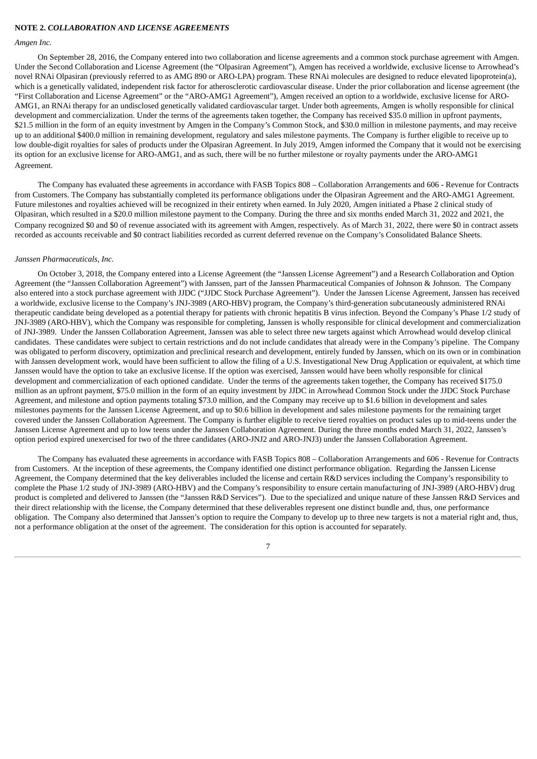**NOTE 2.** ***COLLABORATION AND LICENSE AGREEMENTS***

*Amgen Inc.*

On September 28, 2016, the Company entered into two collaboration and license agreements and a common stock purchase agreement with Amgen. Under the Second Collaboration and License Agreement (the "Olpasiran Agreement"), Amgen has received a worldwide, exclusive license to Arrowhead's novel RNAi Olpasiran (previously referred to as AMG 890 or ARO-LPA) program. These RNAi molecules are designed to reduce elevated lipoprotein(a), which is a genetically validated, independent risk factor for atherosclerotic cardiovascular disease. Under the prior collaboration and license agreement (the "First Collaboration and License Agreement" or the "ARO-AMG1 Agreement"), Amgen received an option to a worldwide, exclusive license for ARO-AMG1, an RNAi therapy for an undisclosed genetically validated cardiovascular target. Under both agreements, Amgen is wholly responsible for clinical development and commercialization. Under the terms of the agreements taken together, the Company has received $35.0 million in upfront payments, $21.5 million in the form of an equity investment by Amgen in the Company's Common Stock, and $30.0 million in milestone payments, and may receive up to an additional $400.0 million in remaining development, regulatory and sales milestone payments. The Company is further eligible to receive up to low double-digit royalties for sales of products under the Olpasiran Agreement. In July 2019, Amgen informed the Company that it would not be exercising its option for an exclusive license for ARO-AMG1, and as such, there will be no further milestone or royalty payments under the ARO-AMG1 Agreement.

The Company has evaluated these agreements in accordance with FASB Topics 808 – Collaboration Arrangements and 606 - Revenue for Contracts from Customers. The Company has substantially completed its performance obligations under the Olpasiran Agreement and the ARO-AMG1 Agreement. Future milestones and royalties achieved will be recognized in their entirety when earned. In July 2020, Amgen initiated a Phase 2 clinical study of Olpasiran, which resulted in a $20.0 million milestone payment to the Company. During the three and six months ended March 31, 2022 and 2021, the Company recognized $0 and $0 of revenue associated with its agreement with Amgen, respectively. As of March 31, 2022, there were $0 in contract assets recorded as accounts receivable and $0 contract liabilities recorded as current deferred revenue on the Company's Consolidated Balance Sheets.

*Janssen Pharmaceuticals, Inc.*

On October 3, 2018, the Company entered into a License Agreement (the "Janssen License Agreement") and a Research Collaboration and Option Agreement (the "Janssen Collaboration Agreement") with Janssen, part of the Janssen Pharmaceutical Companies of Johnson & Johnson. The Company also entered into a stock purchase agreement with JJDC ("JJDC Stock Purchase Agreement"). Under the Janssen License Agreement, Janssen has received a worldwide, exclusive license to the Company's JNJ-3989 (ARO-HBV) program, the Company's third-generation subcutaneously administered RNAi therapeutic candidate being developed as a potential therapy for patients with chronic hepatitis B virus infection. Beyond the Company's Phase 1/2 study of JNJ-3989 (ARO-HBV), which the Company was responsible for completing, Janssen is wholly responsible for clinical development and commercialization of JNJ-3989. Under the Janssen Collaboration Agreement, Janssen was able to select three new targets against which Arrowhead would develop clinical candidates. These candidates were subject to certain restrictions and do not include candidates that already were in the Company's pipeline. The Company was obligated to perform discovery, optimization and preclinical research and development, entirely funded by Janssen, which on its own or in combination with Janssen development work, would have been sufficient to allow the filing of a U.S. Investigational New Drug Application or equivalent, at which time Janssen would have the option to take an exclusive license. If the option was exercised, Janssen would have been wholly responsible for clinical development and commercialization of each optioned candidate. Under the terms of the agreements taken together, the Company has received $175.0 million as an upfront payment, $75.0 million in the form of an equity investment by JJDC in Arrowhead Common Stock under the JJDC Stock Purchase Agreement, and milestone and option payments totaling $73.0 million, and the Company may receive up to $1.6 billion in development and sales milestones payments for the Janssen License Agreement, and up to $0.6 billion in development and sales milestone payments for the remaining target covered under the Janssen Collaboration Agreement. The Company is further eligible to receive tiered royalties on product sales up to mid-teens under the Janssen License Agreement and up to low teens under the Janssen Collaboration Agreement. During the three months ended March 31, 2022, Janssen's option period expired unexercised for two of the three candidates (ARO-JNJ2 and ARO-JNJ3) under the Janssen Collaboration Agreement.

The Company has evaluated these agreements in accordance with FASB Topics 808 – Collaboration Arrangements and 606 - Revenue for Contracts from Customers. At the inception of these agreements, the Company identified one distinct performance obligation. Regarding the Janssen License Agreement, the Company determined that the key deliverables included the license and certain R&D services including the Company's responsibility to complete the Phase 1/2 study of JNJ-3989 (ARO-HBV) and the Company's responsibility to ensure certain manufacturing of JNJ-3989 (ARO-HBV) drug product is completed and delivered to Janssen (the "Janssen R&D Services"). Due to the specialized and unique nature of these Janssen R&D Services and their direct relationship with the license, the Company determined that these deliverables represent one distinct bundle and, thus, one performance obligation. The Company also determined that Janssen's option to require the Company to develop up to three new targets is not a material right and, thus, not a performance obligation at the onset of the agreement. The consideration for this option is accounted for separately.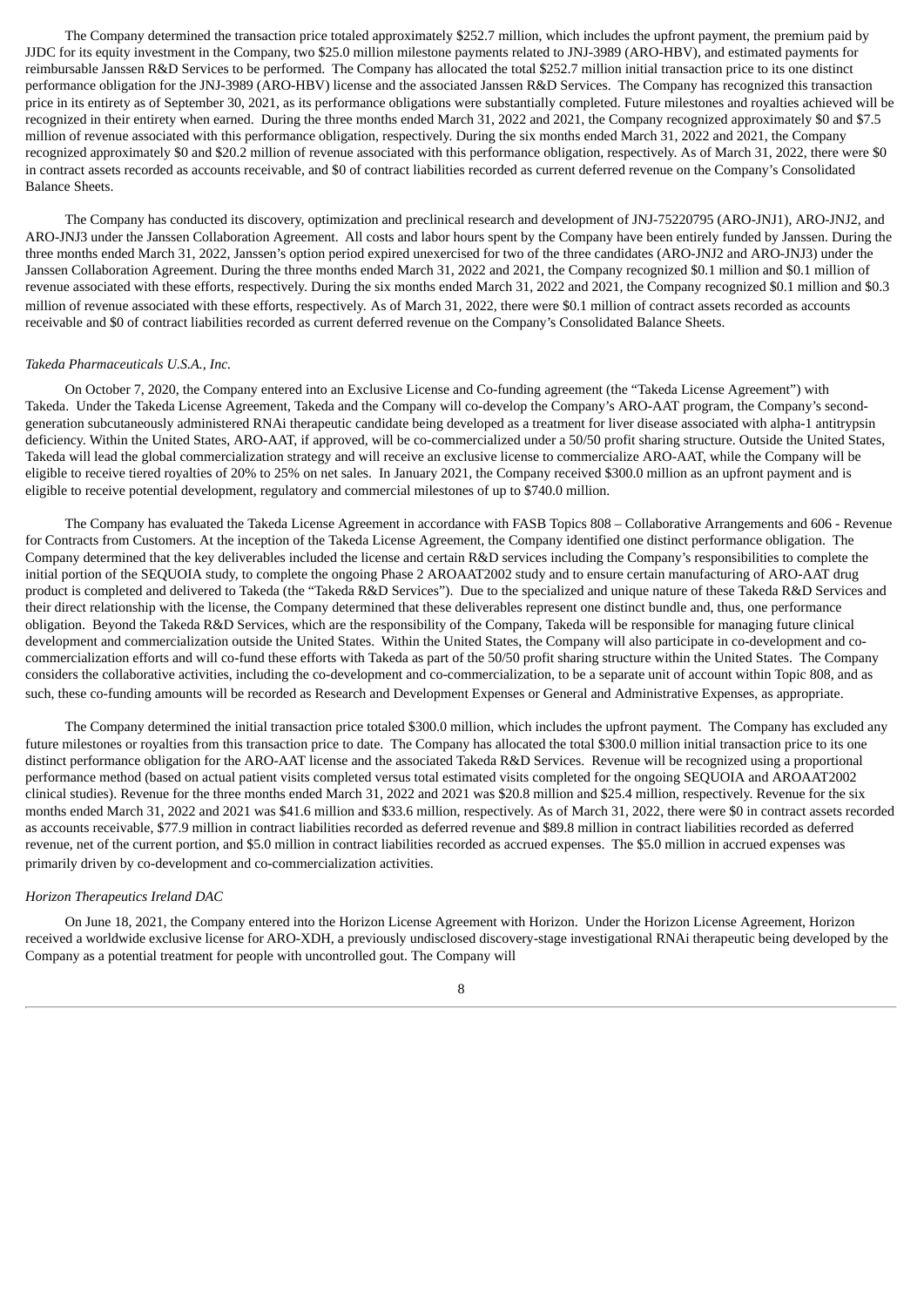The Company determined the transaction price totaled approximately $252.7 million, which includes the upfront payment, the premium paid by JJDC for its equity investment in the Company, two $25.0 million milestone payments related to JNJ-3989 (ARO-HBV), and estimated payments for reimbursable Janssen R&D Services to be performed. The Company has allocated the total $252.7 million initial transaction price to its one distinct performance obligation for the JNJ-3989 (ARO-HBV) license and the associated Janssen R&D Services. The Company has recognized this transaction price in its entirety as of September 30, 2021, as its performance obligations were substantially completed. Future milestones and royalties achieved will be recognized in their entirety when earned. During the three months ended March 31, 2022 and 2021, the Company recognized approximately $0 and $7.5 million of revenue associated with this performance obligation, respectively. During the six months ended March 31, 2022 and 2021, the Company recognized approximately $0 and $20.2 million of revenue associated with this performance obligation, respectively. As of March 31, 2022, there were $0 in contract assets recorded as accounts receivable, and $0 of contract liabilities recorded as current deferred revenue on the Company's Consolidated Balance Sheets.

The Company has conducted its discovery, optimization and preclinical research and development of JNJ-75220795 (ARO-JNJ1), ARO-JNJ2, and ARO-JNJ3 under the Janssen Collaboration Agreement. All costs and labor hours spent by the Company have been entirely funded by Janssen. During the three months ended March 31, 2022, Janssen's option period expired unexercised for two of the three candidates (ARO-JNJ2 and ARO-JNJ3) under the Janssen Collaboration Agreement. During the three months ended March 31, 2022 and 2021, the Company recognized $0.1 million and $0.1 million of revenue associated with these efforts, respectively. During the six months ended March 31, 2022 and 2021, the Company recognized $0.1 million and $0.3 million of revenue associated with these efforts, respectively. As of March 31, 2022, there were $0.1 million of contract assets recorded as accounts receivable and $0 of contract liabilities recorded as current deferred revenue on the Company's Consolidated Balance Sheets.

*Takeda Pharmaceuticals U.S.A., Inc.*

On October 7, 2020, the Company entered into an Exclusive License and Co-funding agreement (the "Takeda License Agreement") with Takeda. Under the Takeda License Agreement, Takeda and the Company will co-develop the Company's ARO-AAT program, the Company's second-generation subcutaneously administered RNAi therapeutic candidate being developed as a treatment for liver disease associated with alpha-1 antitrypsin deficiency. Within the United States, ARO-AAT, if approved, will be co-commercialized under a 50/50 profit sharing structure. Outside the United States, Takeda will lead the global commercialization strategy and will receive an exclusive license to commercialize ARO-AAT, while the Company will be eligible to receive tiered royalties of 20% to 25% on net sales. In January 2021, the Company received $300.0 million as an upfront payment and is eligible to receive potential development, regulatory and commercial milestones of up to $740.0 million.

The Company has evaluated the Takeda License Agreement in accordance with FASB Topics 808 – Collaborative Arrangements and 606 - Revenue for Contracts from Customers. At the inception of the Takeda License Agreement, the Company identified one distinct performance obligation. The Company determined that the key deliverables included the license and certain R&D services including the Company's responsibilities to complete the initial portion of the SEQUOIA study, to complete the ongoing Phase 2 AROAAT2002 study and to ensure certain manufacturing of ARO-AAT drug product is completed and delivered to Takeda (the "Takeda R&D Services"). Due to the specialized and unique nature of these Takeda R&D Services and their direct relationship with the license, the Company determined that these deliverables represent one distinct bundle and, thus, one performance obligation. Beyond the Takeda R&D Services, which are the responsibility of the Company, Takeda will be responsible for managing future clinical development and commercialization outside the United States. Within the United States, the Company will also participate in co-development and co-commercialization efforts and will co-fund these efforts with Takeda as part of the 50/50 profit sharing structure within the United States. The Company considers the collaborative activities, including the co-development and co-commercialization, to be a separate unit of account within Topic 808, and as such, these co-funding amounts will be recorded as Research and Development Expenses or General and Administrative Expenses, as appropriate.

The Company determined the initial transaction price totaled $300.0 million, which includes the upfront payment. The Company has excluded any future milestones or royalties from this transaction price to date. The Company has allocated the total $300.0 million initial transaction price to its one distinct performance obligation for the ARO-AAT license and the associated Takeda R&D Services. Revenue will be recognized using a proportional performance method (based on actual patient visits completed versus total estimated visits completed for the ongoing SEQUOIA and AROAAT2002 clinical studies). Revenue for the three months ended March 31, 2022 and 2021 was $20.8 million and $25.4 million, respectively. Revenue for the six months ended March 31, 2022 and 2021 was $41.6 million and $33.6 million, respectively. As of March 31, 2022, there were $0 in contract assets recorded as accounts receivable, $77.9 million in contract liabilities recorded as deferred revenue and $89.8 million in contract liabilities recorded as deferred revenue, net of the current portion, and $5.0 million in contract liabilities recorded as accrued expenses. The $5.0 million in accrued expenses was primarily driven by co-development and co-commercialization activities.

*Horizon Therapeutics Ireland DAC*

On June 18, 2021, the Company entered into the Horizon License Agreement with Horizon. Under the Horizon License Agreement, Horizon received a worldwide exclusive license for ARO-XDH, a previously undisclosed discovery-stage investigational RNAi therapeutic being developed by the Company as a potential treatment for people with uncontrolled gout. The Company will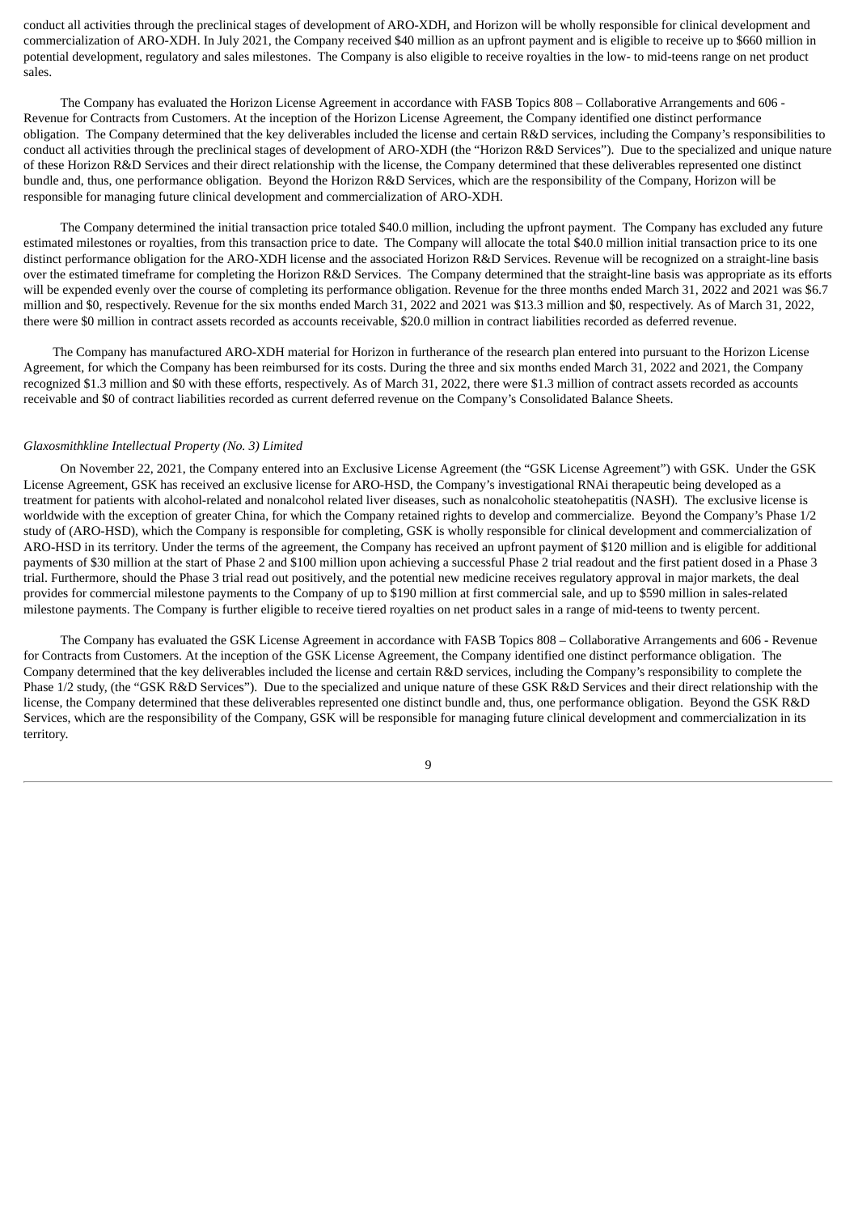conduct all activities through the preclinical stages of development of ARO-XDH, and Horizon will be wholly responsible for clinical development and commercialization of ARO-XDH. In July 2021, the Company received $40 million as an upfront payment and is eligible to receive up to $660 million in potential development, regulatory and sales milestones. The Company is also eligible to receive royalties in the low- to mid-teens range on net product sales.

The Company has evaluated the Horizon License Agreement in accordance with FASB Topics 808 – Collaborative Arrangements and 606 - Revenue for Contracts from Customers. At the inception of the Horizon License Agreement, the Company identified one distinct performance obligation. The Company determined that the key deliverables included the license and certain R&D services, including the Company's responsibilities to conduct all activities through the preclinical stages of development of ARO-XDH (the "Horizon R&D Services"). Due to the specialized and unique nature of these Horizon R&D Services and their direct relationship with the license, the Company determined that these deliverables represented one distinct bundle and, thus, one performance obligation. Beyond the Horizon R&D Services, which are the responsibility of the Company, Horizon will be responsible for managing future clinical development and commercialization of ARO-XDH.

The Company determined the initial transaction price totaled $40.0 million, including the upfront payment. The Company has excluded any future estimated milestones or royalties, from this transaction price to date. The Company will allocate the total $40.0 million initial transaction price to its one distinct performance obligation for the ARO-XDH license and the associated Horizon R&D Services. Revenue will be recognized on a straight-line basis over the estimated timeframe for completing the Horizon R&D Services. The Company determined that the straight-line basis was appropriate as its efforts will be expended evenly over the course of completing its performance obligation. Revenue for the three months ended March 31, 2022 and 2021 was $6.7 million and $0, respectively. Revenue for the six months ended March 31, 2022 and 2021 was $13.3 million and $0, respectively. As of March 31, 2022, there were $0 million in contract assets recorded as accounts receivable, $20.0 million in contract liabilities recorded as deferred revenue.

The Company has manufactured ARO-XDH material for Horizon in furtherance of the research plan entered into pursuant to the Horizon License Agreement, for which the Company has been reimbursed for its costs. During the three and six months ended March 31, 2022 and 2021, the Company recognized $1.3 million and $0 with these efforts, respectively. As of March 31, 2022, there were $1.3 million of contract assets recorded as accounts receivable and $0 of contract liabilities recorded as current deferred revenue on the Company's Consolidated Balance Sheets.

*Glaxosmithkline Intellectual Property (No. 3) Limited*

On November 22, 2021, the Company entered into an Exclusive License Agreement (the "GSK License Agreement") with GSK. Under the GSK License Agreement, GSK has received an exclusive license for ARO-HSD, the Company's investigational RNAi therapeutic being developed as a treatment for patients with alcohol-related and nonalcohol related liver diseases, such as nonalcoholic steatohepatitis (NASH). The exclusive license is worldwide with the exception of greater China, for which the Company retained rights to develop and commercialize. Beyond the Company's Phase 1/2 study of (ARO-HSD), which the Company is responsible for completing, GSK is wholly responsible for clinical development and commercialization of ARO-HSD in its territory. Under the terms of the agreement, the Company has received an upfront payment of $120 million and is eligible for additional payments of $30 million at the start of Phase 2 and $100 million upon achieving a successful Phase 2 trial readout and the first patient dosed in a Phase 3 trial. Furthermore, should the Phase 3 trial read out positively, and the potential new medicine receives regulatory approval in major markets, the deal provides for commercial milestone payments to the Company of up to $190 million at first commercial sale, and up to $590 million in sales-related milestone payments. The Company is further eligible to receive tiered royalties on net product sales in a range of mid-teens to twenty percent.

The Company has evaluated the GSK License Agreement in accordance with FASB Topics 808 – Collaborative Arrangements and 606 - Revenue for Contracts from Customers. At the inception of the GSK License Agreement, the Company identified one distinct performance obligation. The Company determined that the key deliverables included the license and certain R&D services, including the Company's responsibility to complete the Phase 1/2 study, (the "GSK R&D Services"). Due to the specialized and unique nature of these GSK R&D Services and their direct relationship with the license, the Company determined that these deliverables represented one distinct bundle and, thus, one performance obligation. Beyond the GSK R&D Services, which are the responsibility of the Company, GSK will be responsible for managing future clinical development and commercialization in its territory.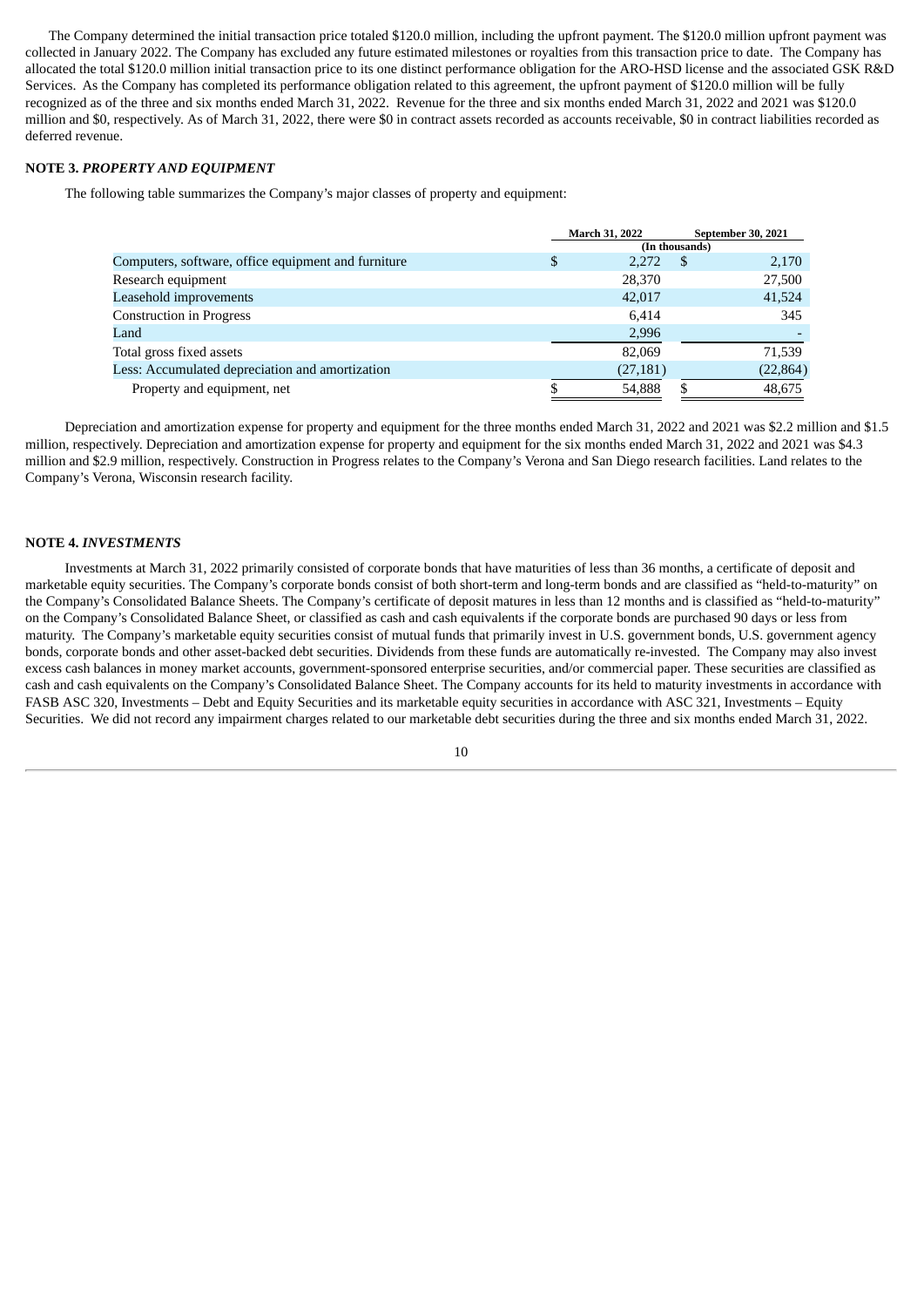The Company determined the initial transaction price totaled $120.0 million, including the upfront payment. The $120.0 million upfront payment was collected in January 2022. The Company has excluded any future estimated milestones or royalties from this transaction price to date. The Company has allocated the total $120.0 million initial transaction price to its one distinct performance obligation for the ARO-HSD license and the associated GSK R&D Services. As the Company has completed its performance obligation related to this agreement, the upfront payment of $120.0 million will be fully recognized as of the three and six months ended March 31, 2022. Revenue for the three and six months ended March 31, 2022 and 2021 was $120.0 million and $0, respectively. As of March 31, 2022, there were $0 in contract assets recorded as accounts receivable, $0 in contract liabilities recorded as deferred revenue.

**NOTE 3.** ***PROPERTY AND EQUIPMENT***

The following table summarizes the Company's major classes of property and equipment:

| | March 31, 2022 | September 30, 2021 |
|---|---|---|
| | (In thousands) | |
| Computers, software, office equipment and furniture | $ 2,272 | $ 2,170 |
| Research equipment | 28,370 | 27,500 |
| Leasehold improvements | 42,017 | 41,524 |
| Construction in Progress | 6,414 | 345 |
| Land | 2,996 | - |
| Total gross fixed assets | 82,069 | 71,539 |
| Less: Accumulated depreciation and amortization | (27,181) | (22,864) |
| Property and equipment, net | $ 54,888 | $ 48,675 |

Depreciation and amortization expense for property and equipment for the three months ended March 31, 2022 and 2021 was $2.2 million and $1.5 million, respectively. Depreciation and amortization expense for property and equipment for the six months ended March 31, 2022 and 2021 was $4.3 million and $2.9 million, respectively. Construction in Progress relates to the Company's Verona and San Diego research facilities. Land relates to the Company's Verona, Wisconsin research facility.

**NOTE 4.** ***INVESTMENTS***

Investments at March 31, 2022 primarily consisted of corporate bonds that have maturities of less than 36 months, a certificate of deposit and marketable equity securities. The Company's corporate bonds consist of both short-term and long-term bonds and are classified as "held-to-maturity" on the Company's Consolidated Balance Sheets. The Company's certificate of deposit matures in less than 12 months and is classified as "held-to-maturity" on the Company's Consolidated Balance Sheet, or classified as cash and cash equivalents if the corporate bonds are purchased 90 days or less from maturity. The Company's marketable equity securities consist of mutual funds that primarily invest in U.S. government bonds, U.S. government agency bonds, corporate bonds and other asset-backed debt securities. Dividends from these funds are automatically re-invested. The Company may also invest excess cash balances in money market accounts, government-sponsored enterprise securities, and/or commercial paper. These securities are classified as cash and cash equivalents on the Company's Consolidated Balance Sheet. The Company accounts for its held to maturity investments in accordance with FASB ASC 320, Investments – Debt and Equity Securities and its marketable equity securities in accordance with ASC 321, Investments – Equity Securities. We did not record any impairment charges related to our marketable debt securities during the three and six months ended March 31, 2022.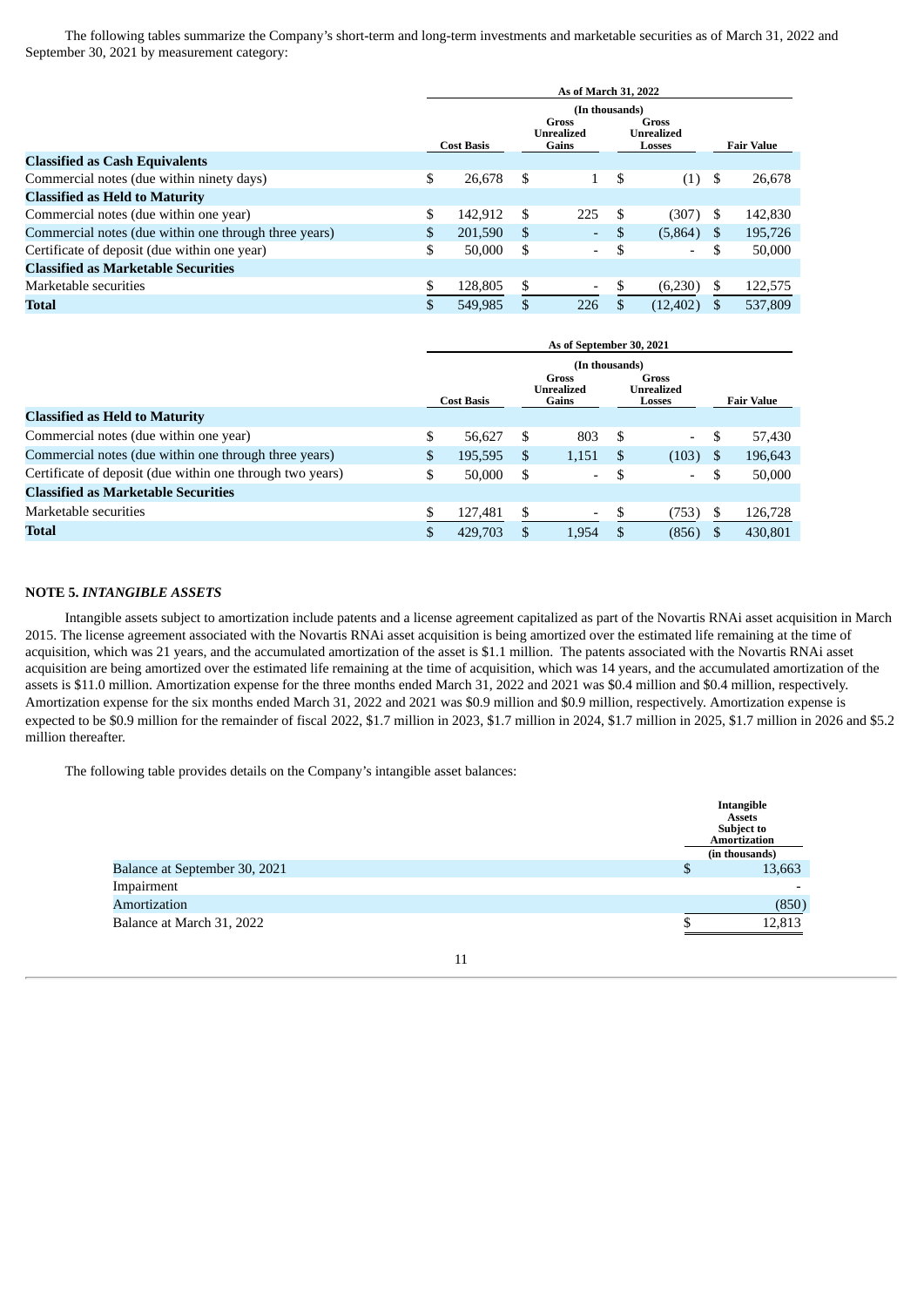The following tables summarize the Company's short-term and long-term investments and marketable securities as of March 31, 2022 and September 30, 2021 by measurement category:

| | As of March 31, 2022 | | | |
|---|---|---|---|---|
| | (In thousands) | | | |
| | Cost Basis | Gross Unrealized Gains | Gross Unrealized Losses | Fair Value |
| **Classified as Cash Equivalents** | | | | |
| Commercial notes (due within ninety days) | $ 26,678 | $ 1 | $ (1) | $ 26,678 |
| **Classified as Held to Maturity** | | | | |
| Commercial notes (due within one year) | $ 142,912 | $ 225 | $ (307) | $ 142,830 |
| Commercial notes (due within one through three years) | $ 201,590 | $ - | $ (5,864) | $ 195,726 |
| Certificate of deposit (due within one year) | $ 50,000 | $ - | $ - | $ 50,000 |
| **Classified as Marketable Securities** | | | | |
| Marketable securities | $ 128,805 | $ - | $ (6,230) | $ 122,575 |
| **Total** | $ 549,985 | $ 226 | $ (12,402) | $ 537,809 |

| | As of September 30, 2021 | | | |
|---|---|---|---|---|
| | (In thousands) | | | |
| | Cost Basis | Gross Unrealized Gains | Gross Unrealized Losses | Fair Value |
| **Classified as Held to Maturity** | | | | |
| Commercial notes (due within one year) | $ 56,627 | $ 803 | $ - | $ 57,430 |
| Commercial notes (due within one through three years) | $ 195,595 | $ 1,151 | $ (103) | $ 196,643 |
| Certificate of deposit (due within one through two years) | $ 50,000 | $ - | $ - | $ 50,000 |
| **Classified as Marketable Securities** | | | | |
| Marketable securities | $ 127,481 | $ - | $ (753) | $ 126,728 |
| **Total** | $ 429,703 | $ 1,954 | $ (856) | $ 430,801 |

## NOTE 5. *INTANGIBLE ASSETS*

Intangible assets subject to amortization include patents and a license agreement capitalized as part of the Novartis RNAi asset acquisition in March 2015. The license agreement associated with the Novartis RNAi asset acquisition is being amortized over the estimated life remaining at the time of acquisition, which was 21 years, and the accumulated amortization of the asset is $1.1 million. The patents associated with the Novartis RNAi asset acquisition are being amortized over the estimated life remaining at the time of acquisition, which was 14 years, and the accumulated amortization of the assets is $11.0 million. Amortization expense for the three months ended March 31, 2022 and 2021 was $0.4 million and $0.4 million, respectively. Amortization expense for the six months ended March 31, 2022 and 2021 was $0.9 million and $0.9 million, respectively. Amortization expense is expected to be $0.9 million for the remainder of fiscal 2022, $1.7 million in 2023, $1.7 million in 2024, $1.7 million in 2025, $1.7 million in 2026 and $5.2 million thereafter.

The following table provides details on the Company's intangible asset balances:

| | Intangible Assets Subject to Amortization |
|---|---|
| | (in thousands) |
| Balance at September 30, 2021 | $ 13,663 |
| Impairment | - |
| Amortization | (850) |
| Balance at March 31, 2022 | $ 12,813 |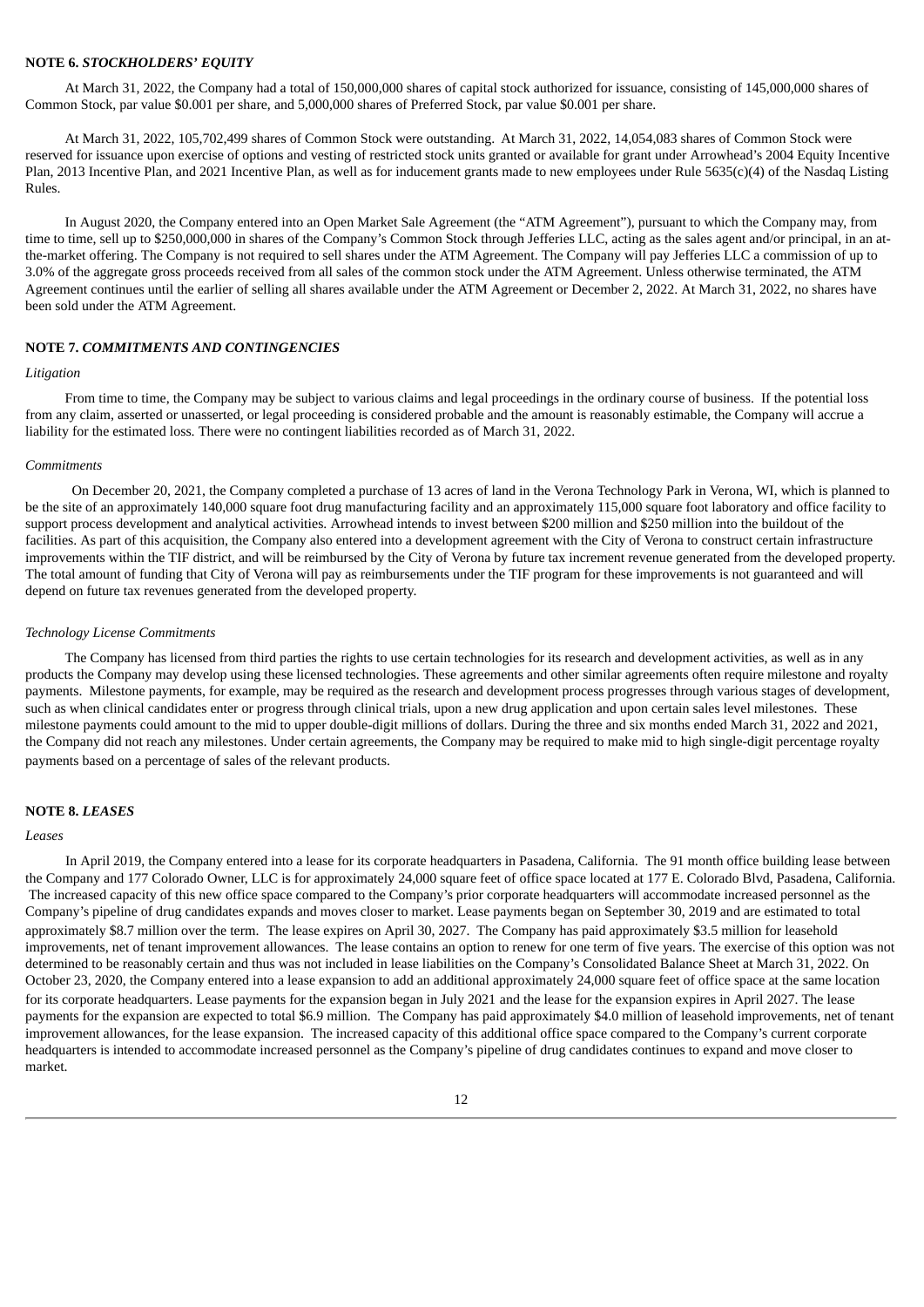## NOTE 6. *STOCKHOLDERS' EQUITY*

At March 31, 2022, the Company had a total of 150,000,000 shares of capital stock authorized for issuance, consisting of 145,000,000 shares of Common Stock, par value $0.001 per share, and 5,000,000 shares of Preferred Stock, par value $0.001 per share.

At March 31, 2022, 105,702,499 shares of Common Stock were outstanding. At March 31, 2022, 14,054,083 shares of Common Stock were reserved for issuance upon exercise of options and vesting of restricted stock units granted or available for grant under Arrowhead's 2004 Equity Incentive Plan, 2013 Incentive Plan, and 2021 Incentive Plan, as well as for inducement grants made to new employees under Rule 5635(c)(4) of the Nasdaq Listing Rules.

In August 2020, the Company entered into an Open Market Sale Agreement (the "ATM Agreement"), pursuant to which the Company may, from time to time, sell up to $250,000,000 in shares of the Company's Common Stock through Jefferies LLC, acting as the sales agent and/or principal, in an at-the-market offering. The Company is not required to sell shares under the ATM Agreement. The Company will pay Jefferies LLC a commission of up to 3.0% of the aggregate gross proceeds received from all sales of the common stock under the ATM Agreement. Unless otherwise terminated, the ATM Agreement continues until the earlier of selling all shares available under the ATM Agreement or December 2, 2022. At March 31, 2022, no shares have been sold under the ATM Agreement.

## NOTE 7. *COMMITMENTS AND CONTINGENCIES*

*Litigation*

From time to time, the Company may be subject to various claims and legal proceedings in the ordinary course of business. If the potential loss from any claim, asserted or unasserted, or legal proceeding is considered probable and the amount is reasonably estimable, the Company will accrue a liability for the estimated loss. There were no contingent liabilities recorded as of March 31, 2022.

*Commitments*

On December 20, 2021, the Company completed a purchase of 13 acres of land in the Verona Technology Park in Verona, WI, which is planned to be the site of an approximately 140,000 square foot drug manufacturing facility and an approximately 115,000 square foot laboratory and office facility to support process development and analytical activities. Arrowhead intends to invest between $200 million and $250 million into the buildout of the facilities. As part of this acquisition, the Company also entered into a development agreement with the City of Verona to construct certain infrastructure improvements within the TIF district, and will be reimbursed by the City of Verona by future tax increment revenue generated from the developed property. The total amount of funding that City of Verona will pay as reimbursements under the TIF program for these improvements is not guaranteed and will depend on future tax revenues generated from the developed property.

*Technology License Commitments*

The Company has licensed from third parties the rights to use certain technologies for its research and development activities, as well as in any products the Company may develop using these licensed technologies. These agreements and other similar agreements often require milestone and royalty payments. Milestone payments, for example, may be required as the research and development process progresses through various stages of development, such as when clinical candidates enter or progress through clinical trials, upon a new drug application and upon certain sales level milestones. These milestone payments could amount to the mid to upper double-digit millions of dollars. During the three and six months ended March 31, 2022 and 2021, the Company did not reach any milestones. Under certain agreements, the Company may be required to make mid to high single-digit percentage royalty payments based on a percentage of sales of the relevant products.

## NOTE 8. *LEASES*

*Leases*

In April 2019, the Company entered into a lease for its corporate headquarters in Pasadena, California. The 91 month office building lease between the Company and 177 Colorado Owner, LLC is for approximately 24,000 square feet of office space located at 177 E. Colorado Blvd, Pasadena, California. The increased capacity of this new office space compared to the Company's prior corporate headquarters will accommodate increased personnel as the Company's pipeline of drug candidates expands and moves closer to market. Lease payments began on September 30, 2019 and are estimated to total approximately $8.7 million over the term. The lease expires on April 30, 2027. The Company has paid approximately $3.5 million for leasehold improvements, net of tenant improvement allowances. The lease contains an option to renew for one term of five years. The exercise of this option was not determined to be reasonably certain and thus was not included in lease liabilities on the Company's Consolidated Balance Sheet at March 31, 2022. On October 23, 2020, the Company entered into a lease expansion to add an additional approximately 24,000 square feet of office space at the same location for its corporate headquarters. Lease payments for the expansion began in July 2021 and the lease for the expansion expires in April 2027. The lease payments for the expansion are expected to total $6.9 million. The Company has paid approximately $4.0 million of leasehold improvements, net of tenant improvement allowances, for the lease expansion. The increased capacity of this additional office space compared to the Company's current corporate headquarters is intended to accommodate increased personnel as the Company's pipeline of drug candidates continues to expand and move closer to market.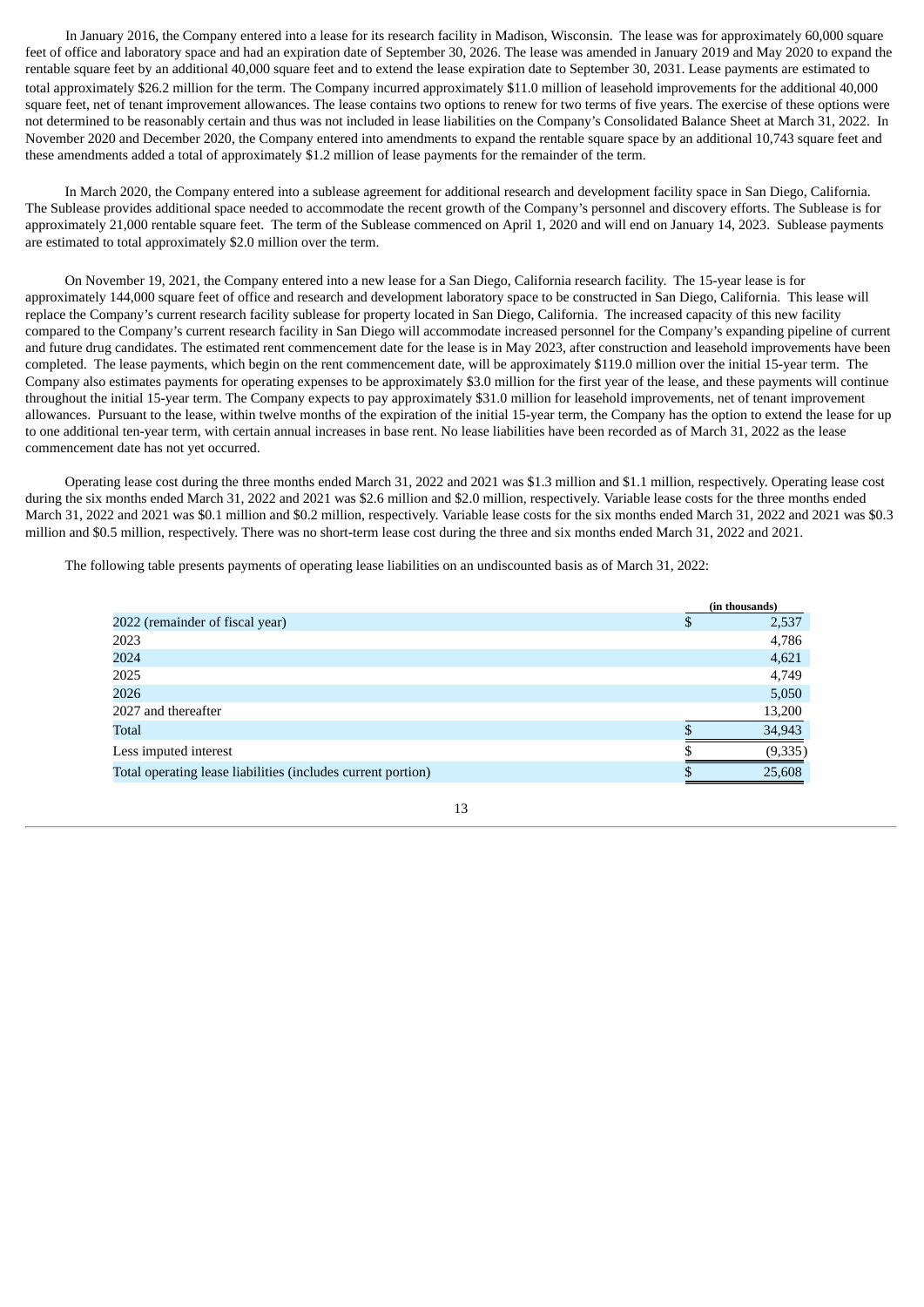In January 2016, the Company entered into a lease for its research facility in Madison, Wisconsin. The lease was for approximately 60,000 square feet of office and laboratory space and had an expiration date of September 30, 2026. The lease was amended in January 2019 and May 2020 to expand the rentable square feet by an additional 40,000 square feet and to extend the lease expiration date to September 30, 2031. Lease payments are estimated to total approximately $26.2 million for the term. The Company incurred approximately $11.0 million of leasehold improvements for the additional 40,000 square feet, net of tenant improvement allowances. The lease contains two options to renew for two terms of five years. The exercise of these options were not determined to be reasonably certain and thus was not included in lease liabilities on the Company's Consolidated Balance Sheet at March 31, 2022. In November 2020 and December 2020, the Company entered into amendments to expand the rentable square space by an additional 10,743 square feet and these amendments added a total of approximately $1.2 million of lease payments for the remainder of the term.

In March 2020, the Company entered into a sublease agreement for additional research and development facility space in San Diego, California. The Sublease provides additional space needed to accommodate the recent growth of the Company's personnel and discovery efforts. The Sublease is for approximately 21,000 rentable square feet. The term of the Sublease commenced on April 1, 2020 and will end on January 14, 2023. Sublease payments are estimated to total approximately $2.0 million over the term.

On November 19, 2021, the Company entered into a new lease for a San Diego, California research facility. The 15-year lease is for approximately 144,000 square feet of office and research and development laboratory space to be constructed in San Diego, California. This lease will replace the Company's current research facility sublease for property located in San Diego, California. The increased capacity of this new facility compared to the Company's current research facility in San Diego will accommodate increased personnel for the Company's expanding pipeline of current and future drug candidates. The estimated rent commencement date for the lease is in May 2023, after construction and leasehold improvements have been completed. The lease payments, which begin on the rent commencement date, will be approximately $119.0 million over the initial 15-year term. The Company also estimates payments for operating expenses to be approximately $3.0 million for the first year of the lease, and these payments will continue throughout the initial 15-year term. The Company expects to pay approximately $31.0 million for leasehold improvements, net of tenant improvement allowances. Pursuant to the lease, within twelve months of the expiration of the initial 15-year term, the Company has the option to extend the lease for up to one additional ten-year term, with certain annual increases in base rent. No lease liabilities have been recorded as of March 31, 2022 as the lease commencement date has not yet occurred.

Operating lease cost during the three months ended March 31, 2022 and 2021 was $1.3 million and $1.1 million, respectively. Operating lease cost during the six months ended March 31, 2022 and 2021 was $2.6 million and $2.0 million, respectively. Variable lease costs for the three months ended March 31, 2022 and 2021 was $0.1 million and $0.2 million, respectively. Variable lease costs for the six months ended March 31, 2022 and 2021 was $0.3 million and $0.5 million, respectively. There was no short-term lease cost during the three and six months ended March 31, 2022 and 2021.

The following table presents payments of operating lease liabilities on an undiscounted basis as of March 31, 2022:

| | (in thousands) |
|---|---|
| 2022 (remainder of fiscal year) | $ 2,537 |
| 2023 | 4,786 |
| 2024 | 4,621 |
| 2025 | 4,749 |
| 2026 | 5,050 |
| 2027 and thereafter | 13,200 |
| Total | $ 34,943 |
| Less imputed interest | $ (9,335) |
| Total operating lease liabilities (includes current portion) | $ 25,608 |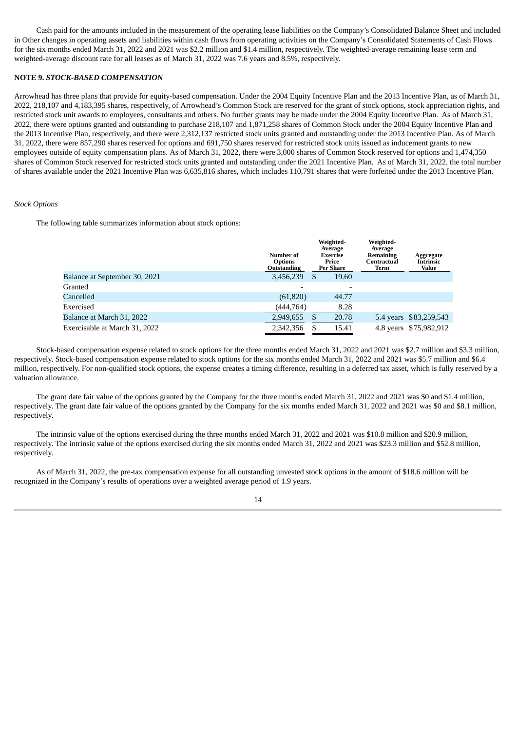Cash paid for the amounts included in the measurement of the operating lease liabilities on the Company's Consolidated Balance Sheet and included in Other changes in operating assets and liabilities within cash flows from operating activities on the Company's Consolidated Statements of Cash Flows for the six months ended March 31, 2022 and 2021 was $2.2 million and $1.4 million, respectively. The weighted-average remaining lease term and weighted-average discount rate for all leases as of March 31, 2022 was 7.6 years and 8.5%, respectively.

## NOTE 9. *STOCK-BASED COMPENSATION*

Arrowhead has three plans that provide for equity-based compensation. Under the 2004 Equity Incentive Plan and the 2013 Incentive Plan, as of March 31, 2022, 218,107 and 4,183,395 shares, respectively, of Arrowhead's Common Stock are reserved for the grant of stock options, stock appreciation rights, and restricted stock unit awards to employees, consultants and others. No further grants may be made under the 2004 Equity Incentive Plan. As of March 31, 2022, there were options granted and outstanding to purchase 218,107 and 1,871,258 shares of Common Stock under the 2004 Equity Incentive Plan and the 2013 Incentive Plan, respectively, and there were 2,312,137 restricted stock units granted and outstanding under the 2013 Incentive Plan. As of March 31, 2022, there were 857,290 shares reserved for options and 691,750 shares reserved for restricted stock units issued as inducement grants to new employees outside of equity compensation plans. As of March 31, 2022, there were 3,000 shares of Common Stock reserved for options and 1,474,350 shares of Common Stock reserved for restricted stock units granted and outstanding under the 2021 Incentive Plan. As of March 31, 2022, the total number of shares available under the 2021 Incentive Plan was 6,635,816 shares, which includes 110,791 shares that were forfeited under the 2013 Incentive Plan.

*Stock Options*

The following table summarizes information about stock options:

| | Number of Options Outstanding | Weighted-Average Exercise Price Per Share | Weighted-Average Remaining Contractual Term | Aggregate Intrinsic Value |
|---|---|---|---|---|
| Balance at September 30, 2021 | 3,456,239 | $ 19.60 | | |
| Granted | - | - | | |
| Cancelled | (61,820) | 44.77 | | |
| Exercised | (444,764) | 8.28 | | |
| Balance at March 31, 2022 | 2,949,655 | $ 20.78 | 5.4 years | $83,259,543 |
| Exercisable at March 31, 2022 | 2,342,356 | $ 15.41 | 4.8 years | $75,982,912 |

Stock-based compensation expense related to stock options for the three months ended March 31, 2022 and 2021 was $2.7 million and $3.3 million, respectively. Stock-based compensation expense related to stock options for the six months ended March 31, 2022 and 2021 was $5.7 million and $6.4 million, respectively. For non-qualified stock options, the expense creates a timing difference, resulting in a deferred tax asset, which is fully reserved by a valuation allowance.

The grant date fair value of the options granted by the Company for the three months ended March 31, 2022 and 2021 was $0 and $1.4 million, respectively. The grant date fair value of the options granted by the Company for the six months ended March 31, 2022 and 2021 was $0 and $8.1 million, respectively.

The intrinsic value of the options exercised during the three months ended March 31, 2022 and 2021 was $10.8 million and $20.9 million, respectively. The intrinsic value of the options exercised during the six months ended March 31, 2022 and 2021 was $23.3 million and $52.8 million, respectively.

As of March 31, 2022, the pre-tax compensation expense for all outstanding unvested stock options in the amount of $18.6 million will be recognized in the Company's results of operations over a weighted average period of 1.9 years.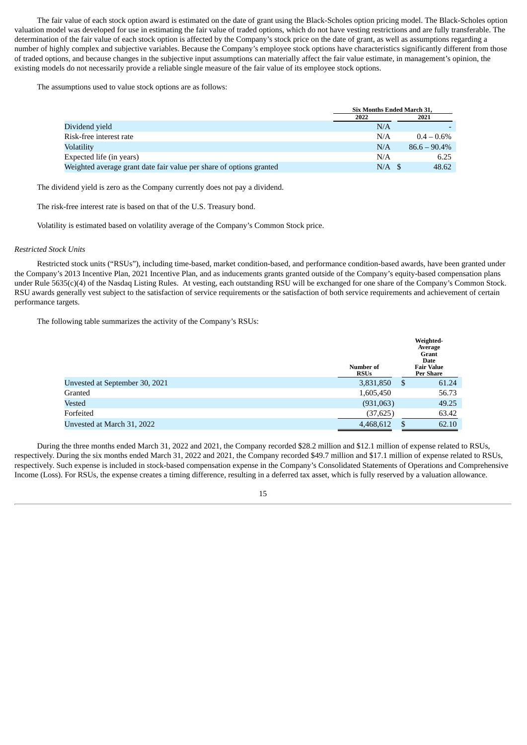The fair value of each stock option award is estimated on the date of grant using the Black-Scholes option pricing model. The Black-Scholes option valuation model was developed for use in estimating the fair value of traded options, which do not have vesting restrictions and are fully transferable. The determination of the fair value of each stock option is affected by the Company's stock price on the date of grant, as well as assumptions regarding a number of highly complex and subjective variables. Because the Company's employee stock options have characteristics significantly different from those of traded options, and because changes in the subjective input assumptions can materially affect the fair value estimate, in management's opinion, the existing models do not necessarily provide a reliable single measure of the fair value of its employee stock options.

The assumptions used to value stock options are as follows:

| | Six Months Ended March 31, | |
|---|---|---|
| | 2022 | 2021 |
| Dividend yield | N/A | - |
| Risk-free interest rate | N/A | 0.4 – 0.6% |
| Volatility | N/A | 86.6 – 90.4% |
| Expected life (in years) | N/A | 6.25 |
| Weighted average grant date fair value per share of options granted | N/A | $ 48.62 |

The dividend yield is zero as the Company currently does not pay a dividend.

The risk-free interest rate is based on that of the U.S. Treasury bond.

Volatility is estimated based on volatility average of the Company's Common Stock price.

*Restricted Stock Units*

Restricted stock units ("RSUs"), including time-based, market condition-based, and performance condition-based awards, have been granted under the Company's 2013 Incentive Plan, 2021 Incentive Plan, and as inducements grants granted outside of the Company's equity-based compensation plans under Rule 5635(c)(4) of the Nasdaq Listing Rules. At vesting, each outstanding RSU will be exchanged for one share of the Company's Common Stock. RSU awards generally vest subject to the satisfaction of service requirements or the satisfaction of both service requirements and achievement of certain performance targets.

The following table summarizes the activity of the Company's RSUs:

| | Number of RSUs | Weighted-Average Grant Date Fair Value Per Share |
|---|---|---|
| Unvested at September 30, 2021 | 3,831,850 | $ 61.24 |
| Granted | 1,605,450 | 56.73 |
| Vested | (931,063) | 49.25 |
| Forfeited | (37,625) | 63.42 |
| Unvested at March 31, 2022 | 4,468,612 | $ 62.10 |

During the three months ended March 31, 2022 and 2021, the Company recorded $28.2 million and $12.1 million of expense related to RSUs, respectively. During the six months ended March 31, 2022 and 2021, the Company recorded $49.7 million and $17.1 million of expense related to RSUs, respectively. Such expense is included in stock-based compensation expense in the Company's Consolidated Statements of Operations and Comprehensive Income (Loss). For RSUs, the expense creates a timing difference, resulting in a deferred tax asset, which is fully reserved by a valuation allowance.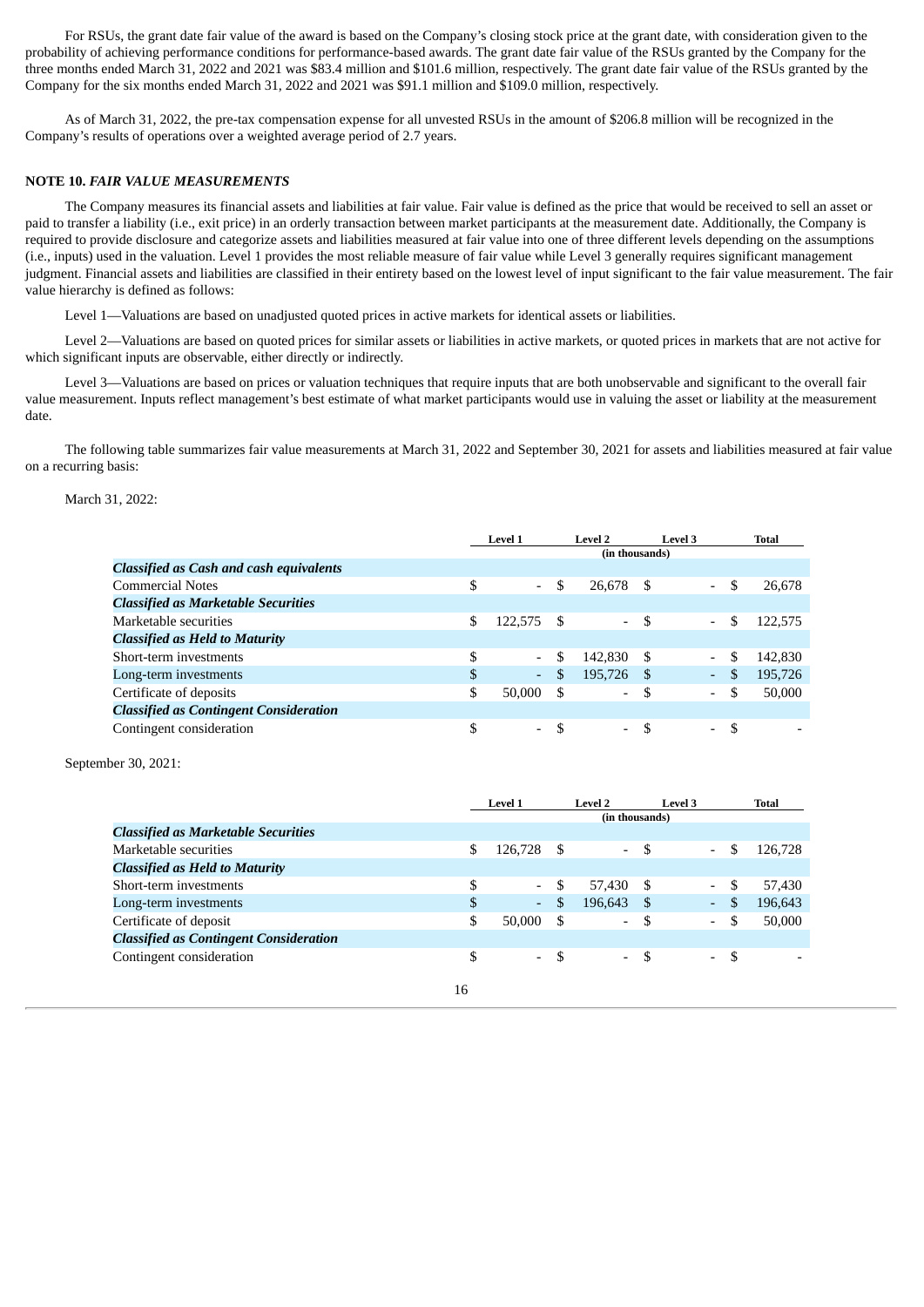For RSUs, the grant date fair value of the award is based on the Company's closing stock price at the grant date, with consideration given to the probability of achieving performance conditions for performance-based awards. The grant date fair value of the RSUs granted by the Company for the three months ended March 31, 2022 and 2021 was $83.4 million and $101.6 million, respectively. The grant date fair value of the RSUs granted by the Company for the six months ended March 31, 2022 and 2021 was $91.1 million and $109.0 million, respectively.

As of March 31, 2022, the pre-tax compensation expense for all unvested RSUs in the amount of $206.8 million will be recognized in the Company's results of operations over a weighted average period of 2.7 years.

## NOTE 10. *FAIR VALUE MEASUREMENTS*

The Company measures its financial assets and liabilities at fair value. Fair value is defined as the price that would be received to sell an asset or paid to transfer a liability (i.e., exit price) in an orderly transaction between market participants at the measurement date. Additionally, the Company is required to provide disclosure and categorize assets and liabilities measured at fair value into one of three different levels depending on the assumptions (i.e., inputs) used in the valuation. Level 1 provides the most reliable measure of fair value while Level 3 generally requires significant management judgment. Financial assets and liabilities are classified in their entirety based on the lowest level of input significant to the fair value measurement. The fair value hierarchy is defined as follows:

Level 1—Valuations are based on unadjusted quoted prices in active markets for identical assets or liabilities.

Level 2—Valuations are based on quoted prices for similar assets or liabilities in active markets, or quoted prices in markets that are not active for which significant inputs are observable, either directly or indirectly.

Level 3—Valuations are based on prices or valuation techniques that require inputs that are both unobservable and significant to the overall fair value measurement. Inputs reflect management's best estimate of what market participants would use in valuing the asset or liability at the measurement date.

The following table summarizes fair value measurements at March 31, 2022 and September 30, 2021 for assets and liabilities measured at fair value on a recurring basis:

March 31, 2022:

| | Level 1 | Level 2 | Level 3 | Total |
|---|---|---|---|---|
| | | (in thousands) | | |
| ***Classified as Cash and cash equivalents*** | | | | |
| Commercial Notes | $ - | $ 26,678 | $ - | $ 26,678 |
| ***Classified as Marketable Securities*** | | | | |
| Marketable securities | $ 122,575 | $ - | $ - | $ 122,575 |
| ***Classified as Held to Maturity*** | | | | |
| Short-term investments | $ - | $ 142,830 | $ - | $ 142,830 |
| Long-term investments | $ - | $ 195,726 | $ - | $ 195,726 |
| Certificate of deposits | $ 50,000 | $ - | $ - | $ 50,000 |
| ***Classified as Contingent Consideration*** | | | | |
| Contingent consideration | $ - | $ - | $ - | $ - |

September 30, 2021:

| | Level 1 | Level 2 | Level 3 | Total |
|---|---|---|---|---|
| | | (in thousands) | | |
| ***Classified as Marketable Securities*** | | | | |
| Marketable securities | $ 126,728 | $ - | $ - | $ 126,728 |
| ***Classified as Held to Maturity*** | | | | |
| Short-term investments | $ - | $ 57,430 | $ - | $ 57,430 |
| Long-term investments | $ - | $ 196,643 | $ - | $ 196,643 |
| Certificate of deposit | $ 50,000 | $ - | $ - | $ 50,000 |
| ***Classified as Contingent Consideration*** | | | | |
| Contingent consideration | $ - | $ - | $ - | $ - |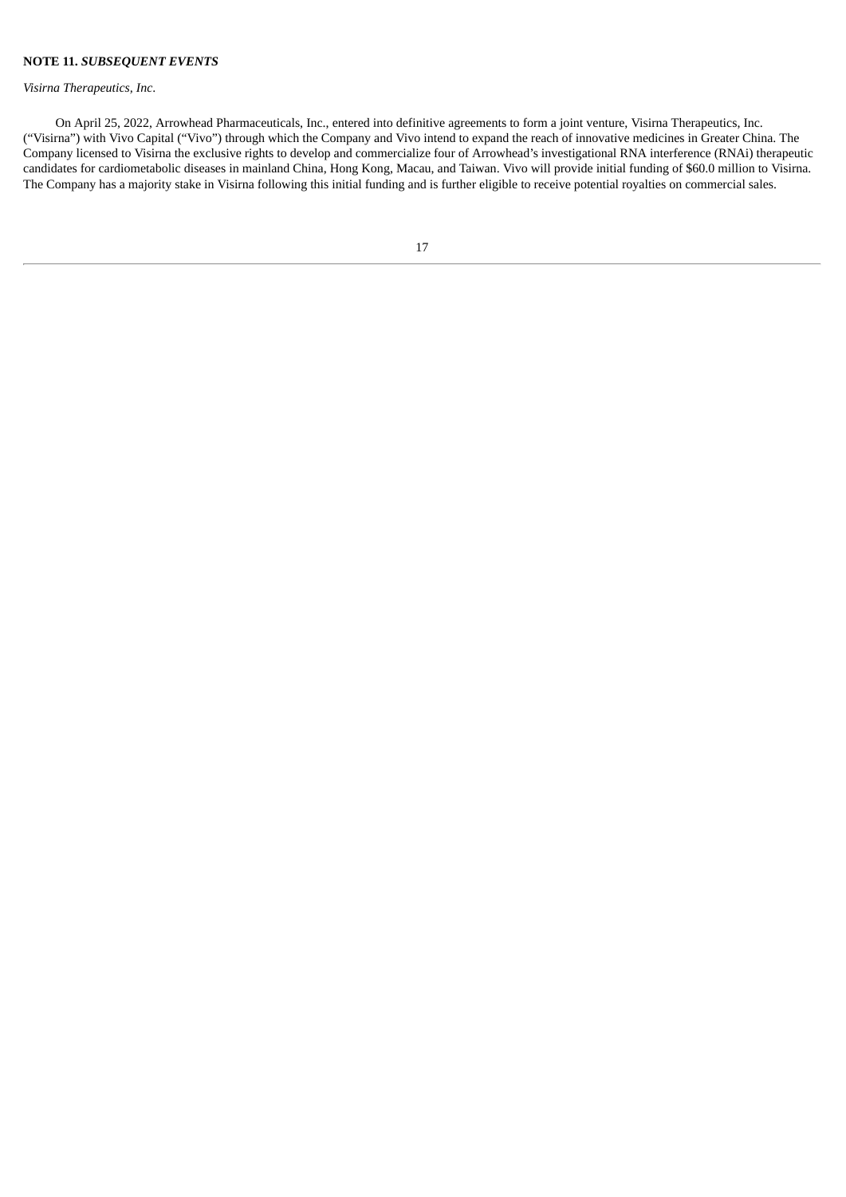**NOTE 11.** ***SUBSEQUENT EVENTS***

*Visirna Therapeutics, Inc.*

On April 25, 2022, Arrowhead Pharmaceuticals, Inc., entered into definitive agreements to form a joint venture, Visirna Therapeutics, Inc. (“Visirna”) with Vivo Capital (“Vivo”) through which the Company and Vivo intend to expand the reach of innovative medicines in Greater China. The Company licensed to Visirna the exclusive rights to develop and commercialize four of Arrowhead’s investigational RNA interference (RNAi) therapeutic candidates for cardiometabolic diseases in mainland China, Hong Kong, Macau, and Taiwan. Vivo will provide initial funding of $60.0 million to Visirna. The Company has a majority stake in Visirna following this initial funding and is further eligible to receive potential royalties on commercial sales.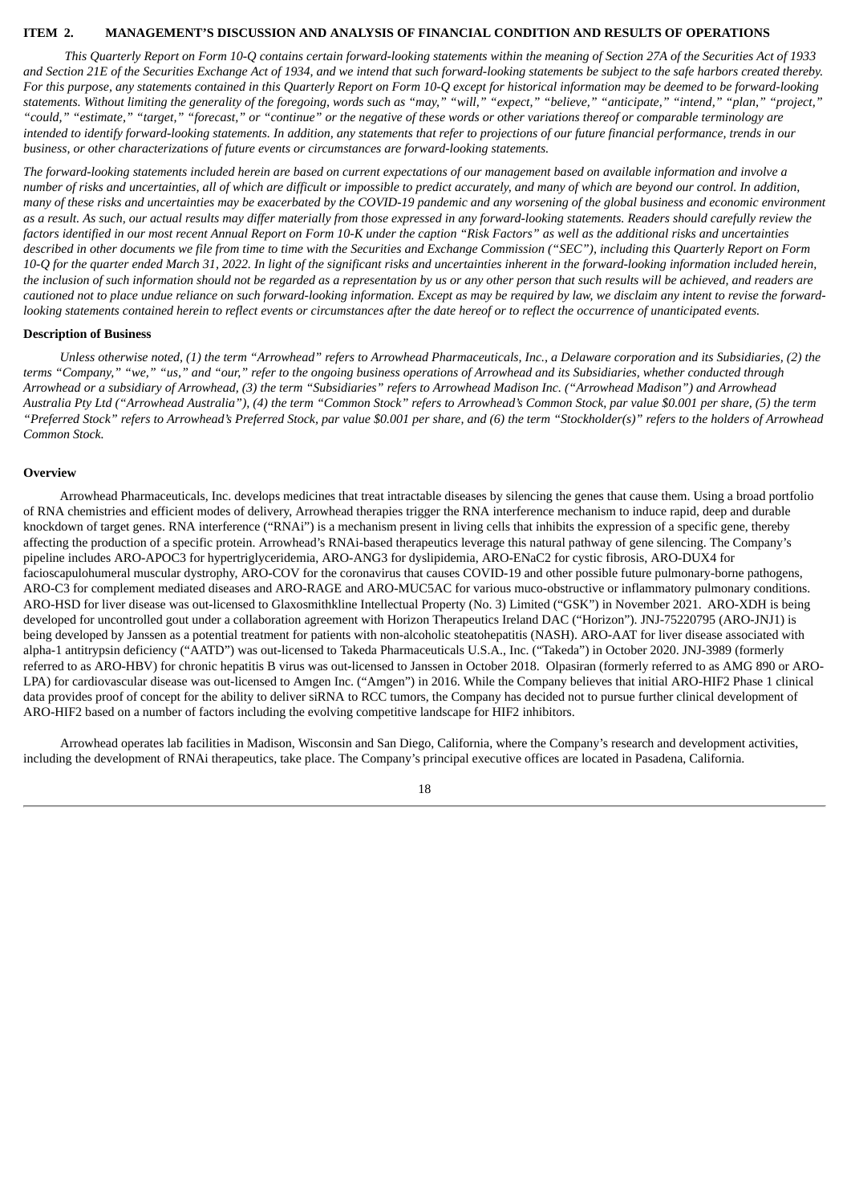## ITEM 2. MANAGEMENT'S DISCUSSION AND ANALYSIS OF FINANCIAL CONDITION AND RESULTS OF OPERATIONS

*This Quarterly Report on Form 10-Q contains certain forward-looking statements within the meaning of Section 27A of the Securities Act of 1933 and Section 21E of the Securities Exchange Act of 1934, and we intend that such forward-looking statements be subject to the safe harbors created thereby. For this purpose, any statements contained in this Quarterly Report on Form 10-Q except for historical information may be deemed to be forward-looking statements. Without limiting the generality of the foregoing, words such as "may," "will," "expect," "believe," "anticipate," "intend," "plan," "project," "could," "estimate," "target," "forecast," or "continue" or the negative of these words or other variations thereof or comparable terminology are intended to identify forward-looking statements. In addition, any statements that refer to projections of our future financial performance, trends in our business, or other characterizations of future events or circumstances are forward-looking statements.*

*The forward-looking statements included herein are based on current expectations of our management based on available information and involve a number of risks and uncertainties, all of which are difficult or impossible to predict accurately, and many of which are beyond our control. In addition, many of these risks and uncertainties may be exacerbated by the COVID-19 pandemic and any worsening of the global business and economic environment as a result. As such, our actual results may differ materially from those expressed in any forward-looking statements. Readers should carefully review the factors identified in our most recent Annual Report on Form 10-K under the caption "Risk Factors" as well as the additional risks and uncertainties described in other documents we file from time to time with the Securities and Exchange Commission ("SEC"), including this Quarterly Report on Form 10-Q for the quarter ended March 31, 2022. In light of the significant risks and uncertainties inherent in the forward-looking information included herein, the inclusion of such information should not be regarded as a representation by us or any other person that such results will be achieved, and readers are cautioned not to place undue reliance on such forward-looking information. Except as may be required by law, we disclaim any intent to revise the forward-looking statements contained herein to reflect events or circumstances after the date hereof or to reflect the occurrence of unanticipated events.*

### Description of Business

*Unless otherwise noted, (1) the term "Arrowhead" refers to Arrowhead Pharmaceuticals, Inc., a Delaware corporation and its Subsidiaries, (2) the terms "Company," "we," "us," and "our," refer to the ongoing business operations of Arrowhead and its Subsidiaries, whether conducted through Arrowhead or a subsidiary of Arrowhead, (3) the term "Subsidiaries" refers to Arrowhead Madison Inc. ("Arrowhead Madison") and Arrowhead Australia Pty Ltd ("Arrowhead Australia"), (4) the term "Common Stock" refers to Arrowhead's Common Stock, par value $0.001 per share, (5) the term "Preferred Stock" refers to Arrowhead's Preferred Stock, par value $0.001 per share, and (6) the term "Stockholder(s)" refers to the holders of Arrowhead Common Stock.*

### Overview

Arrowhead Pharmaceuticals, Inc. develops medicines that treat intractable diseases by silencing the genes that cause them. Using a broad portfolio of RNA chemistries and efficient modes of delivery, Arrowhead therapies trigger the RNA interference mechanism to induce rapid, deep and durable knockdown of target genes. RNA interference ("RNAi") is a mechanism present in living cells that inhibits the expression of a specific gene, thereby affecting the production of a specific protein. Arrowhead's RNAi-based therapeutics leverage this natural pathway of gene silencing. The Company's pipeline includes ARO-APOC3 for hypertriglyceridemia, ARO-ANG3 for dyslipidemia, ARO-ENaC2 for cystic fibrosis, ARO-DUX4 for facioscapulohumeral muscular dystrophy, ARO-COV for the coronavirus that causes COVID-19 and other possible future pulmonary-borne pathogens, ARO-C3 for complement mediated diseases and ARO-RAGE and ARO-MUC5AC for various muco-obstructive or inflammatory pulmonary conditions. ARO-HSD for liver disease was out-licensed to Glaxosmithkline Intellectual Property (No. 3) Limited ("GSK") in November 2021. ARO-XDH is being developed for uncontrolled gout under a collaboration agreement with Horizon Therapeutics Ireland DAC ("Horizon"). JNJ-75220795 (ARO-JNJ1) is being developed by Janssen as a potential treatment for patients with non-alcoholic steatohepatitis (NASH). ARO-AAT for liver disease associated with alpha-1 antitrypsin deficiency ("AATD") was out-licensed to Takeda Pharmaceuticals U.S.A., Inc. ("Takeda") in October 2020. JNJ-3989 (formerly referred to as ARO-HBV) for chronic hepatitis B virus was out-licensed to Janssen in October 2018. Olpasiran (formerly referred to as AMG 890 or ARO-LPA) for cardiovascular disease was out-licensed to Amgen Inc. ("Amgen") in 2016. While the Company believes that initial ARO-HIF2 Phase 1 clinical data provides proof of concept for the ability to deliver siRNA to RCC tumors, the Company has decided not to pursue further clinical development of ARO-HIF2 based on a number of factors including the evolving competitive landscape for HIF2 inhibitors.

Arrowhead operates lab facilities in Madison, Wisconsin and San Diego, California, where the Company's research and development activities, including the development of RNAi therapeutics, take place. The Company's principal executive offices are located in Pasadena, California.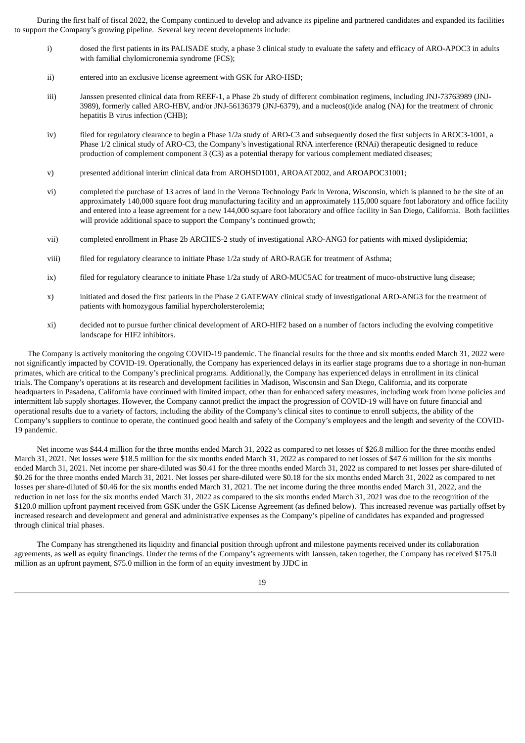During the first half of fiscal 2022, the Company continued to develop and advance its pipeline and partnered candidates and expanded its facilities to support the Company's growing pipeline. Several key recent developments include:

i) dosed the first patients in its PALISADE study, a phase 3 clinical study to evaluate the safety and efficacy of ARO-APOC3 in adults with familial chylomicronemia syndrome (FCS);

ii) entered into an exclusive license agreement with GSK for ARO-HSD;

iii) Janssen presented clinical data from REEF-1, a Phase 2b study of different combination regimens, including JNJ-73763989 (JNJ-3989), formerly called ARO-HBV, and/or JNJ-56136379 (JNJ-6379), and a nucleos(t)ide analog (NA) for the treatment of chronic hepatitis B virus infection (CHB);

iv) filed for regulatory clearance to begin a Phase 1/2a study of ARO-C3 and subsequently dosed the first subjects in AROC3-1001, a Phase 1/2 clinical study of ARO-C3, the Company's investigational RNA interference (RNAi) therapeutic designed to reduce production of complement component 3 (C3) as a potential therapy for various complement mediated diseases;

v) presented additional interim clinical data from AROHSD1001, AROAAT2002, and AROAPOC31001;

vi) completed the purchase of 13 acres of land in the Verona Technology Park in Verona, Wisconsin, which is planned to be the site of an approximately 140,000 square foot drug manufacturing facility and an approximately 115,000 square foot laboratory and office facility and entered into a lease agreement for a new 144,000 square foot laboratory and office facility in San Diego, California. Both facilities will provide additional space to support the Company's continued growth;

vii) completed enrollment in Phase 2b ARCHES-2 study of investigational ARO-ANG3 for patients with mixed dyslipidemia;

viii) filed for regulatory clearance to initiate Phase 1/2a study of ARO-RAGE for treatment of Asthma;

ix) filed for regulatory clearance to initiate Phase 1/2a study of ARO-MUC5AC for treatment of muco-obstructive lung disease;

x) initiated and dosed the first patients in the Phase 2 GATEWAY clinical study of investigational ARO-ANG3 for the treatment of patients with homozygous familial hypercholersterolemia;

xi) decided not to pursue further clinical development of ARO-HIF2 based on a number of factors including the evolving competitive landscape for HIF2 inhibitors.

The Company is actively monitoring the ongoing COVID-19 pandemic. The financial results for the three and six months ended March 31, 2022 were not significantly impacted by COVID-19. Operationally, the Company has experienced delays in its earlier stage programs due to a shortage in non-human primates, which are critical to the Company's preclinical programs. Additionally, the Company has experienced delays in enrollment in its clinical trials. The Company's operations at its research and development facilities in Madison, Wisconsin and San Diego, California, and its corporate headquarters in Pasadena, California have continued with limited impact, other than for enhanced safety measures, including work from home policies and intermittent lab supply shortages. However, the Company cannot predict the impact the progression of COVID-19 will have on future financial and operational results due to a variety of factors, including the ability of the Company's clinical sites to continue to enroll subjects, the ability of the Company's suppliers to continue to operate, the continued good health and safety of the Company's employees and the length and severity of the COVID-19 pandemic.

Net income was $44.4 million for the three months ended March 31, 2022 as compared to net losses of $26.8 million for the three months ended March 31, 2021. Net losses were $18.5 million for the six months ended March 31, 2022 as compared to net losses of $47.6 million for the six months ended March 31, 2021. Net income per share-diluted was $0.41 for the three months ended March 31, 2022 as compared to net losses per share-diluted of $0.26 for the three months ended March 31, 2021. Net losses per share-diluted were $0.18 for the six months ended March 31, 2022 as compared to net losses per share-diluted of $0.46 for the six months ended March 31, 2021. The net income during the three months ended March 31, 2022, and the reduction in net loss for the six months ended March 31, 2022 as compared to the six months ended March 31, 2021 was due to the recognition of the $120.0 million upfront payment received from GSK under the GSK License Agreement (as defined below). This increased revenue was partially offset by increased research and development and general and administrative expenses as the Company's pipeline of candidates has expanded and progressed through clinical trial phases.

The Company has strengthened its liquidity and financial position through upfront and milestone payments received under its collaboration agreements, as well as equity financings. Under the terms of the Company's agreements with Janssen, taken together, the Company has received $175.0 million as an upfront payment, $75.0 million in the form of an equity investment by JJDC in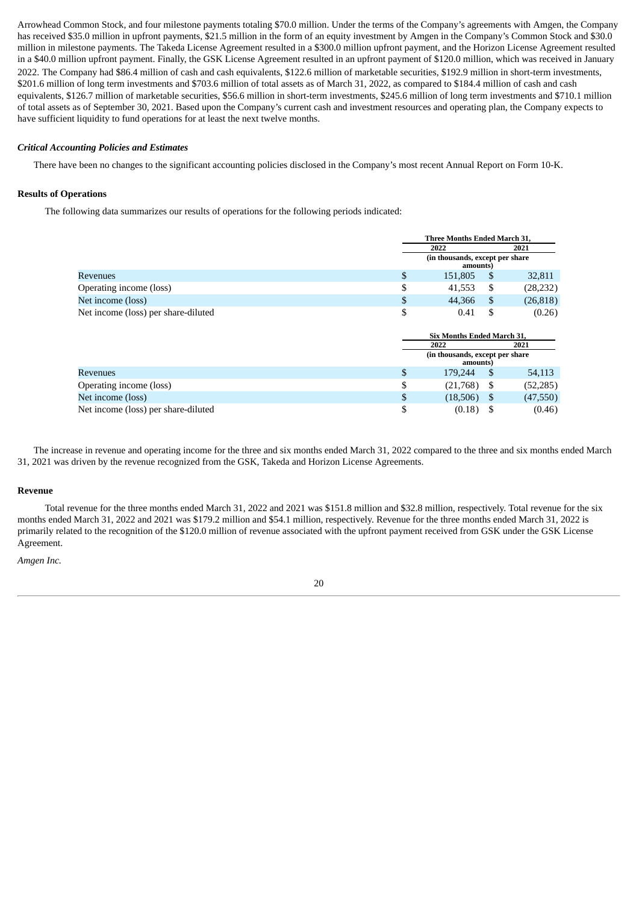Arrowhead Common Stock, and four milestone payments totaling $70.0 million. Under the terms of the Company's agreements with Amgen, the Company has received $35.0 million in upfront payments, $21.5 million in the form of an equity investment by Amgen in the Company's Common Stock and $30.0 million in milestone payments. The Takeda License Agreement resulted in a $300.0 million upfront payment, and the Horizon License Agreement resulted in a $40.0 million upfront payment. Finally, the GSK License Agreement resulted in an upfront payment of $120.0 million, which was received in January 2022. The Company had $86.4 million of cash and cash equivalents, $122.6 million of marketable securities, $192.9 million in short-term investments, $201.6 million of long term investments and $703.6 million of total assets as of March 31, 2022, as compared to $184.4 million of cash and cash equivalents, $126.7 million of marketable securities, $56.6 million in short-term investments, $245.6 million of long term investments and $710.1 million of total assets as of September 30, 2021. Based upon the Company's current cash and investment resources and operating plan, the Company expects to have sufficient liquidity to fund operations for at least the next twelve months.

***Critical Accounting Policies and Estimates***

There have been no changes to the significant accounting policies disclosed in the Company's most recent Annual Report on Form 10-K.

**Results of Operations**

The following data summarizes our results of operations for the following periods indicated:

| | Three Months Ended March 31, | |
|---|---|---|
| | 2022 | 2021 |
| | (in thousands, except per share amounts) | |
| Revenues | $ 151,805 | $ 32,811 |
| Operating income (loss) | $ 41,553 | $ (28,232) |
| Net income (loss) | $ 44,366 | $ (26,818) |
| Net income (loss) per share-diluted | $ 0.41 | $ (0.26) |

| | Six Months Ended March 31, | |
|---|---|---|
| | 2022 | 2021 |
| | (in thousands, except per share amounts) | |
| Revenues | $ 179,244 | $ 54,113 |
| Operating income (loss) | $ (21,768) | $ (52,285) |
| Net income (loss) | $ (18,506) | $ (47,550) |
| Net income (loss) per share-diluted | $ (0.18) | $ (0.46) |

The increase in revenue and operating income for the three and six months ended March 31, 2022 compared to the three and six months ended March 31, 2021 was driven by the revenue recognized from the GSK, Takeda and Horizon License Agreements.

**Revenue**

Total revenue for the three months ended March 31, 2022 and 2021 was $151.8 million and $32.8 million, respectively. Total revenue for the six months ended March 31, 2022 and 2021 was $179.2 million and $54.1 million, respectively. Revenue for the three months ended March 31, 2022 is primarily related to the recognition of the $120.0 million of revenue associated with the upfront payment received from GSK under the GSK License Agreement.

*Amgen Inc.*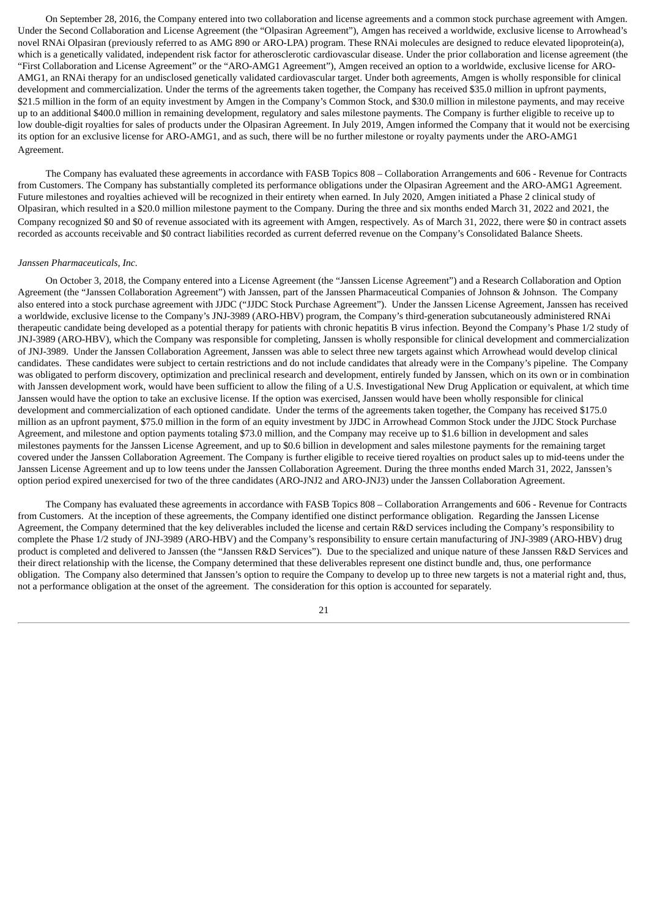On September 28, 2016, the Company entered into two collaboration and license agreements and a common stock purchase agreement with Amgen. Under the Second Collaboration and License Agreement (the "Olpasiran Agreement"), Amgen has received a worldwide, exclusive license to Arrowhead's novel RNAi Olpasiran (previously referred to as AMG 890 or ARO-LPA) program. These RNAi molecules are designed to reduce elevated lipoprotein(a), which is a genetically validated, independent risk factor for atherosclerotic cardiovascular disease. Under the prior collaboration and license agreement (the "First Collaboration and License Agreement" or the "ARO-AMG1 Agreement"), Amgen received an option to a worldwide, exclusive license for ARO-AMG1, an RNAi therapy for an undisclosed genetically validated cardiovascular target. Under both agreements, Amgen is wholly responsible for clinical development and commercialization. Under the terms of the agreements taken together, the Company has received $35.0 million in upfront payments, $21.5 million in the form of an equity investment by Amgen in the Company's Common Stock, and $30.0 million in milestone payments, and may receive up to an additional $400.0 million in remaining development, regulatory and sales milestone payments. The Company is further eligible to receive up to low double-digit royalties for sales of products under the Olpasiran Agreement. In July 2019, Amgen informed the Company that it would not be exercising its option for an exclusive license for ARO-AMG1, and as such, there will be no further milestone or royalty payments under the ARO-AMG1 Agreement.

The Company has evaluated these agreements in accordance with FASB Topics 808 – Collaboration Arrangements and 606 - Revenue for Contracts from Customers. The Company has substantially completed its performance obligations under the Olpasiran Agreement and the ARO-AMG1 Agreement. Future milestones and royalties achieved will be recognized in their entirety when earned. In July 2020, Amgen initiated a Phase 2 clinical study of Olpasiran, which resulted in a $20.0 million milestone payment to the Company. During the three and six months ended March 31, 2022 and 2021, the Company recognized $0 and $0 of revenue associated with its agreement with Amgen, respectively. As of March 31, 2022, there were $0 in contract assets recorded as accounts receivable and $0 contract liabilities recorded as current deferred revenue on the Company's Consolidated Balance Sheets.

*Janssen Pharmaceuticals, Inc.*

On October 3, 2018, the Company entered into a License Agreement (the "Janssen License Agreement") and a Research Collaboration and Option Agreement (the "Janssen Collaboration Agreement") with Janssen, part of the Janssen Pharmaceutical Companies of Johnson & Johnson. The Company also entered into a stock purchase agreement with JJDC ("JJDC Stock Purchase Agreement"). Under the Janssen License Agreement, Janssen has received a worldwide, exclusive license to the Company's JNJ-3989 (ARO-HBV) program, the Company's third-generation subcutaneously administered RNAi therapeutic candidate being developed as a potential therapy for patients with chronic hepatitis B virus infection. Beyond the Company's Phase 1/2 study of JNJ-3989 (ARO-HBV), which the Company was responsible for completing, Janssen is wholly responsible for clinical development and commercialization of JNJ-3989. Under the Janssen Collaboration Agreement, Janssen was able to select three new targets against which Arrowhead would develop clinical candidates. These candidates were subject to certain restrictions and do not include candidates that already were in the Company's pipeline. The Company was obligated to perform discovery, optimization and preclinical research and development, entirely funded by Janssen, which on its own or in combination with Janssen development work, would have been sufficient to allow the filing of a U.S. Investigational New Drug Application or equivalent, at which time Janssen would have the option to take an exclusive license. If the option was exercised, Janssen would have been wholly responsible for clinical development and commercialization of each optioned candidate. Under the terms of the agreements taken together, the Company has received $175.0 million as an upfront payment, $75.0 million in the form of an equity investment by JJDC in Arrowhead Common Stock under the JJDC Stock Purchase Agreement, and milestone and option payments totaling $73.0 million, and the Company may receive up to $1.6 billion in development and sales milestones payments for the Janssen License Agreement, and up to $0.6 billion in development and sales milestone payments for the remaining target covered under the Janssen Collaboration Agreement. The Company is further eligible to receive tiered royalties on product sales up to mid-teens under the Janssen License Agreement and up to low teens under the Janssen Collaboration Agreement. During the three months ended March 31, 2022, Janssen's option period expired unexercised for two of the three candidates (ARO-JNJ2 and ARO-JNJ3) under the Janssen Collaboration Agreement.

The Company has evaluated these agreements in accordance with FASB Topics 808 – Collaboration Arrangements and 606 - Revenue for Contracts from Customers. At the inception of these agreements, the Company identified one distinct performance obligation. Regarding the Janssen License Agreement, the Company determined that the key deliverables included the license and certain R&D services including the Company's responsibility to complete the Phase 1/2 study of JNJ-3989 (ARO-HBV) and the Company's responsibility to ensure certain manufacturing of JNJ-3989 (ARO-HBV) drug product is completed and delivered to Janssen (the "Janssen R&D Services"). Due to the specialized and unique nature of these Janssen R&D Services and their direct relationship with the license, the Company determined that these deliverables represent one distinct bundle and, thus, one performance obligation. The Company also determined that Janssen's option to require the Company to develop up to three new targets is not a material right and, thus, not a performance obligation at the onset of the agreement. The consideration for this option is accounted for separately.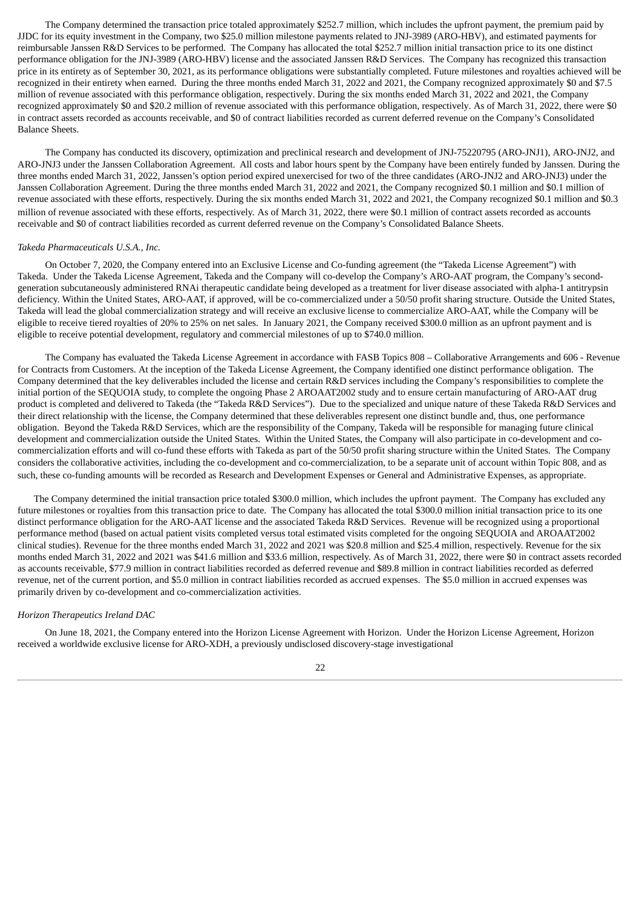The Company determined the transaction price totaled approximately $252.7 million, which includes the upfront payment, the premium paid by JJDC for its equity investment in the Company, two $25.0 million milestone payments related to JNJ-3989 (ARO-HBV), and estimated payments for reimbursable Janssen R&D Services to be performed. The Company has allocated the total $252.7 million initial transaction price to its one distinct performance obligation for the JNJ-3989 (ARO-HBV) license and the associated Janssen R&D Services. The Company has recognized this transaction price in its entirety as of September 30, 2021, as its performance obligations were substantially completed. Future milestones and royalties achieved will be recognized in their entirety when earned. During the three months ended March 31, 2022 and 2021, the Company recognized approximately $0 and $7.5 million of revenue associated with this performance obligation, respectively. During the six months ended March 31, 2022 and 2021, the Company recognized approximately $0 and $20.2 million of revenue associated with this performance obligation, respectively. As of March 31, 2022, there were $0 in contract assets recorded as accounts receivable, and $0 of contract liabilities recorded as current deferred revenue on the Company's Consolidated Balance Sheets.

The Company has conducted its discovery, optimization and preclinical research and development of JNJ-75220795 (ARO-JNJ1), ARO-JNJ2, and ARO-JNJ3 under the Janssen Collaboration Agreement. All costs and labor hours spent by the Company have been entirely funded by Janssen. During the three months ended March 31, 2022, Janssen's option period expired unexercised for two of the three candidates (ARO-JNJ2 and ARO-JNJ3) under the Janssen Collaboration Agreement. During the three months ended March 31, 2022 and 2021, the Company recognized $0.1 million and $0.1 million of revenue associated with these efforts, respectively. During the six months ended March 31, 2022 and 2021, the Company recognized $0.1 million and $0.3 million of revenue associated with these efforts, respectively. As of March 31, 2022, there were $0.1 million of contract assets recorded as accounts receivable and $0 of contract liabilities recorded as current deferred revenue on the Company's Consolidated Balance Sheets.

*Takeda Pharmaceuticals U.S.A., Inc.*

On October 7, 2020, the Company entered into an Exclusive License and Co-funding agreement (the "Takeda License Agreement") with Takeda. Under the Takeda License Agreement, Takeda and the Company will co-develop the Company's ARO-AAT program, the Company's second-generation subcutaneously administered RNAi therapeutic candidate being developed as a treatment for liver disease associated with alpha-1 antitrypsin deficiency. Within the United States, ARO-AAT, if approved, will be co-commercialized under a 50/50 profit sharing structure. Outside the United States, Takeda will lead the global commercialization strategy and will receive an exclusive license to commercialize ARO-AAT, while the Company will be eligible to receive tiered royalties of 20% to 25% on net sales. In January 2021, the Company received $300.0 million as an upfront payment and is eligible to receive potential development, regulatory and commercial milestones of up to $740.0 million.

The Company has evaluated the Takeda License Agreement in accordance with FASB Topics 808 – Collaborative Arrangements and 606 - Revenue for Contracts from Customers. At the inception of the Takeda License Agreement, the Company identified one distinct performance obligation. The Company determined that the key deliverables included the license and certain R&D services including the Company's responsibilities to complete the initial portion of the SEQUOIA study, to complete the ongoing Phase 2 AROAAT2002 study and to ensure certain manufacturing of ARO-AAT drug product is completed and delivered to Takeda (the "Takeda R&D Services"). Due to the specialized and unique nature of these Takeda R&D Services and their direct relationship with the license, the Company determined that these deliverables represent one distinct bundle and, thus, one performance obligation. Beyond the Takeda R&D Services, which are the responsibility of the Company, Takeda will be responsible for managing future clinical development and commercialization outside the United States. Within the United States, the Company will also participate in co-development and co-commercialization efforts and will co-fund these efforts with Takeda as part of the 50/50 profit sharing structure within the United States. The Company considers the collaborative activities, including the co-development and co-commercialization, to be a separate unit of account within Topic 808, and as such, these co-funding amounts will be recorded as Research and Development Expenses or General and Administrative Expenses, as appropriate.

The Company determined the initial transaction price totaled $300.0 million, which includes the upfront payment. The Company has excluded any future milestones or royalties from this transaction price to date. The Company has allocated the total $300.0 million initial transaction price to its one distinct performance obligation for the ARO-AAT license and the associated Takeda R&D Services. Revenue will be recognized using a proportional performance method (based on actual patient visits completed versus total estimated visits completed for the ongoing SEQUOIA and AROAAT2002 clinical studies). Revenue for the three months ended March 31, 2022 and 2021 was $20.8 million and $25.4 million, respectively. Revenue for the six months ended March 31, 2022 and 2021 was $41.6 million and $33.6 million, respectively. As of March 31, 2022, there were $0 in contract assets recorded as accounts receivable, $77.9 million in contract liabilities recorded as deferred revenue and $89.8 million in contract liabilities recorded as deferred revenue, net of the current portion, and $5.0 million in contract liabilities recorded as accrued expenses. The $5.0 million in accrued expenses was primarily driven by co-development and co-commercialization activities.

*Horizon Therapeutics Ireland DAC*

On June 18, 2021, the Company entered into the Horizon License Agreement with Horizon. Under the Horizon License Agreement, Horizon received a worldwide exclusive license for ARO-XDH, a previously undisclosed discovery-stage investigational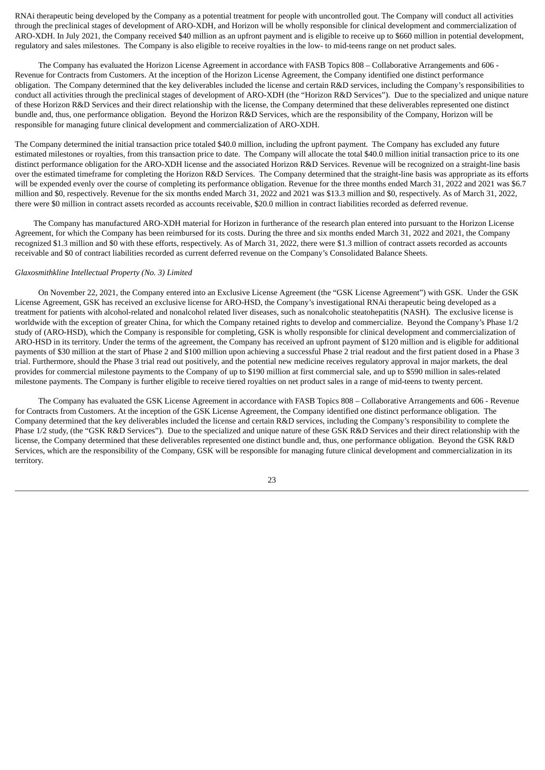RNAi therapeutic being developed by the Company as a potential treatment for people with uncontrolled gout. The Company will conduct all activities through the preclinical stages of development of ARO-XDH, and Horizon will be wholly responsible for clinical development and commercialization of ARO-XDH. In July 2021, the Company received $40 million as an upfront payment and is eligible to receive up to $660 million in potential development, regulatory and sales milestones. The Company is also eligible to receive royalties in the low- to mid-teens range on net product sales.

The Company has evaluated the Horizon License Agreement in accordance with FASB Topics 808 – Collaborative Arrangements and 606 - Revenue for Contracts from Customers. At the inception of the Horizon License Agreement, the Company identified one distinct performance obligation. The Company determined that the key deliverables included the license and certain R&D services, including the Company's responsibilities to conduct all activities through the preclinical stages of development of ARO-XDH (the "Horizon R&D Services"). Due to the specialized and unique nature of these Horizon R&D Services and their direct relationship with the license, the Company determined that these deliverables represented one distinct bundle and, thus, one performance obligation. Beyond the Horizon R&D Services, which are the responsibility of the Company, Horizon will be responsible for managing future clinical development and commercialization of ARO-XDH.

The Company determined the initial transaction price totaled $40.0 million, including the upfront payment. The Company has excluded any future estimated milestones or royalties, from this transaction price to date. The Company will allocate the total $40.0 million initial transaction price to its one distinct performance obligation for the ARO-XDH license and the associated Horizon R&D Services. Revenue will be recognized on a straight-line basis over the estimated timeframe for completing the Horizon R&D Services. The Company determined that the straight-line basis was appropriate as its efforts will be expended evenly over the course of completing its performance obligation. Revenue for the three months ended March 31, 2022 and 2021 was $6.7 million and $0, respectively. Revenue for the six months ended March 31, 2022 and 2021 was $13.3 million and $0, respectively. As of March 31, 2022, there were $0 million in contract assets recorded as accounts receivable, $20.0 million in contract liabilities recorded as deferred revenue.

The Company has manufactured ARO-XDH material for Horizon in furtherance of the research plan entered into pursuant to the Horizon License Agreement, for which the Company has been reimbursed for its costs. During the three and six months ended March 31, 2022 and 2021, the Company recognized $1.3 million and $0 with these efforts, respectively. As of March 31, 2022, there were $1.3 million of contract assets recorded as accounts receivable and $0 of contract liabilities recorded as current deferred revenue on the Company's Consolidated Balance Sheets.

*Glaxosmithkline Intellectual Property (No. 3) Limited*

On November 22, 2021, the Company entered into an Exclusive License Agreement (the "GSK License Agreement") with GSK. Under the GSK License Agreement, GSK has received an exclusive license for ARO-HSD, the Company's investigational RNAi therapeutic being developed as a treatment for patients with alcohol-related and nonalcohol related liver diseases, such as nonalcoholic steatohepatitis (NASH). The exclusive license is worldwide with the exception of greater China, for which the Company retained rights to develop and commercialize. Beyond the Company's Phase 1/2 study of (ARO-HSD), which the Company is responsible for completing, GSK is wholly responsible for clinical development and commercialization of ARO-HSD in its territory. Under the terms of the agreement, the Company has received an upfront payment of $120 million and is eligible for additional payments of $30 million at the start of Phase 2 and $100 million upon achieving a successful Phase 2 trial readout and the first patient dosed in a Phase 3 trial. Furthermore, should the Phase 3 trial read out positively, and the potential new medicine receives regulatory approval in major markets, the deal provides for commercial milestone payments to the Company of up to $190 million at first commercial sale, and up to $590 million in sales-related milestone payments. The Company is further eligible to receive tiered royalties on net product sales in a range of mid-teens to twenty percent.

The Company has evaluated the GSK License Agreement in accordance with FASB Topics 808 – Collaborative Arrangements and 606 - Revenue for Contracts from Customers. At the inception of the GSK License Agreement, the Company identified one distinct performance obligation. The Company determined that the key deliverables included the license and certain R&D services, including the Company's responsibility to complete the Phase 1/2 study, (the "GSK R&D Services"). Due to the specialized and unique nature of these GSK R&D Services and their direct relationship with the license, the Company determined that these deliverables represented one distinct bundle and, thus, one performance obligation. Beyond the GSK R&D Services, which are the responsibility of the Company, GSK will be responsible for managing future clinical development and commercialization in its territory.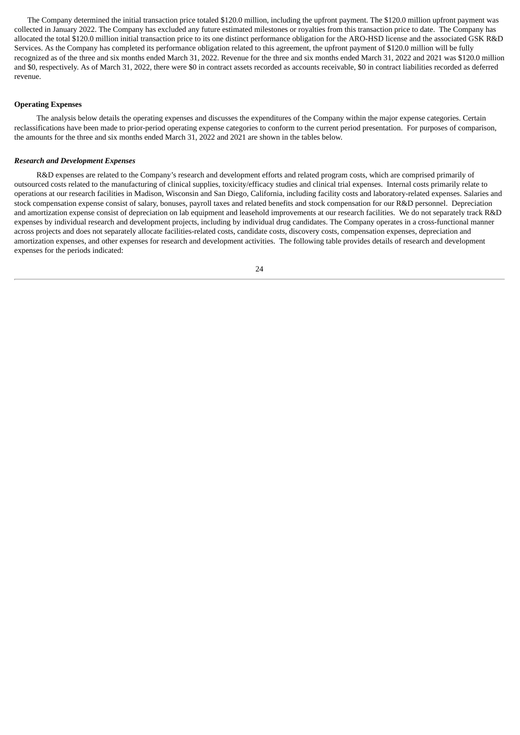The Company determined the initial transaction price totaled $120.0 million, including the upfront payment. The $120.0 million upfront payment was collected in January 2022. The Company has excluded any future estimated milestones or royalties from this transaction price to date. The Company has allocated the total $120.0 million initial transaction price to its one distinct performance obligation for the ARO-HSD license and the associated GSK R&D Services. As the Company has completed its performance obligation related to this agreement, the upfront payment of $120.0 million will be fully recognized as of the three and six months ended March 31, 2022. Revenue for the three and six months ended March 31, 2022 and 2021 was $120.0 million and $0, respectively. As of March 31, 2022, there were $0 in contract assets recorded as accounts receivable, $0 in contract liabilities recorded as deferred revenue.

**Operating Expenses**

The analysis below details the operating expenses and discusses the expenditures of the Company within the major expense categories. Certain reclassifications have been made to prior-period operating expense categories to conform to the current period presentation. For purposes of comparison, the amounts for the three and six months ended March 31, 2022 and 2021 are shown in the tables below.

***Research and Development Expenses***

R&D expenses are related to the Company's research and development efforts and related program costs, which are comprised primarily of outsourced costs related to the manufacturing of clinical supplies, toxicity/efficacy studies and clinical trial expenses. Internal costs primarily relate to operations at our research facilities in Madison, Wisconsin and San Diego, California, including facility costs and laboratory-related expenses. Salaries and stock compensation expense consist of salary, bonuses, payroll taxes and related benefits and stock compensation for our R&D personnel. Depreciation and amortization expense consist of depreciation on lab equipment and leasehold improvements at our research facilities. We do not separately track R&D expenses by individual research and development projects, including by individual drug candidates. The Company operates in a cross-functional manner across projects and does not separately allocate facilities-related costs, candidate costs, discovery costs, compensation expenses, depreciation and amortization expenses, and other expenses for research and development activities. The following table provides details of research and development expenses for the periods indicated: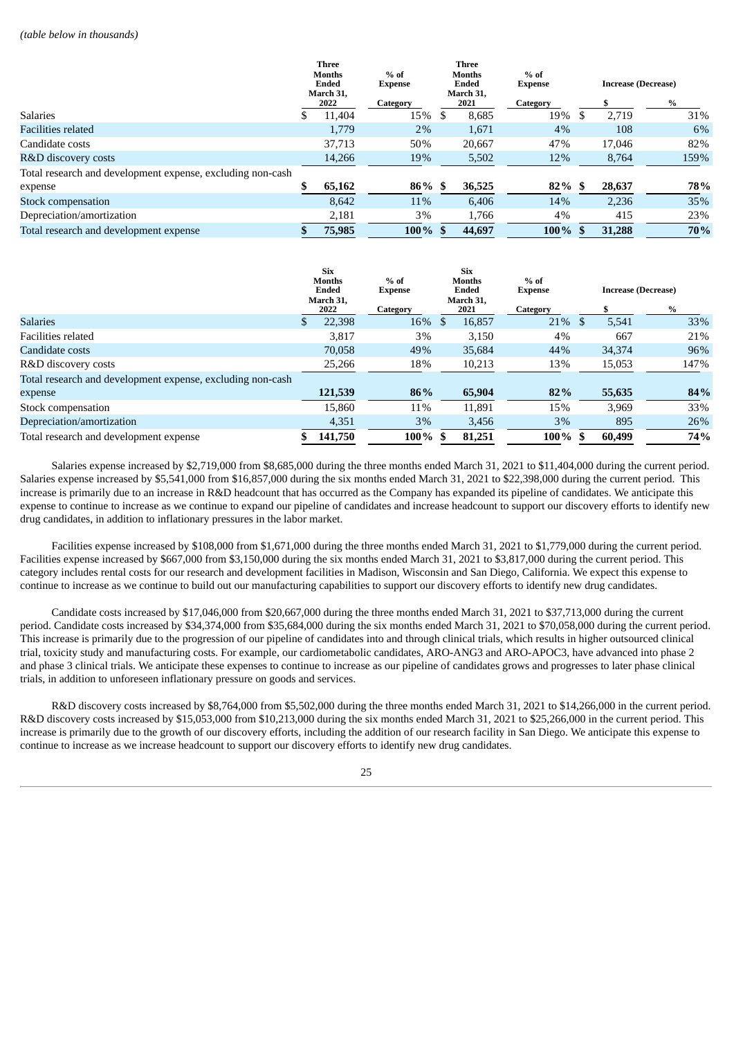*(table below in thousands)*

| | Three Months Ended March 31, 2022 | % of Expense Category | Three Months Ended March 31, 2021 | % of Expense Category | Increase (Decrease) $ | Increase (Decrease) % |
|---|---|---|---|---|---|---|
| Salaries | $ 11,404 | 15% | $ 8,685 | 19% | $ 2,719 | 31% |
| Facilities related | 1,779 | 2% | 1,671 | 4% | 108 | 6% |
| Candidate costs | 37,713 | 50% | 20,667 | 47% | 17,046 | 82% |
| R&D discovery costs | 14,266 | 19% | 5,502 | 12% | 8,764 | 159% |
| Total research and development expense, excluding non-cash expense | **$ 65,162** | **86%** | **$ 36,525** | **82%** | **$ 28,637** | **78%** |
| Stock compensation | 8,642 | 11% | 6,406 | 14% | 2,236 | 35% |
| Depreciation/amortization | 2,181 | 3% | 1,766 | 4% | 415 | 23% |
| Total research and development expense | **$ 75,985** | **100%** | **$ 44,697** | **100%** | **$ 31,288** | **70%** |

| | Six Months Ended March 31, 2022 | % of Expense Category | Six Months Ended March 31, 2021 | % of Expense Category | Increase (Decrease) $ | Increase (Decrease) % |
|---|---|---|---|---|---|---|
| Salaries | $ 22,398 | 16% | $ 16,857 | 21% | $ 5,541 | 33% |
| Facilities related | 3,817 | 3% | 3,150 | 4% | 667 | 21% |
| Candidate costs | 70,058 | 49% | 35,684 | 44% | 34,374 | 96% |
| R&D discovery costs | 25,266 | 18% | 10,213 | 13% | 15,053 | 147% |
| Total research and development expense, excluding non-cash expense | **121,539** | **86%** | **65,904** | **82%** | **55,635** | **84%** |
| Stock compensation | 15,860 | 11% | 11,891 | 15% | 3,969 | 33% |
| Depreciation/amortization | 4,351 | 3% | 3,456 | 3% | 895 | 26% |
| Total research and development expense | **$ 141,750** | **100%** | **$ 81,251** | **100%** | **$ 60,499** | **74%** |

Salaries expense increased by $2,719,000 from $8,685,000 during the three months ended March 31, 2021 to $11,404,000 during the current period. Salaries expense increased by $5,541,000 from $16,857,000 during the six months ended March 31, 2021 to $22,398,000 during the current period. This increase is primarily due to an increase in R&D headcount that has occurred as the Company has expanded its pipeline of candidates. We anticipate this expense to continue to increase as we continue to expand our pipeline of candidates and increase headcount to support our discovery efforts to identify new drug candidates, in addition to inflationary pressures in the labor market.

Facilities expense increased by $108,000 from $1,671,000 during the three months ended March 31, 2021 to $1,779,000 during the current period. Facilities expense increased by $667,000 from $3,150,000 during the six months ended March 31, 2021 to $3,817,000 during the current period. This category includes rental costs for our research and development facilities in Madison, Wisconsin and San Diego, California. We expect this expense to continue to increase as we continue to build out our manufacturing capabilities to support our discovery efforts to identify new drug candidates.

Candidate costs increased by $17,046,000 from $20,667,000 during the three months ended March 31, 2021 to $37,713,000 during the current period. Candidate costs increased by $34,374,000 from $35,684,000 during the six months ended March 31, 2021 to $70,058,000 during the current period. This increase is primarily due to the progression of our pipeline of candidates into and through clinical trials, which results in higher outsourced clinical trial, toxicity study and manufacturing costs. For example, our cardiometabolic candidates, ARO-ANG3 and ARO-APOC3, have advanced into phase 2 and phase 3 clinical trials. We anticipate these expenses to continue to increase as our pipeline of candidates grows and progresses to later phase clinical trials, in addition to unforeseen inflationary pressure on goods and services.

R&D discovery costs increased by $8,764,000 from $5,502,000 during the three months ended March 31, 2021 to $14,266,000 in the current period. R&D discovery costs increased by $15,053,000 from $10,213,000 during the six months ended March 31, 2021 to $25,266,000 in the current period. This increase is primarily due to the growth of our discovery efforts, including the addition of our research facility in San Diego. We anticipate this expense to continue to increase as we increase headcount to support our discovery efforts to identify new drug candidates.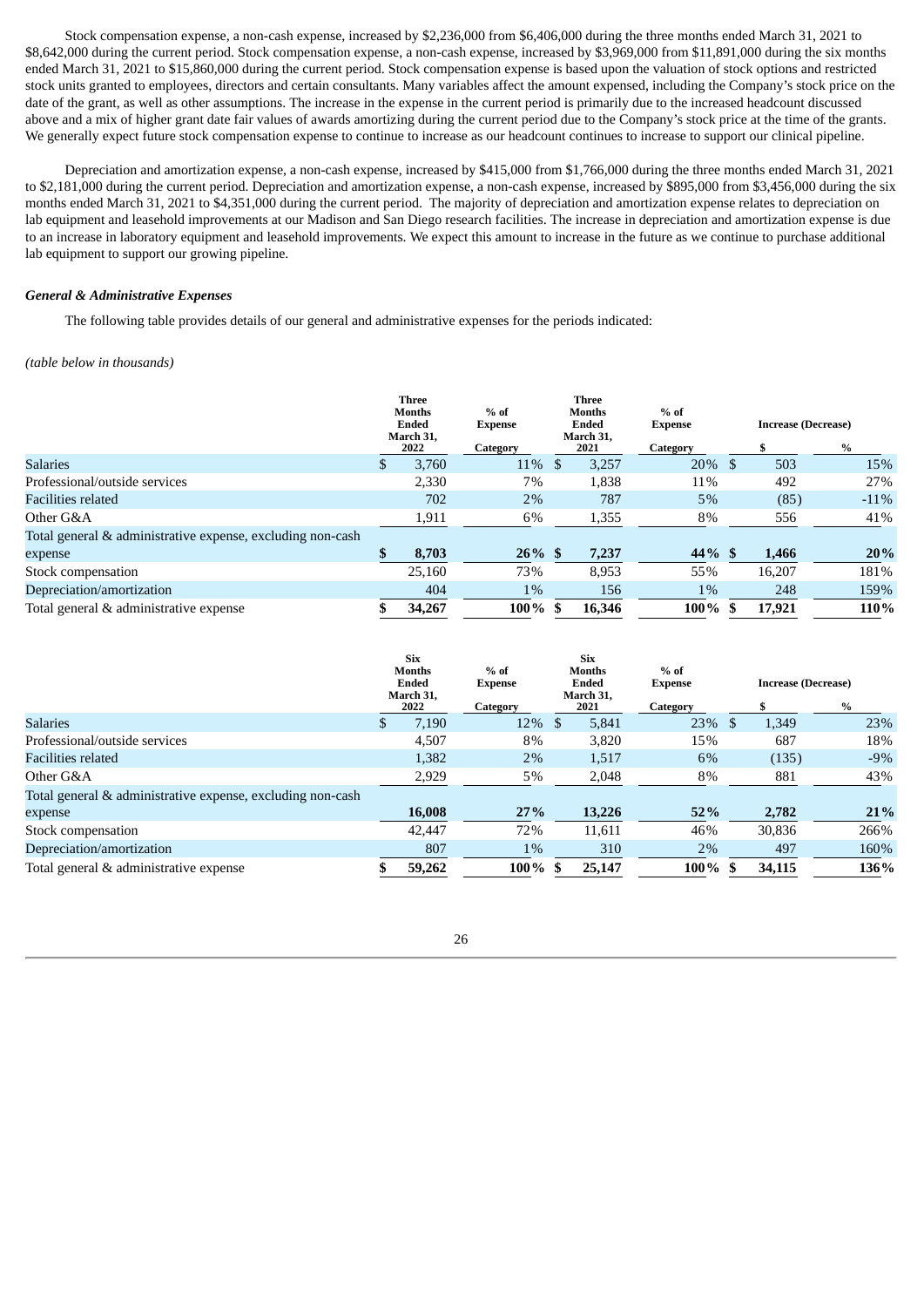Stock compensation expense, a non-cash expense, increased by $2,236,000 from $6,406,000 during the three months ended March 31, 2021 to $8,642,000 during the current period. Stock compensation expense, a non-cash expense, increased by $3,969,000 from $11,891,000 during the six months ended March 31, 2021 to $15,860,000 during the current period. Stock compensation expense is based upon the valuation of stock options and restricted stock units granted to employees, directors and certain consultants. Many variables affect the amount expensed, including the Company's stock price on the date of the grant, as well as other assumptions. The increase in the expense in the current period is primarily due to the increased headcount discussed above and a mix of higher grant date fair values of awards amortizing during the current period due to the Company's stock price at the time of the grants. We generally expect future stock compensation expense to continue to increase as our headcount continues to increase to support our clinical pipeline.

Depreciation and amortization expense, a non-cash expense, increased by $415,000 from $1,766,000 during the three months ended March 31, 2021 to $2,181,000 during the current period. Depreciation and amortization expense, a non-cash expense, increased by $895,000 from $3,456,000 during the six months ended March 31, 2021 to $4,351,000 during the current period. The majority of depreciation and amortization expense relates to depreciation on lab equipment and leasehold improvements at our Madison and San Diego research facilities. The increase in depreciation and amortization expense is due to an increase in laboratory equipment and leasehold improvements. We expect this amount to increase in the future as we continue to purchase additional lab equipment to support our growing pipeline.

***General & Administrative Expenses***

The following table provides details of our general and administrative expenses for the periods indicated:

*(table below in thousands)*

| | Three Months Ended March 31, 2022 | % of Expense Category | Three Months Ended March 31, 2021 | % of Expense Category | Increase (Decrease) $ | Increase (Decrease) % |
|---|---|---|---|---|---|---|
| Salaries | $ 3,760 | 11% | $ 3,257 | 20% | $ 503 | 15% |
| Professional/outside services | 2,330 | 7% | 1,838 | 11% | 492 | 27% |
| Facilities related | 702 | 2% | 787 | 5% | (85) | -11% |
| Other G&A | 1,911 | 6% | 1,355 | 8% | 556 | 41% |
| Total general & administrative expense, excluding non-cash expense | **$ 8,703** | **26%** | **$ 7,237** | **44%** | **$ 1,466** | **20%** |
| Stock compensation | 25,160 | 73% | 8,953 | 55% | 16,207 | 181% |
| Depreciation/amortization | 404 | 1% | 156 | 1% | 248 | 159% |
| Total general & administrative expense | **$ 34,267** | **100%** | **$ 16,346** | **100%** | **$ 17,921** | **110%** |

| | Six Months Ended March 31, 2022 | % of Expense Category | Six Months Ended March 31, 2021 | % of Expense Category | Increase (Decrease) $ | Increase (Decrease) % |
|---|---|---|---|---|---|---|
| Salaries | $ 7,190 | 12% | $ 5,841 | 23% | $ 1,349 | 23% |
| Professional/outside services | 4,507 | 8% | 3,820 | 15% | 687 | 18% |
| Facilities related | 1,382 | 2% | 1,517 | 6% | (135) | -9% |
| Other G&A | 2,929 | 5% | 2,048 | 8% | 881 | 43% |
| Total general & administrative expense, excluding non-cash expense | **16,008** | **27%** | **13,226** | **52%** | **2,782** | **21%** |
| Stock compensation | 42,447 | 72% | 11,611 | 46% | 30,836 | 266% |
| Depreciation/amortization | 807 | 1% | 310 | 2% | 497 | 160% |
| Total general & administrative expense | **$ 59,262** | **100%** | **$ 25,147** | **100%** | **$ 34,115** | **136%** |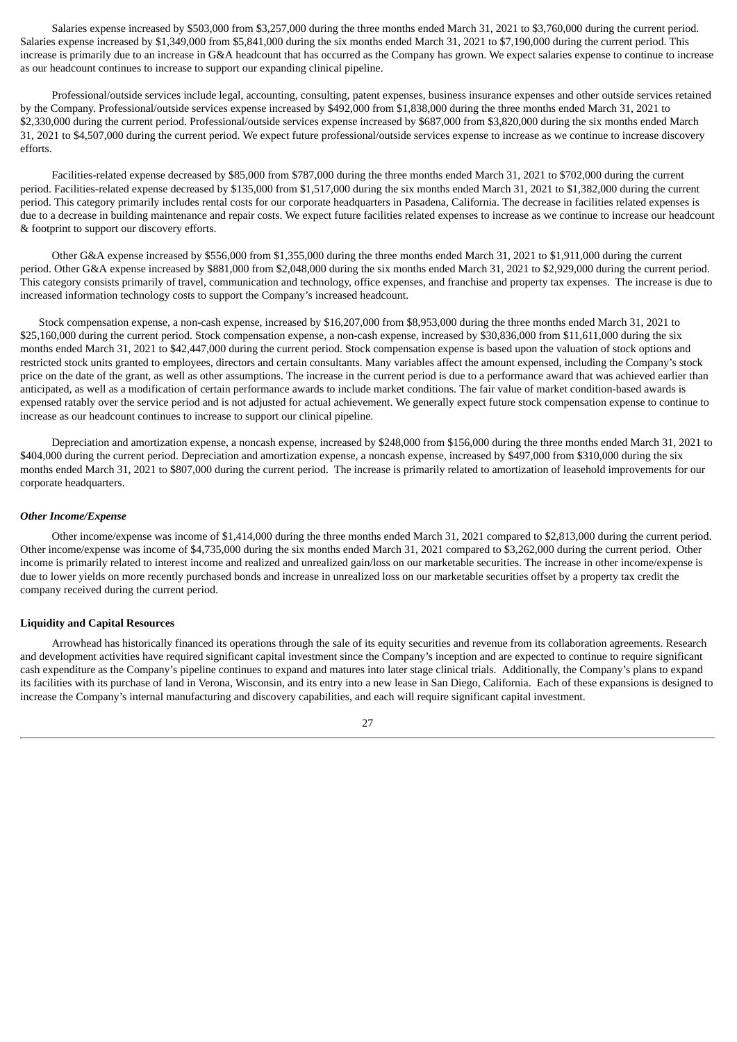Salaries expense increased by $503,000 from $3,257,000 during the three months ended March 31, 2021 to $3,760,000 during the current period. Salaries expense increased by $1,349,000 from $5,841,000 during the six months ended March 31, 2021 to $7,190,000 during the current period. This increase is primarily due to an increase in G&A headcount that has occurred as the Company has grown. We expect salaries expense to continue to increase as our headcount continues to increase to support our expanding clinical pipeline.

Professional/outside services include legal, accounting, consulting, patent expenses, business insurance expenses and other outside services retained by the Company. Professional/outside services expense increased by $492,000 from $1,838,000 during the three months ended March 31, 2021 to $2,330,000 during the current period. Professional/outside services expense increased by $687,000 from $3,820,000 during the six months ended March 31, 2021 to $4,507,000 during the current period. We expect future professional/outside services expense to increase as we continue to increase discovery efforts.

Facilities-related expense decreased by $85,000 from $787,000 during the three months ended March 31, 2021 to $702,000 during the current period. Facilities-related expense decreased by $135,000 from $1,517,000 during the six months ended March 31, 2021 to $1,382,000 during the current period. This category primarily includes rental costs for our corporate headquarters in Pasadena, California. The decrease in facilities related expenses is due to a decrease in building maintenance and repair costs. We expect future facilities related expenses to increase as we continue to increase our headcount & footprint to support our discovery efforts.

Other G&A expense increased by $556,000 from $1,355,000 during the three months ended March 31, 2021 to $1,911,000 during the current period. Other G&A expense increased by $881,000 from $2,048,000 during the six months ended March 31, 2021 to $2,929,000 during the current period. This category consists primarily of travel, communication and technology, office expenses, and franchise and property tax expenses. The increase is due to increased information technology costs to support the Company's increased headcount.

Stock compensation expense, a non-cash expense, increased by $16,207,000 from $8,953,000 during the three months ended March 31, 2021 to $25,160,000 during the current period. Stock compensation expense, a non-cash expense, increased by $30,836,000 from $11,611,000 during the six months ended March 31, 2021 to $42,447,000 during the current period. Stock compensation expense is based upon the valuation of stock options and restricted stock units granted to employees, directors and certain consultants. Many variables affect the amount expensed, including the Company's stock price on the date of the grant, as well as other assumptions. The increase in the current period is due to a performance award that was achieved earlier than anticipated, as well as a modification of certain performance awards to include market conditions. The fair value of market condition-based awards is expensed ratably over the service period and is not adjusted for actual achievement. We generally expect future stock compensation expense to continue to increase as our headcount continues to increase to support our clinical pipeline.

Depreciation and amortization expense, a noncash expense, increased by $248,000 from $156,000 during the three months ended March 31, 2021 to $404,000 during the current period. Depreciation and amortization expense, a noncash expense, increased by $497,000 from $310,000 during the six months ended March 31, 2021 to $807,000 during the current period. The increase is primarily related to amortization of leasehold improvements for our corporate headquarters.

***Other Income/Expense***

Other income/expense was income of $1,414,000 during the three months ended March 31, 2021 compared to $2,813,000 during the current period. Other income/expense was income of $4,735,000 during the six months ended March 31, 2021 compared to $3,262,000 during the current period. Other income is primarily related to interest income and realized and unrealized gain/loss on our marketable securities. The increase in other income/expense is due to lower yields on more recently purchased bonds and increase in unrealized loss on our marketable securities offset by a property tax credit the company received during the current period.

**Liquidity and Capital Resources**

Arrowhead has historically financed its operations through the sale of its equity securities and revenue from its collaboration agreements. Research and development activities have required significant capital investment since the Company's inception and are expected to continue to require significant cash expenditure as the Company's pipeline continues to expand and matures into later stage clinical trials. Additionally, the Company's plans to expand its facilities with its purchase of land in Verona, Wisconsin, and its entry into a new lease in San Diego, California. Each of these expansions is designed to increase the Company's internal manufacturing and discovery capabilities, and each will require significant capital investment.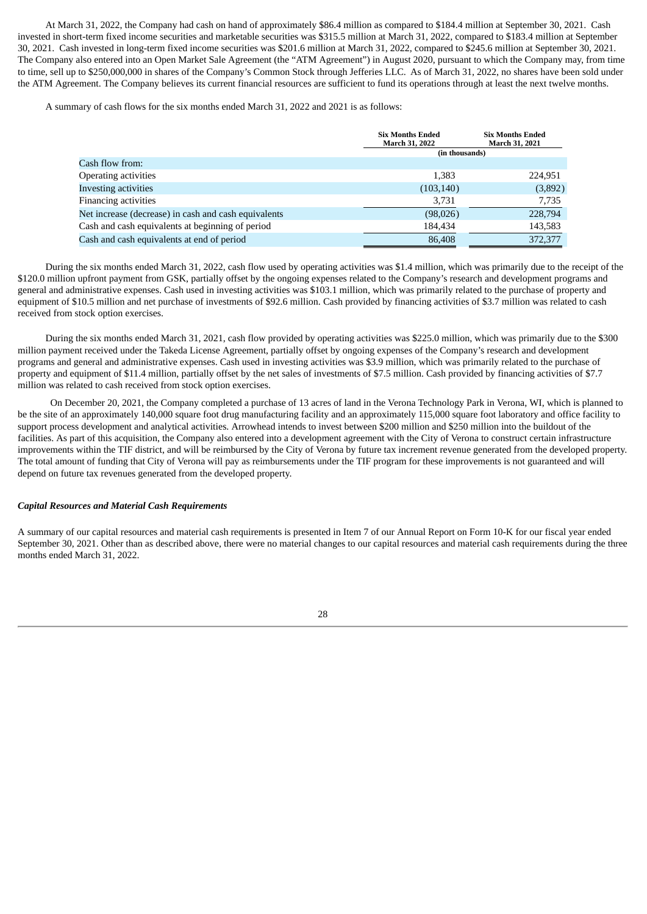At March 31, 2022, the Company had cash on hand of approximately $86.4 million as compared to $184.4 million at September 30, 2021. Cash invested in short-term fixed income securities and marketable securities was $315.5 million at March 31, 2022, compared to $183.4 million at September 30, 2021. Cash invested in long-term fixed income securities was $201.6 million at March 31, 2022, compared to $245.6 million at September 30, 2021. The Company also entered into an Open Market Sale Agreement (the "ATM Agreement") in August 2020, pursuant to which the Company may, from time to time, sell up to $250,000,000 in shares of the Company's Common Stock through Jefferies LLC. As of March 31, 2022, no shares have been sold under the ATM Agreement. The Company believes its current financial resources are sufficient to fund its operations through at least the next twelve months.

A summary of cash flows for the six months ended March 31, 2022 and 2021 is as follows:

| | Six Months Ended March 31, 2022 | Six Months Ended March 31, 2021 |
|---|---|---|
| | (in thousands) | |
| Cash flow from: | | |
| Operating activities | 1,383 | 224,951 |
| Investing activities | (103,140) | (3,892) |
| Financing activities | 3,731 | 7,735 |
| Net increase (decrease) in cash and cash equivalents | (98,026) | 228,794 |
| Cash and cash equivalents at beginning of period | 184,434 | 143,583 |
| Cash and cash equivalents at end of period | 86,408 | 372,377 |

During the six months ended March 31, 2022, cash flow used by operating activities was $1.4 million, which was primarily due to the receipt of the $120.0 million upfront payment from GSK, partially offset by the ongoing expenses related to the Company's research and development programs and general and administrative expenses. Cash used in investing activities was $103.1 million, which was primarily related to the purchase of property and equipment of $10.5 million and net purchase of investments of $92.6 million. Cash provided by financing activities of $3.7 million was related to cash received from stock option exercises.

During the six months ended March 31, 2021, cash flow provided by operating activities was $225.0 million, which was primarily due to the $300 million payment received under the Takeda License Agreement, partially offset by ongoing expenses of the Company's research and development programs and general and administrative expenses. Cash used in investing activities was $3.9 million, which was primarily related to the purchase of property and equipment of $11.4 million, partially offset by the net sales of investments of $7.5 million. Cash provided by financing activities of $7.7 million was related to cash received from stock option exercises.

On December 20, 2021, the Company completed a purchase of 13 acres of land in the Verona Technology Park in Verona, WI, which is planned to be the site of an approximately 140,000 square foot drug manufacturing facility and an approximately 115,000 square foot laboratory and office facility to support process development and analytical activities. Arrowhead intends to invest between $200 million and $250 million into the buildout of the facilities. As part of this acquisition, the Company also entered into a development agreement with the City of Verona to construct certain infrastructure improvements within the TIF district, and will be reimbursed by the City of Verona by future tax increment revenue generated from the developed property. The total amount of funding that City of Verona will pay as reimbursements under the TIF program for these improvements is not guaranteed and will depend on future tax revenues generated from the developed property.

### *Capital Resources and Material Cash Requirements*

A summary of our capital resources and material cash requirements is presented in Item 7 of our Annual Report on Form 10-K for our fiscal year ended September 30, 2021. Other than as described above, there were no material changes to our capital resources and material cash requirements during the three months ended March 31, 2022.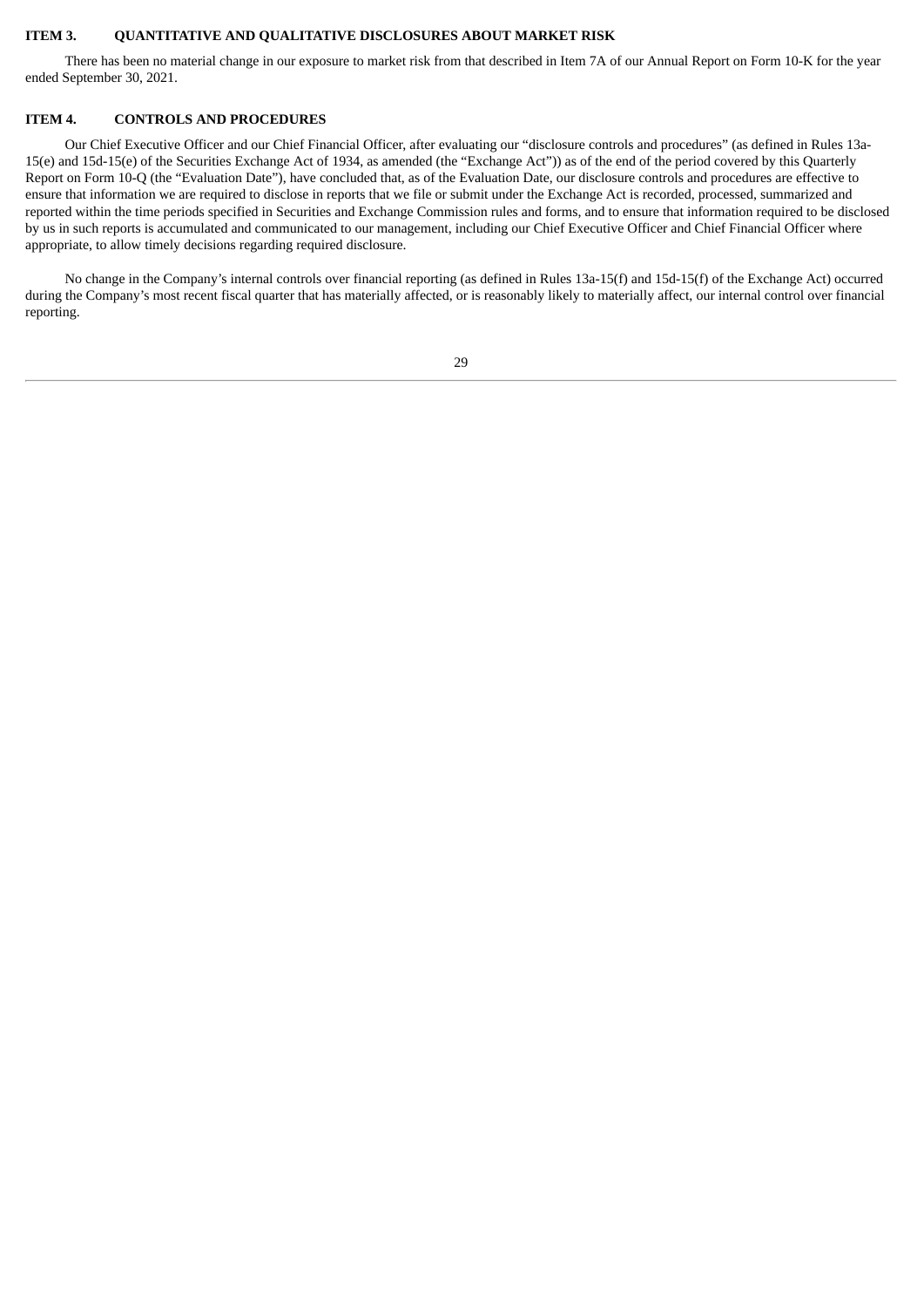## ITEM 3. QUANTITATIVE AND QUALITATIVE DISCLOSURES ABOUT MARKET RISK

There has been no material change in our exposure to market risk from that described in Item 7A of our Annual Report on Form 10-K for the year ended September 30, 2021.

## ITEM 4. CONTROLS AND PROCEDURES

Our Chief Executive Officer and our Chief Financial Officer, after evaluating our "disclosure controls and procedures" (as defined in Rules 13a-15(e) and 15d-15(e) of the Securities Exchange Act of 1934, as amended (the "Exchange Act")) as of the end of the period covered by this Quarterly Report on Form 10-Q (the "Evaluation Date"), have concluded that, as of the Evaluation Date, our disclosure controls and procedures are effective to ensure that information we are required to disclose in reports that we file or submit under the Exchange Act is recorded, processed, summarized and reported within the time periods specified in Securities and Exchange Commission rules and forms, and to ensure that information required to be disclosed by us in such reports is accumulated and communicated to our management, including our Chief Executive Officer and Chief Financial Officer where appropriate, to allow timely decisions regarding required disclosure.

No change in the Company's internal controls over financial reporting (as defined in Rules 13a-15(f) and 15d-15(f) of the Exchange Act) occurred during the Company's most recent fiscal quarter that has materially affected, or is reasonably likely to materially affect, our internal control over financial reporting.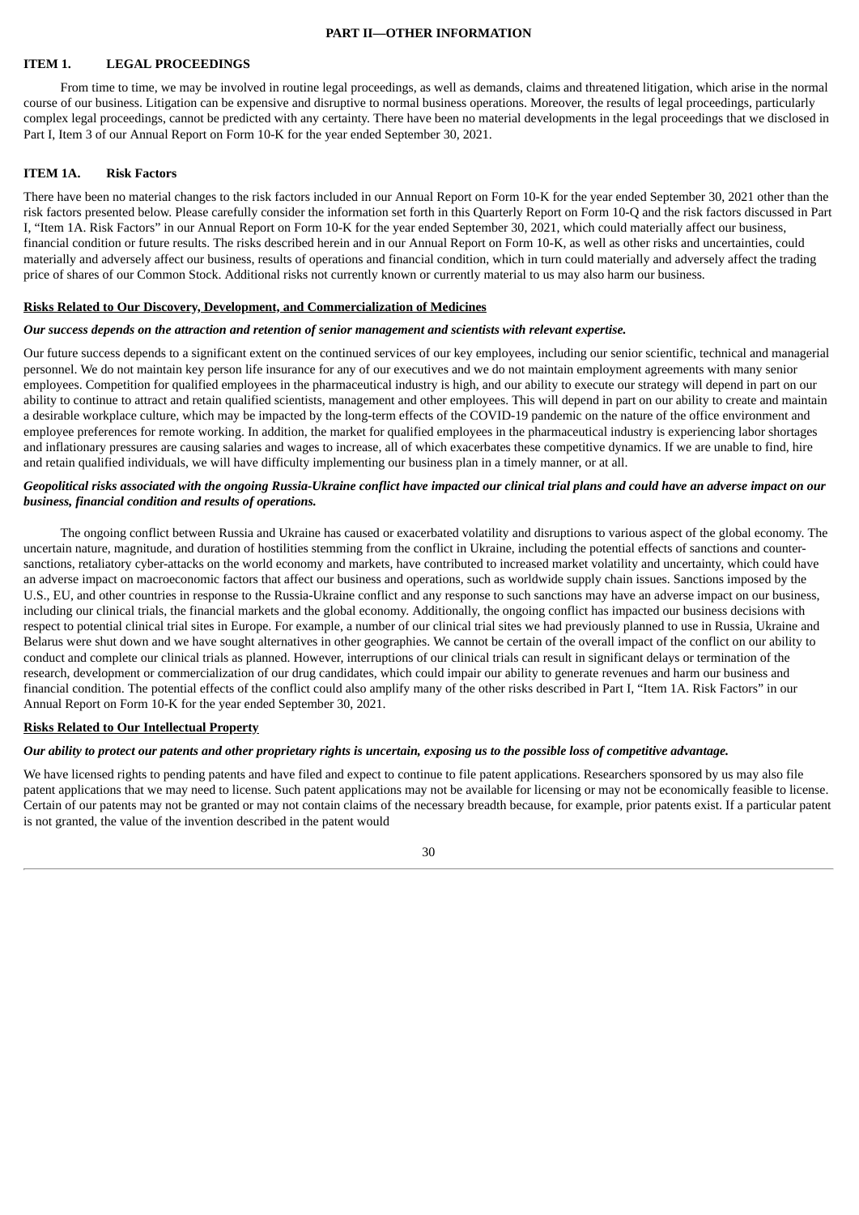## PART II—OTHER INFORMATION

### ITEM 1. LEGAL PROCEEDINGS

From time to time, we may be involved in routine legal proceedings, as well as demands, claims and threatened litigation, which arise in the normal course of our business. Litigation can be expensive and disruptive to normal business operations. Moreover, the results of legal proceedings, particularly complex legal proceedings, cannot be predicted with any certainty. There have been no material developments in the legal proceedings that we disclosed in Part I, Item 3 of our Annual Report on Form 10-K for the year ended September 30, 2021.

### ITEM 1A. Risk Factors

There have been no material changes to the risk factors included in our Annual Report on Form 10-K for the year ended September 30, 2021 other than the risk factors presented below. Please carefully consider the information set forth in this Quarterly Report on Form 10-Q and the risk factors discussed in Part I, "Item 1A. Risk Factors" in our Annual Report on Form 10-K for the year ended September 30, 2021, which could materially affect our business, financial condition or future results. The risks described herein and in our Annual Report on Form 10-K, as well as other risks and uncertainties, could materially and adversely affect our business, results of operations and financial condition, which in turn could materially and adversely affect the trading price of shares of our Common Stock. Additional risks not currently known or currently material to us may also harm our business.

**Risks Related to Our Discovery, Development, and Commercialization of Medicines**

***Our success depends on the attraction and retention of senior management and scientists with relevant expertise.***

Our future success depends to a significant extent on the continued services of our key employees, including our senior scientific, technical and managerial personnel. We do not maintain key person life insurance for any of our executives and we do not maintain employment agreements with many senior employees. Competition for qualified employees in the pharmaceutical industry is high, and our ability to execute our strategy will depend in part on our ability to continue to attract and retain qualified scientists, management and other employees. This will depend in part on our ability to create and maintain a desirable workplace culture, which may be impacted by the long-term effects of the COVID-19 pandemic on the nature of the office environment and employee preferences for remote working. In addition, the market for qualified employees in the pharmaceutical industry is experiencing labor shortages and inflationary pressures are causing salaries and wages to increase, all of which exacerbates these competitive dynamics. If we are unable to find, hire and retain qualified individuals, we will have difficulty implementing our business plan in a timely manner, or at all.

***Geopolitical risks associated with the ongoing Russia-Ukraine conflict have impacted our clinical trial plans and could have an adverse impact on our business, financial condition and results of operations.***

The ongoing conflict between Russia and Ukraine has caused or exacerbated volatility and disruptions to various aspect of the global economy. The uncertain nature, magnitude, and duration of hostilities stemming from the conflict in Ukraine, including the potential effects of sanctions and counter-sanctions, retaliatory cyber-attacks on the world economy and markets, have contributed to increased market volatility and uncertainty, which could have an adverse impact on macroeconomic factors that affect our business and operations, such as worldwide supply chain issues. Sanctions imposed by the U.S., EU, and other countries in response to the Russia-Ukraine conflict and any response to such sanctions may have an adverse impact on our business, including our clinical trials, the financial markets and the global economy. Additionally, the ongoing conflict has impacted our business decisions with respect to potential clinical trial sites in Europe. For example, a number of our clinical trial sites we had previously planned to use in Russia, Ukraine and Belarus were shut down and we have sought alternatives in other geographies. We cannot be certain of the overall impact of the conflict on our ability to conduct and complete our clinical trials as planned. However, interruptions of our clinical trials can result in significant delays or termination of the research, development or commercialization of our drug candidates, which could impair our ability to generate revenues and harm our business and financial condition. The potential effects of the conflict could also amplify many of the other risks described in Part I, "Item 1A. Risk Factors" in our Annual Report on Form 10-K for the year ended September 30, 2021.

**Risks Related to Our Intellectual Property**

***Our ability to protect our patents and other proprietary rights is uncertain, exposing us to the possible loss of competitive advantage.***

We have licensed rights to pending patents and have filed and expect to continue to file patent applications. Researchers sponsored by us may also file patent applications that we may need to license. Such patent applications may not be available for licensing or may not be economically feasible to license. Certain of our patents may not be granted or may not contain claims of the necessary breadth because, for example, prior patents exist. If a particular patent is not granted, the value of the invention described in the patent would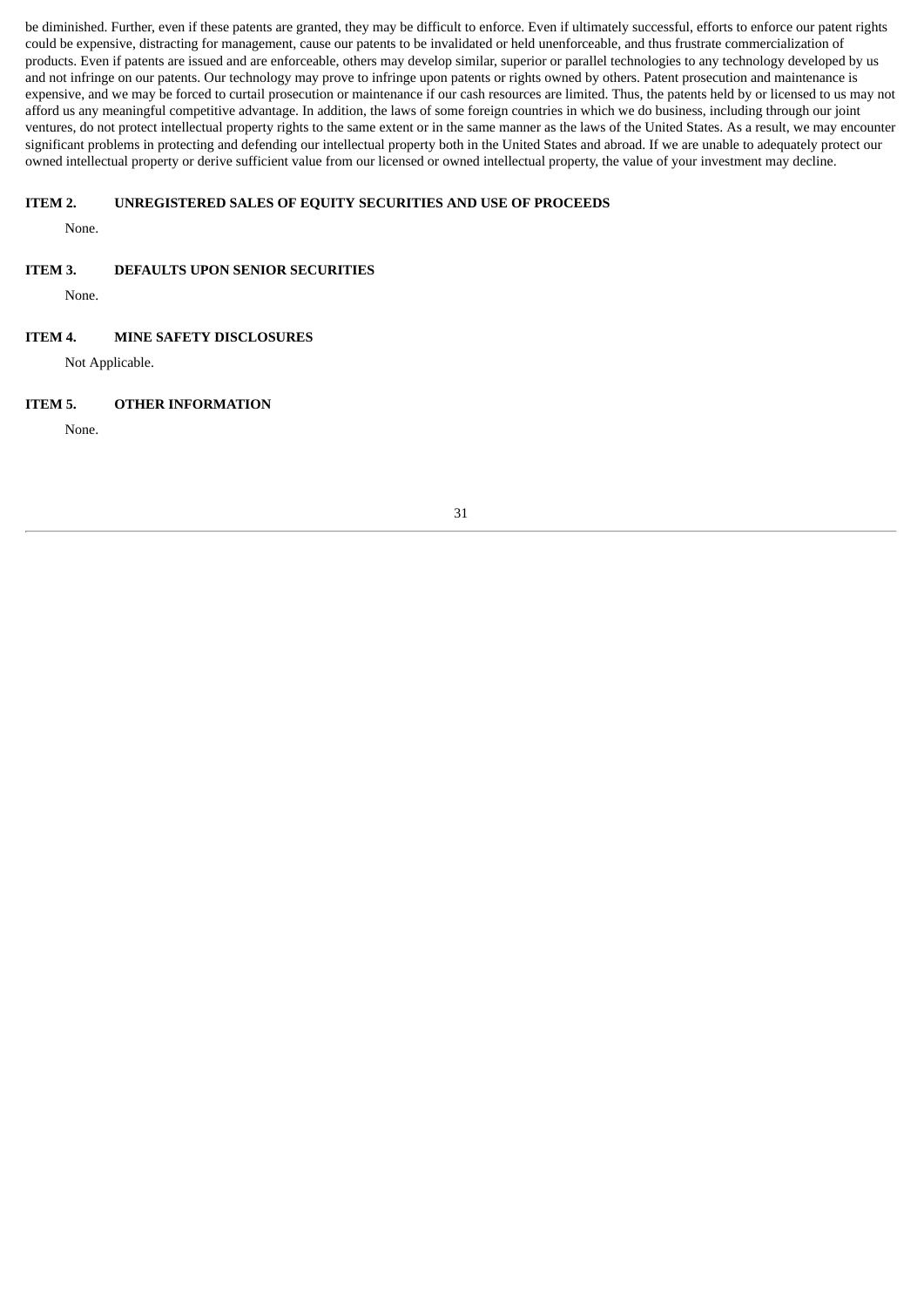be diminished. Further, even if these patents are granted, they may be difficult to enforce. Even if ultimately successful, efforts to enforce our patent rights could be expensive, distracting for management, cause our patents to be invalidated or held unenforceable, and thus frustrate commercialization of products. Even if patents are issued and are enforceable, others may develop similar, superior or parallel technologies to any technology developed by us and not infringe on our patents. Our technology may prove to infringe upon patents or rights owned by others. Patent prosecution and maintenance is expensive, and we may be forced to curtail prosecution or maintenance if our cash resources are limited. Thus, the patents held by or licensed to us may not afford us any meaningful competitive advantage. In addition, the laws of some foreign countries in which we do business, including through our joint ventures, do not protect intellectual property rights to the same extent or in the same manner as the laws of the United States. As a result, we may encounter significant problems in protecting and defending our intellectual property both in the United States and abroad. If we are unable to adequately protect our owned intellectual property or derive sufficient value from our licensed or owned intellectual property, the value of your investment may decline.

## ITEM 2. UNREGISTERED SALES OF EQUITY SECURITIES AND USE OF PROCEEDS

None.

## ITEM 3. DEFAULTS UPON SENIOR SECURITIES

None.

## ITEM 4. MINE SAFETY DISCLOSURES

Not Applicable.

## ITEM 5. OTHER INFORMATION

None.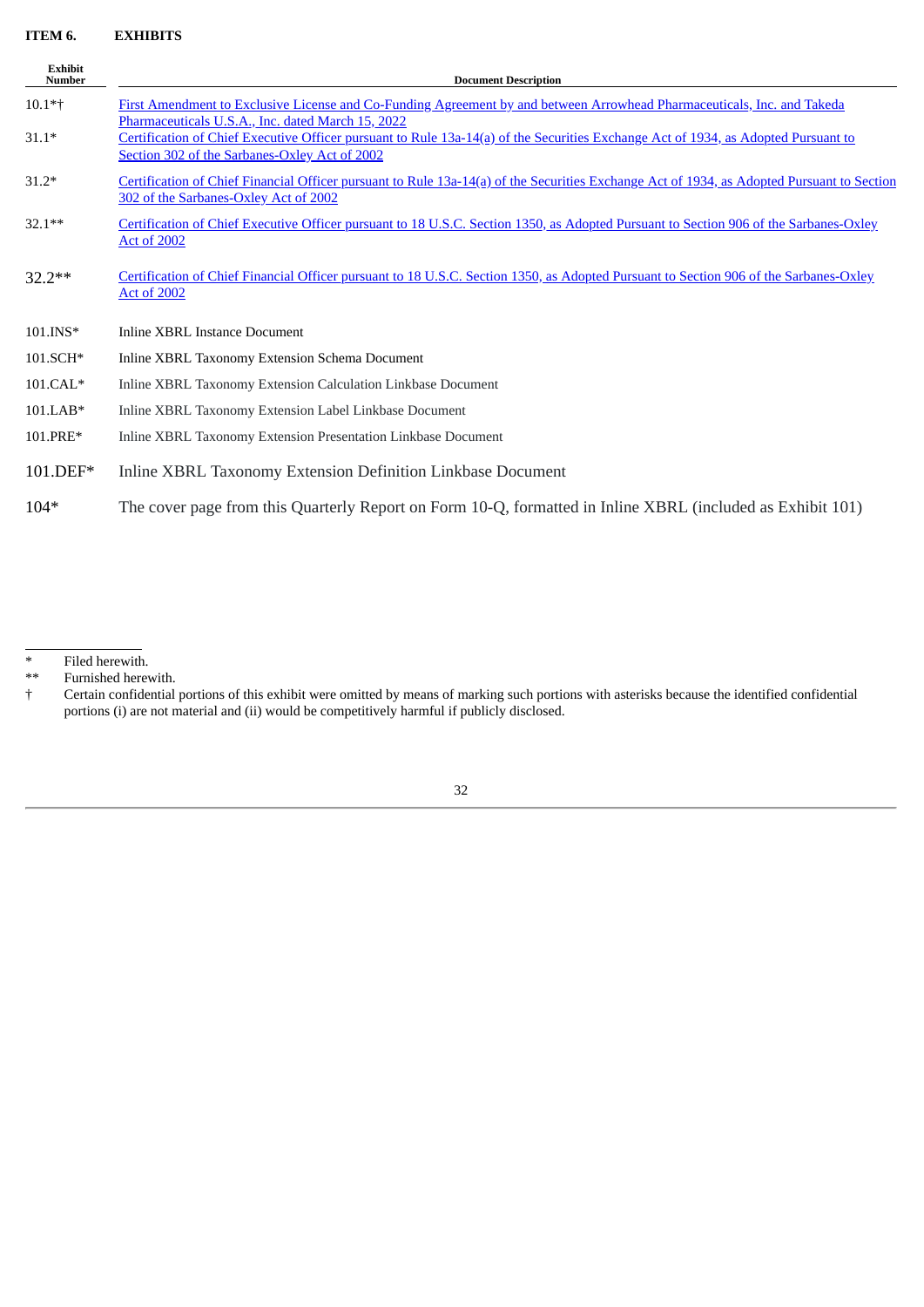## ITEM 6. EXHIBITS

| Exhibit Number | Document Description |
|---|---|
| 10.1*† | First Amendment to Exclusive License and Co-Funding Agreement by and between Arrowhead Pharmaceuticals, Inc. and Takeda Pharmaceuticals U.S.A., Inc. dated March 15, 2022 |
| 31.1* | Certification of Chief Executive Officer pursuant to Rule 13a-14(a) of the Securities Exchange Act of 1934, as Adopted Pursuant to Section 302 of the Sarbanes-Oxley Act of 2002 |
| 31.2* | Certification of Chief Financial Officer pursuant to Rule 13a-14(a) of the Securities Exchange Act of 1934, as Adopted Pursuant to Section 302 of the Sarbanes-Oxley Act of 2002 |
| 32.1** | Certification of Chief Executive Officer pursuant to 18 U.S.C. Section 1350, as Adopted Pursuant to Section 906 of the Sarbanes-Oxley Act of 2002 |
| 32.2** | Certification of Chief Financial Officer pursuant to 18 U.S.C. Section 1350, as Adopted Pursuant to Section 906 of the Sarbanes-Oxley Act of 2002 |
| 101.INS* | Inline XBRL Instance Document |
| 101.SCH* | Inline XBRL Taxonomy Extension Schema Document |
| 101.CAL* | Inline XBRL Taxonomy Extension Calculation Linkbase Document |
| 101.LAB* | Inline XBRL Taxonomy Extension Label Linkbase Document |
| 101.PRE* | Inline XBRL Taxonomy Extension Presentation Linkbase Document |
| 101.DEF* | Inline XBRL Taxonomy Extension Definition Linkbase Document |
| 104* | The cover page from this Quarterly Report on Form 10-Q, formatted in Inline XBRL (included as Exhibit 101) |

\* Filed herewith.

\*\* Furnished herewith.

† Certain confidential portions of this exhibit were omitted by means of marking such portions with asterisks because the identified confidential portions (i) are not material and (ii) would be competitively harmful if publicly disclosed.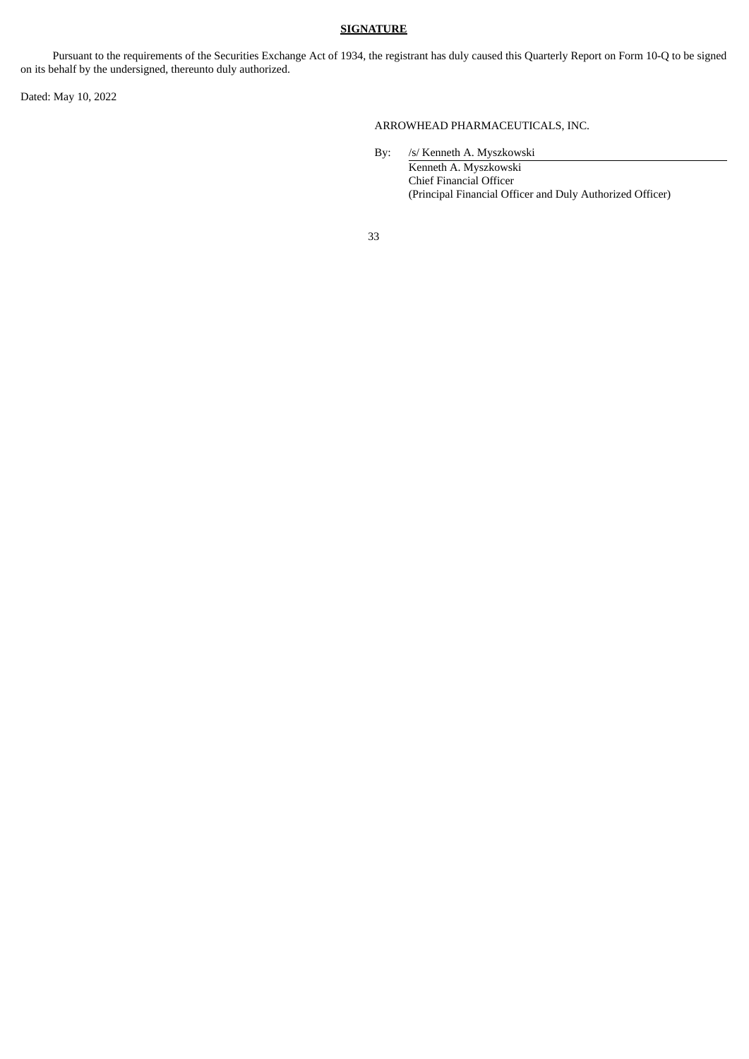**SIGNATURE**

Pursuant to the requirements of the Securities Exchange Act of 1934, the registrant has duly caused this Quarterly Report on Form 10-Q to be signed on its behalf by the undersigned, thereunto duly authorized.

Dated: May 10, 2022

ARROWHEAD PHARMACEUTICALS, INC.

By: /s/ Kenneth A. Myszkowski

Kenneth A. Myszkowski
Chief Financial Officer
(Principal Financial Officer and Duly Authorized Officer)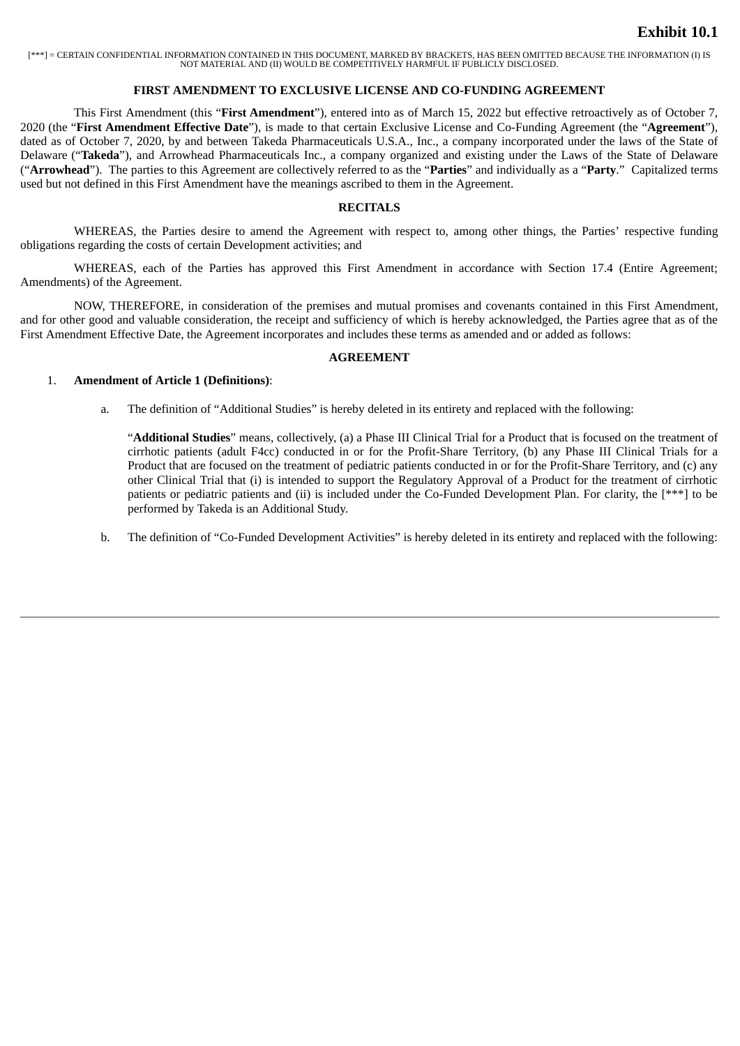**Exhibit 10.1**

[***] = CERTAIN CONFIDENTIAL INFORMATION CONTAINED IN THIS DOCUMENT, MARKED BY BRACKETS, HAS BEEN OMITTED BECAUSE THE INFORMATION (I) IS NOT MATERIAL AND (II) WOULD BE COMPETITIVELY HARMFUL IF PUBLICLY DISCLOSED.

**FIRST AMENDMENT TO EXCLUSIVE LICENSE AND CO-FUNDING AGREEMENT**

This First Amendment (this "**First Amendment**"), entered into as of March 15, 2022 but effective retroactively as of October 7, 2020 (the "**First Amendment Effective Date**"), is made to that certain Exclusive License and Co-Funding Agreement (the "**Agreement**"), dated as of October 7, 2020, by and between Takeda Pharmaceuticals U.S.A., Inc., a company incorporated under the laws of the State of Delaware ("**Takeda**"), and Arrowhead Pharmaceuticals Inc., a company organized and existing under the Laws of the State of Delaware ("**Arrowhead**"). The parties to this Agreement are collectively referred to as the "**Parties**" and individually as a "**Party**." Capitalized terms used but not defined in this First Amendment have the meanings ascribed to them in the Agreement.

**RECITALS**

WHEREAS, the Parties desire to amend the Agreement with respect to, among other things, the Parties' respective funding obligations regarding the costs of certain Development activities; and

WHEREAS, each of the Parties has approved this First Amendment in accordance with Section 17.4 (Entire Agreement; Amendments) of the Agreement.

NOW, THEREFORE, in consideration of the premises and mutual promises and covenants contained in this First Amendment, and for other good and valuable consideration, the receipt and sufficiency of which is hereby acknowledged, the Parties agree that as of the First Amendment Effective Date, the Agreement incorporates and includes these terms as amended and or added as follows:

**AGREEMENT**

1. **Amendment of Article 1 (Definitions)**:

   a. The definition of "Additional Studies" is hereby deleted in its entirety and replaced with the following:

      "**Additional Studies**" means, collectively, (a) a Phase III Clinical Trial for a Product that is focused on the treatment of cirrhotic patients (adult F4cc) conducted in or for the Profit-Share Territory, (b) any Phase III Clinical Trials for a Product that are focused on the treatment of pediatric patients conducted in or for the Profit-Share Territory, and (c) any other Clinical Trial that (i) is intended to support the Regulatory Approval of a Product for the treatment of cirrhotic patients or pediatric patients and (ii) is included under the Co-Funded Development Plan. For clarity, the [***] to be performed by Takeda is an Additional Study.

   b. The definition of "Co-Funded Development Activities" is hereby deleted in its entirety and replaced with the following: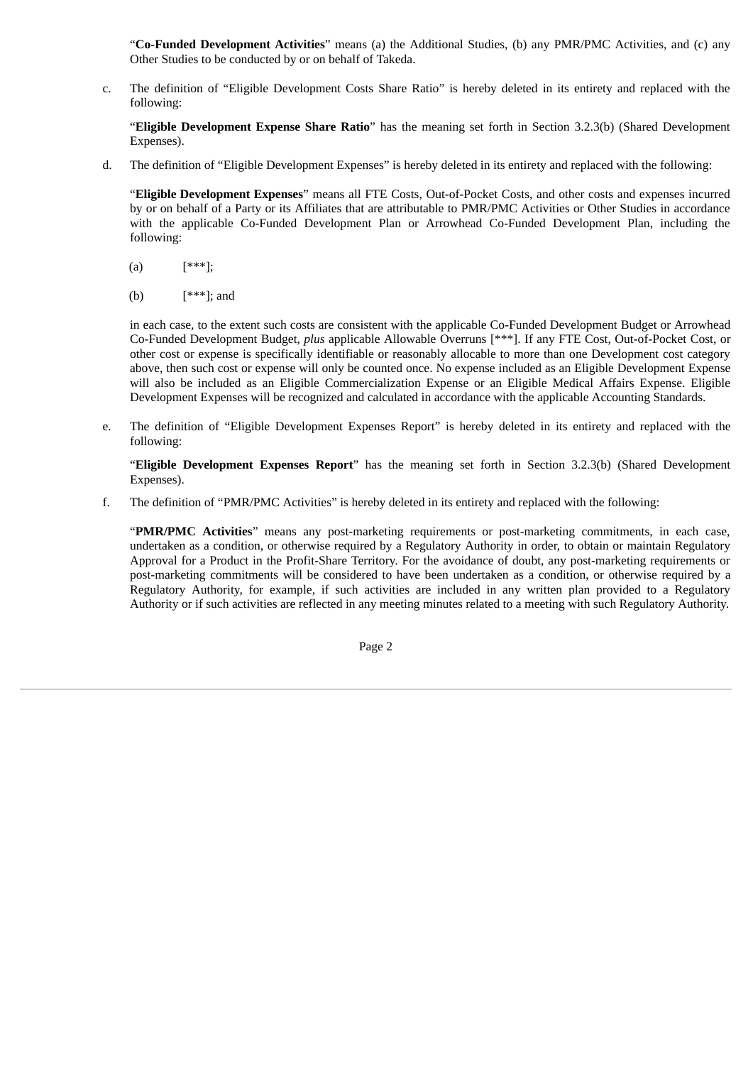"**Co-Funded Development Activities**" means (a) the Additional Studies, (b) any PMR/PMC Activities, and (c) any Other Studies to be conducted by or on behalf of Takeda.

c. The definition of "Eligible Development Costs Share Ratio" is hereby deleted in its entirety and replaced with the following:

"**Eligible Development Expense Share Ratio**" has the meaning set forth in Section 3.2.3(b) (Shared Development Expenses).

d. The definition of "Eligible Development Expenses" is hereby deleted in its entirety and replaced with the following:

"**Eligible Development Expenses**" means all FTE Costs, Out-of-Pocket Costs, and other costs and expenses incurred by or on behalf of a Party or its Affiliates that are attributable to PMR/PMC Activities or Other Studies in accordance with the applicable Co-Funded Development Plan or Arrowhead Co-Funded Development Plan, including the following:

(a) [***];

(b) [***]; and

in each case, to the extent such costs are consistent with the applicable Co-Funded Development Budget or Arrowhead Co-Funded Development Budget, *plus* applicable Allowable Overruns [***]. If any FTE Cost, Out-of-Pocket Cost, or other cost or expense is specifically identifiable or reasonably allocable to more than one Development cost category above, then such cost or expense will only be counted once. No expense included as an Eligible Development Expense will also be included as an Eligible Commercialization Expense or an Eligible Medical Affairs Expense. Eligible Development Expenses will be recognized and calculated in accordance with the applicable Accounting Standards.

e. The definition of "Eligible Development Expenses Report" is hereby deleted in its entirety and replaced with the following:

"**Eligible Development Expenses Report**" has the meaning set forth in Section 3.2.3(b) (Shared Development Expenses).

f. The definition of "PMR/PMC Activities" is hereby deleted in its entirety and replaced with the following:

"**PMR/PMC Activities**" means any post-marketing requirements or post-marketing commitments, in each case, undertaken as a condition, or otherwise required by a Regulatory Authority in order, to obtain or maintain Regulatory Approval for a Product in the Profit-Share Territory. For the avoidance of doubt, any post-marketing requirements or post-marketing commitments will be considered to have been undertaken as a condition, or otherwise required by a Regulatory Authority, for example, if such activities are included in any written plan provided to a Regulatory Authority or if such activities are reflected in any meeting minutes related to a meeting with such Regulatory Authority.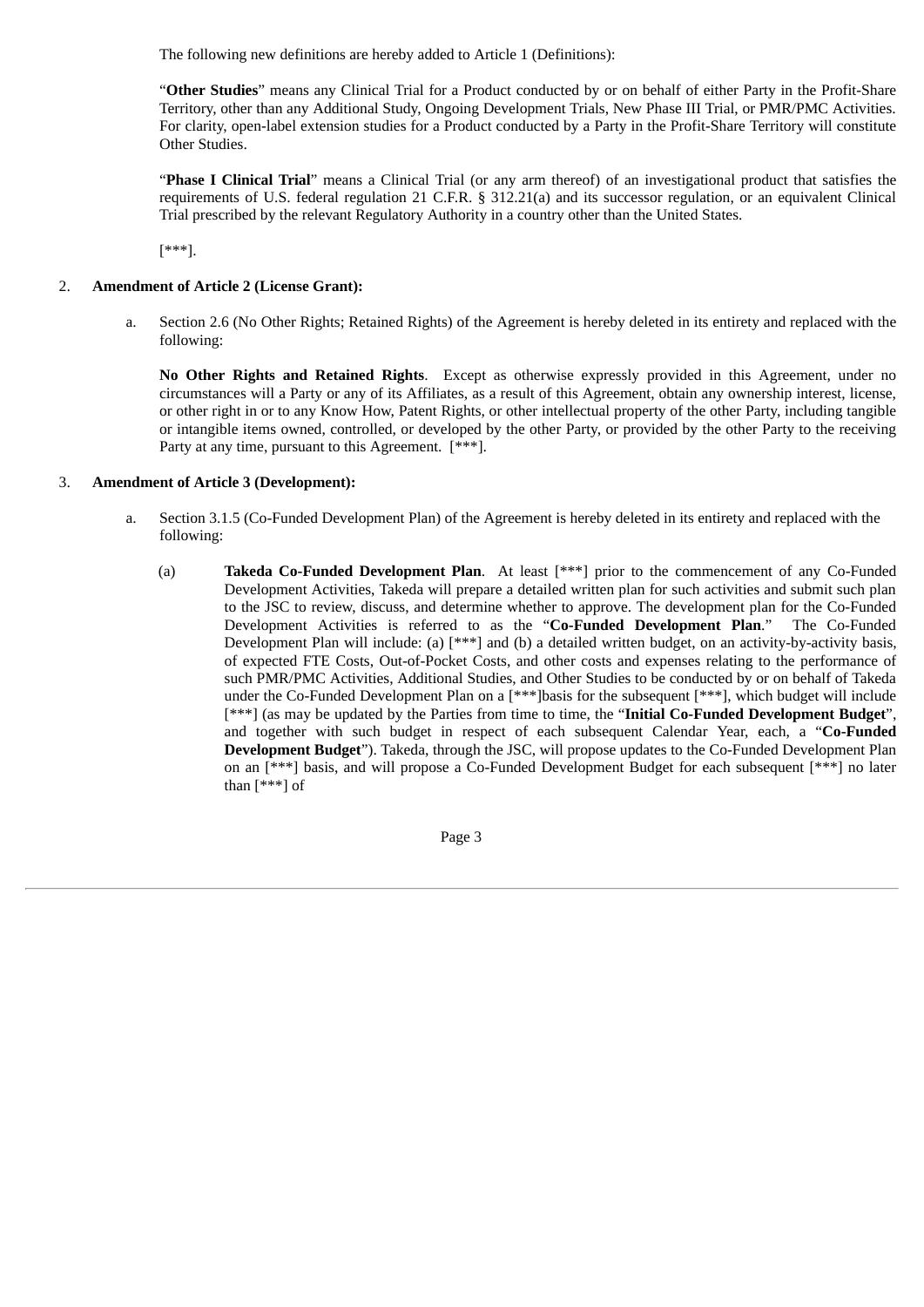The following new definitions are hereby added to Article 1 (Definitions):

"**Other Studies**" means any Clinical Trial for a Product conducted by or on behalf of either Party in the Profit-Share Territory, other than any Additional Study, Ongoing Development Trials, New Phase III Trial, or PMR/PMC Activities. For clarity, open-label extension studies for a Product conducted by a Party in the Profit-Share Territory will constitute Other Studies.

"**Phase I Clinical Trial**" means a Clinical Trial (or any arm thereof) of an investigational product that satisfies the requirements of U.S. federal regulation 21 C.F.R. § 312.21(a) and its successor regulation, or an equivalent Clinical Trial prescribed by the relevant Regulatory Authority in a country other than the United States.

[***].

2. **Amendment of Article 2 (License Grant):**

   a. Section 2.6 (No Other Rights; Retained Rights) of the Agreement is hereby deleted in its entirety and replaced with the following:

      **No Other Rights and Retained Rights**. Except as otherwise expressly provided in this Agreement, under no circumstances will a Party or any of its Affiliates, as a result of this Agreement, obtain any ownership interest, license, or other right in or to any Know How, Patent Rights, or other intellectual property of the other Party, including tangible or intangible items owned, controlled, or developed by the other Party, or provided by the other Party to the receiving Party at any time, pursuant to this Agreement. [***].

3. **Amendment of Article 3 (Development):**

   a. Section 3.1.5 (Co-Funded Development Plan) of the Agreement is hereby deleted in its entirety and replaced with the following:

      (a) **Takeda Co-Funded Development Plan**. At least [***] prior to the commencement of any Co-Funded Development Activities, Takeda will prepare a detailed written plan for such activities and submit such plan to the JSC to review, discuss, and determine whether to approve. The development plan for the Co-Funded Development Activities is referred to as the "**Co-Funded Development Plan**." The Co-Funded Development Plan will include: (a) [***] and (b) a detailed written budget, on an activity-by-activity basis, of expected FTE Costs, Out-of-Pocket Costs, and other costs and expenses relating to the performance of such PMR/PMC Activities, Additional Studies, and Other Studies to be conducted by or on behalf of Takeda under the Co-Funded Development Plan on a [***]basis for the subsequent [***], which budget will include [***] (as may be updated by the Parties from time to time, the "**Initial Co-Funded Development Budget**", and together with such budget in respect of each subsequent Calendar Year, each, a "**Co-Funded Development Budget**"). Takeda, through the JSC, will propose updates to the Co-Funded Development Plan on an [***] basis, and will propose a Co-Funded Development Budget for each subsequent [***] no later than [***] of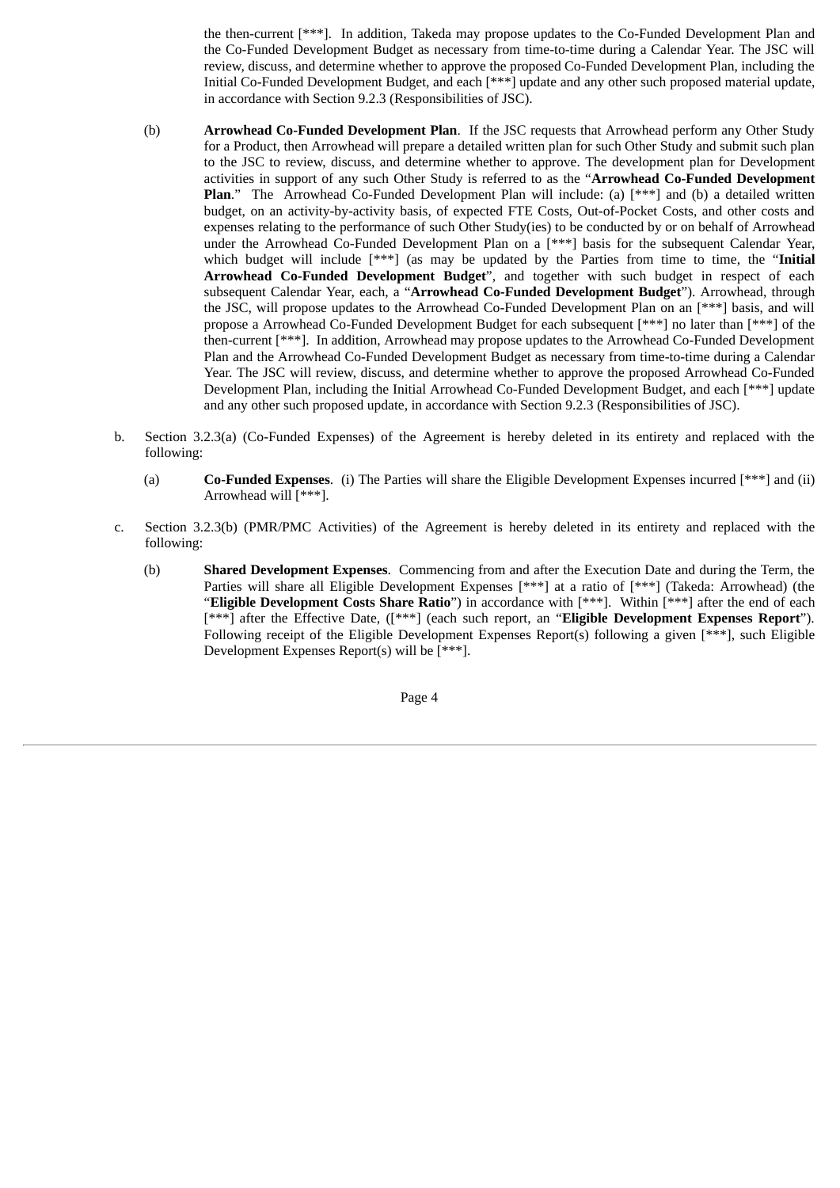the then-current [***]. In addition, Takeda may propose updates to the Co-Funded Development Plan and the Co-Funded Development Budget as necessary from time-to-time during a Calendar Year. The JSC will review, discuss, and determine whether to approve the proposed Co-Funded Development Plan, including the Initial Co-Funded Development Budget, and each [***] update and any other such proposed material update, in accordance with Section 9.2.3 (Responsibilities of JSC).

(b) **Arrowhead Co-Funded Development Plan**. If the JSC requests that Arrowhead perform any Other Study for a Product, then Arrowhead will prepare a detailed written plan for such Other Study and submit such plan to the JSC to review, discuss, and determine whether to approve. The development plan for Development activities in support of any such Other Study is referred to as the "**Arrowhead Co-Funded Development Plan**." The Arrowhead Co-Funded Development Plan will include: (a) [***] and (b) a detailed written budget, on an activity-by-activity basis, of expected FTE Costs, Out-of-Pocket Costs, and other costs and expenses relating to the performance of such Other Study(ies) to be conducted by or on behalf of Arrowhead under the Arrowhead Co-Funded Development Plan on a [***] basis for the subsequent Calendar Year, which budget will include [***] (as may be updated by the Parties from time to time, the "**Initial Arrowhead Co-Funded Development Budget**", and together with such budget in respect of each subsequent Calendar Year, each, a "**Arrowhead Co-Funded Development Budget**"). Arrowhead, through the JSC, will propose updates to the Arrowhead Co-Funded Development Plan on an [***] basis, and will propose a Arrowhead Co-Funded Development Budget for each subsequent [***] no later than [***] of the then-current [***]. In addition, Arrowhead may propose updates to the Arrowhead Co-Funded Development Plan and the Arrowhead Co-Funded Development Budget as necessary from time-to-time during a Calendar Year. The JSC will review, discuss, and determine whether to approve the proposed Arrowhead Co-Funded Development Plan, including the Initial Arrowhead Co-Funded Development Budget, and each [***] update and any other such proposed update, in accordance with Section 9.2.3 (Responsibilities of JSC).

b. Section 3.2.3(a) (Co-Funded Expenses) of the Agreement is hereby deleted in its entirety and replaced with the following:

(a) **Co-Funded Expenses**. (i) The Parties will share the Eligible Development Expenses incurred [***] and (ii) Arrowhead will [***].

c. Section 3.2.3(b) (PMR/PMC Activities) of the Agreement is hereby deleted in its entirety and replaced with the following:

(b) **Shared Development Expenses**. Commencing from and after the Execution Date and during the Term, the Parties will share all Eligible Development Expenses [***] at a ratio of [***] (Takeda: Arrowhead) (the "**Eligible Development Costs Share Ratio**") in accordance with [***]. Within [***] after the end of each [***] after the Effective Date, ([***] (each such report, an "**Eligible Development Expenses Report**"). Following receipt of the Eligible Development Expenses Report(s) following a given [***], such Eligible Development Expenses Report(s) will be [***].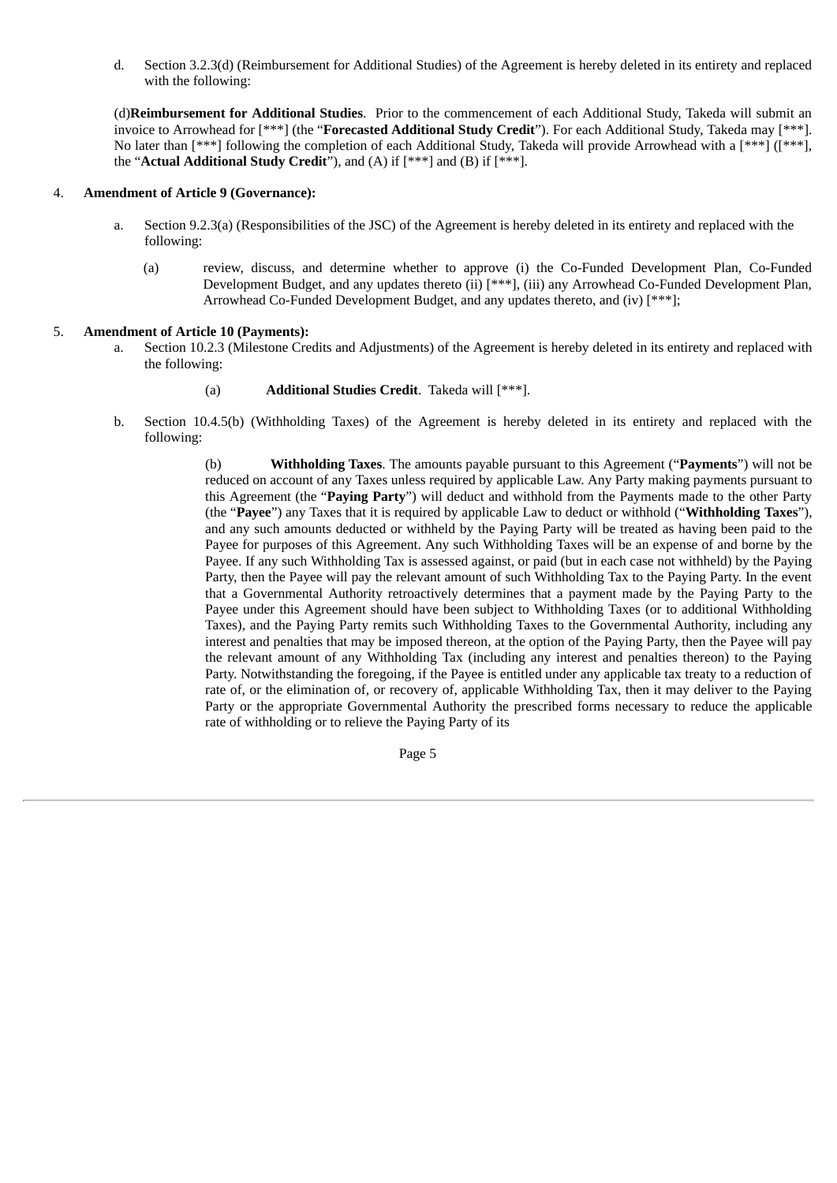d. Section 3.2.3(d) (Reimbursement for Additional Studies) of the Agreement is hereby deleted in its entirety and replaced with the following:

(d)**Reimbursement for Additional Studies**. Prior to the commencement of each Additional Study, Takeda will submit an invoice to Arrowhead for [***] (the "**Forecasted Additional Study Credit**"). For each Additional Study, Takeda may [***]. No later than [***] following the completion of each Additional Study, Takeda will provide Arrowhead with a [***] ([***], the "**Actual Additional Study Credit**"), and (A) if [***] and (B) if [***].

4. **Amendment of Article 9 (Governance):**

a. Section 9.2.3(a) (Responsibilities of the JSC) of the Agreement is hereby deleted in its entirety and replaced with the following:

(a) review, discuss, and determine whether to approve (i) the Co-Funded Development Plan, Co-Funded Development Budget, and any updates thereto (ii) [***], (iii) any Arrowhead Co-Funded Development Plan, Arrowhead Co-Funded Development Budget, and any updates thereto, and (iv) [***];

5. **Amendment of Article 10 (Payments):**

a. Section 10.2.3 (Milestone Credits and Adjustments) of the Agreement is hereby deleted in its entirety and replaced with the following:

(a) **Additional Studies Credit**. Takeda will [***].

b. Section 10.4.5(b) (Withholding Taxes) of the Agreement is hereby deleted in its entirety and replaced with the following:

(b) **Withholding Taxes**. The amounts payable pursuant to this Agreement ("**Payments**") will not be reduced on account of any Taxes unless required by applicable Law. Any Party making payments pursuant to this Agreement (the "**Paying Party**") will deduct and withhold from the Payments made to the other Party (the "**Payee**") any Taxes that it is required by applicable Law to deduct or withhold ("**Withholding Taxes**"), and any such amounts deducted or withheld by the Paying Party will be treated as having been paid to the Payee for purposes of this Agreement. Any such Withholding Taxes will be an expense of and borne by the Payee. If any such Withholding Tax is assessed against, or paid (but in each case not withheld) by the Paying Party, then the Payee will pay the relevant amount of such Withholding Tax to the Paying Party. In the event that a Governmental Authority retroactively determines that a payment made by the Paying Party to the Payee under this Agreement should have been subject to Withholding Taxes (or to additional Withholding Taxes), and the Paying Party remits such Withholding Taxes to the Governmental Authority, including any interest and penalties that may be imposed thereon, at the option of the Paying Party, then the Payee will pay the relevant amount of any Withholding Tax (including any interest and penalties thereon) to the Paying Party. Notwithstanding the foregoing, if the Payee is entitled under any applicable tax treaty to a reduction of rate of, or the elimination of, or recovery of, applicable Withholding Tax, then it may deliver to the Paying Party or the appropriate Governmental Authority the prescribed forms necessary to reduce the applicable rate of withholding or to relieve the Paying Party of its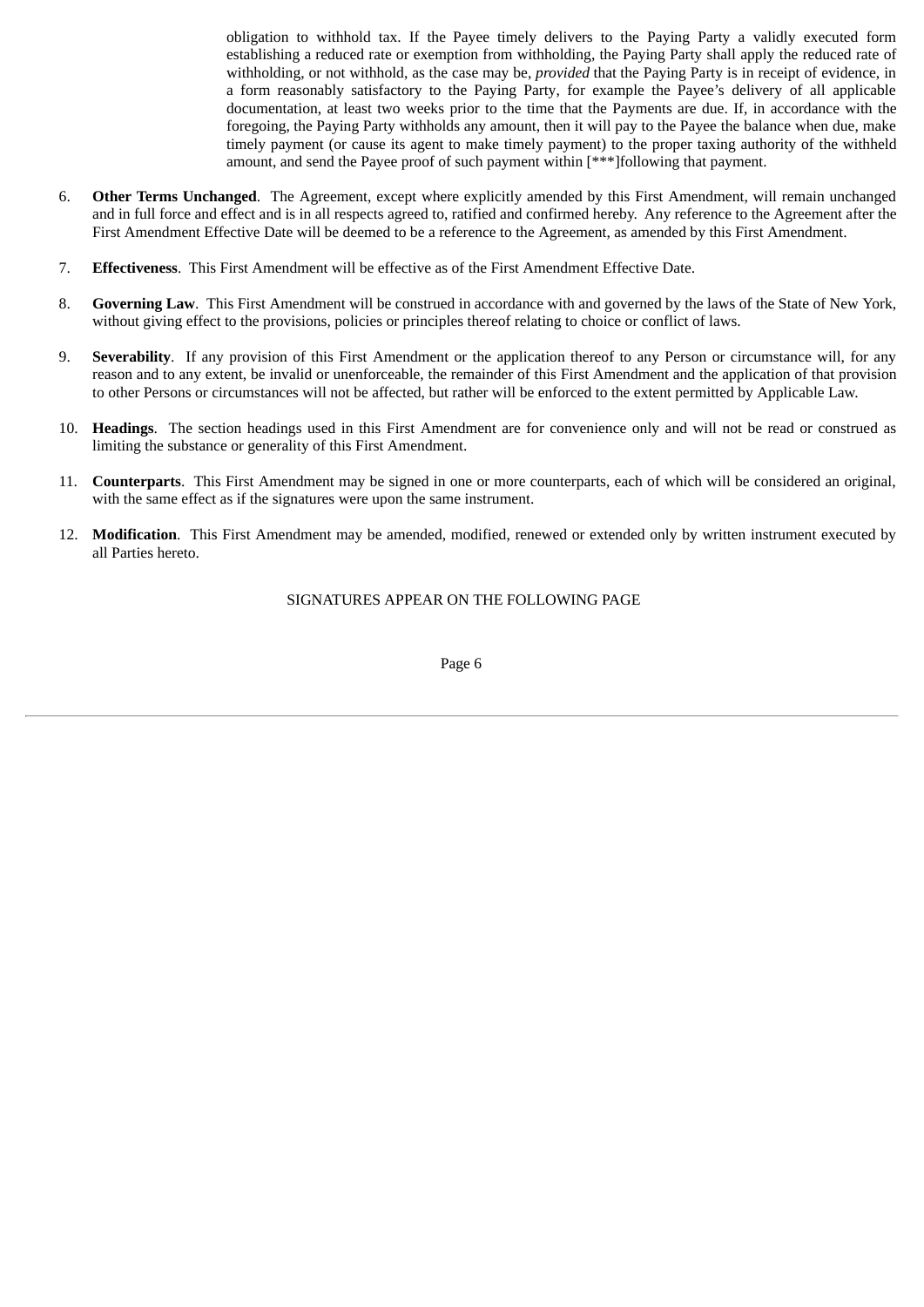obligation to withhold tax. If the Payee timely delivers to the Paying Party a validly executed form establishing a reduced rate or exemption from withholding, the Paying Party shall apply the reduced rate of withholding, or not withhold, as the case may be, *provided* that the Paying Party is in receipt of evidence, in a form reasonably satisfactory to the Paying Party, for example the Payee's delivery of all applicable documentation, at least two weeks prior to the time that the Payments are due. If, in accordance with the foregoing, the Paying Party withholds any amount, then it will pay to the Payee the balance when due, make timely payment (or cause its agent to make timely payment) to the proper taxing authority of the withheld amount, and send the Payee proof of such payment within [***]following that payment.

6. **Other Terms Unchanged**. The Agreement, except where explicitly amended by this First Amendment, will remain unchanged and in full force and effect and is in all respects agreed to, ratified and confirmed hereby. Any reference to the Agreement after the First Amendment Effective Date will be deemed to be a reference to the Agreement, as amended by this First Amendment.

7. **Effectiveness**. This First Amendment will be effective as of the First Amendment Effective Date.

8. **Governing Law**. This First Amendment will be construed in accordance with and governed by the laws of the State of New York, without giving effect to the provisions, policies or principles thereof relating to choice or conflict of laws.

9. **Severability**. If any provision of this First Amendment or the application thereof to any Person or circumstance will, for any reason and to any extent, be invalid or unenforceable, the remainder of this First Amendment and the application of that provision to other Persons or circumstances will not be affected, but rather will be enforced to the extent permitted by Applicable Law.

10. **Headings**. The section headings used in this First Amendment are for convenience only and will not be read or construed as limiting the substance or generality of this First Amendment.

11. **Counterparts**. This First Amendment may be signed in one or more counterparts, each of which will be considered an original, with the same effect as if the signatures were upon the same instrument.

12. **Modification**. This First Amendment may be amended, modified, renewed or extended only by written instrument executed by all Parties hereto.

SIGNATURES APPEAR ON THE FOLLOWING PAGE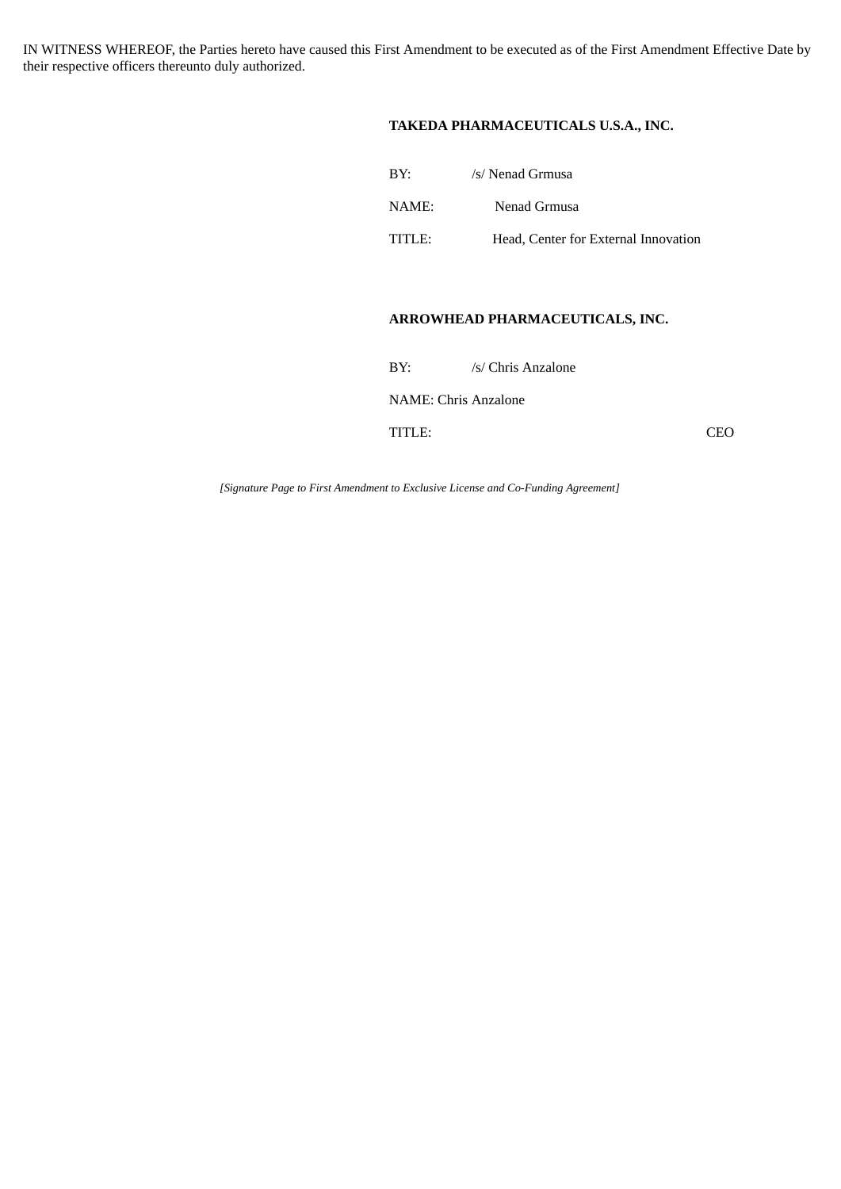IN WITNESS WHEREOF, the Parties hereto have caused this First Amendment to be executed as of the First Amendment Effective Date by their respective officers thereunto duly authorized.

**TAKEDA PHARMACEUTICALS U.S.A., INC.**

BY: /s/ Nenad Grmusa

NAME: Nenad Grmusa

TITLE: Head, Center for External Innovation

**ARROWHEAD PHARMACEUTICALS, INC.**

BY: /s/ Chris Anzalone

NAME: Chris Anzalone

TITLE: CEO

*[Signature Page to First Amendment to Exclusive License and Co-Funding Agreement]*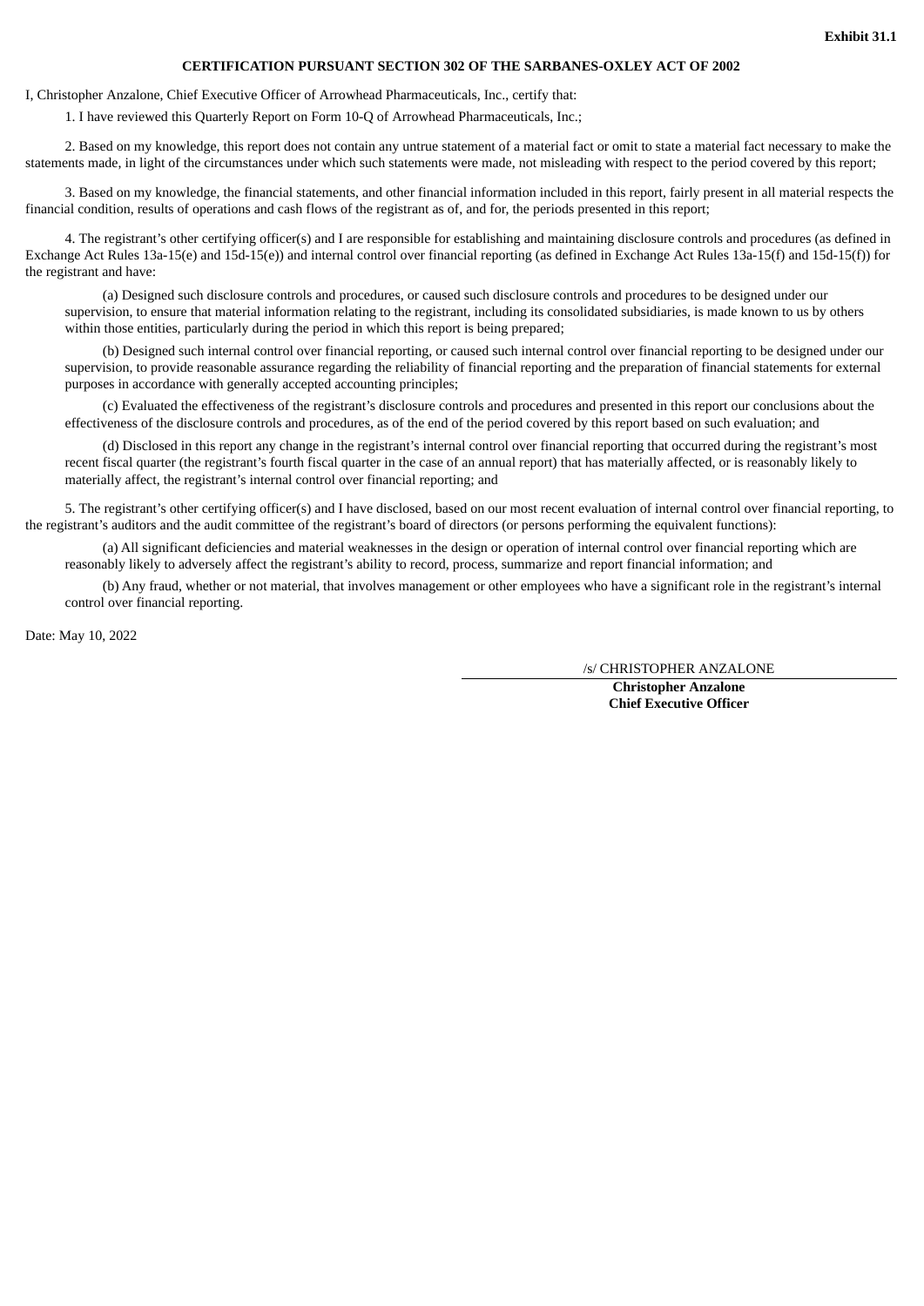**Exhibit 31.1**

**CERTIFICATION PURSUANT SECTION 302 OF THE SARBANES-OXLEY ACT OF 2002**

I, Christopher Anzalone, Chief Executive Officer of Arrowhead Pharmaceuticals, Inc., certify that:

1. I have reviewed this Quarterly Report on Form 10-Q of Arrowhead Pharmaceuticals, Inc.;

2. Based on my knowledge, this report does not contain any untrue statement of a material fact or omit to state a material fact necessary to make the statements made, in light of the circumstances under which such statements were made, not misleading with respect to the period covered by this report;

3. Based on my knowledge, the financial statements, and other financial information included in this report, fairly present in all material respects the financial condition, results of operations and cash flows of the registrant as of, and for, the periods presented in this report;

4. The registrant's other certifying officer(s) and I are responsible for establishing and maintaining disclosure controls and procedures (as defined in Exchange Act Rules 13a-15(e) and 15d-15(e)) and internal control over financial reporting (as defined in Exchange Act Rules 13a-15(f) and 15d-15(f)) for the registrant and have:

(a) Designed such disclosure controls and procedures, or caused such disclosure controls and procedures to be designed under our supervision, to ensure that material information relating to the registrant, including its consolidated subsidiaries, is made known to us by others within those entities, particularly during the period in which this report is being prepared;

(b) Designed such internal control over financial reporting, or caused such internal control over financial reporting to be designed under our supervision, to provide reasonable assurance regarding the reliability of financial reporting and the preparation of financial statements for external purposes in accordance with generally accepted accounting principles;

(c) Evaluated the effectiveness of the registrant's disclosure controls and procedures and presented in this report our conclusions about the effectiveness of the disclosure controls and procedures, as of the end of the period covered by this report based on such evaluation; and

(d) Disclosed in this report any change in the registrant's internal control over financial reporting that occurred during the registrant's most recent fiscal quarter (the registrant's fourth fiscal quarter in the case of an annual report) that has materially affected, or is reasonably likely to materially affect, the registrant's internal control over financial reporting; and

5. The registrant's other certifying officer(s) and I have disclosed, based on our most recent evaluation of internal control over financial reporting, to the registrant's auditors and the audit committee of the registrant's board of directors (or persons performing the equivalent functions):

(a) All significant deficiencies and material weaknesses in the design or operation of internal control over financial reporting which are reasonably likely to adversely affect the registrant's ability to record, process, summarize and report financial information; and

(b) Any fraud, whether or not material, that involves management or other employees who have a significant role in the registrant's internal control over financial reporting.

Date: May 10, 2022

/s/ CHRISTOPHER ANZALONE

**Christopher Anzalone**
**Chief Executive Officer**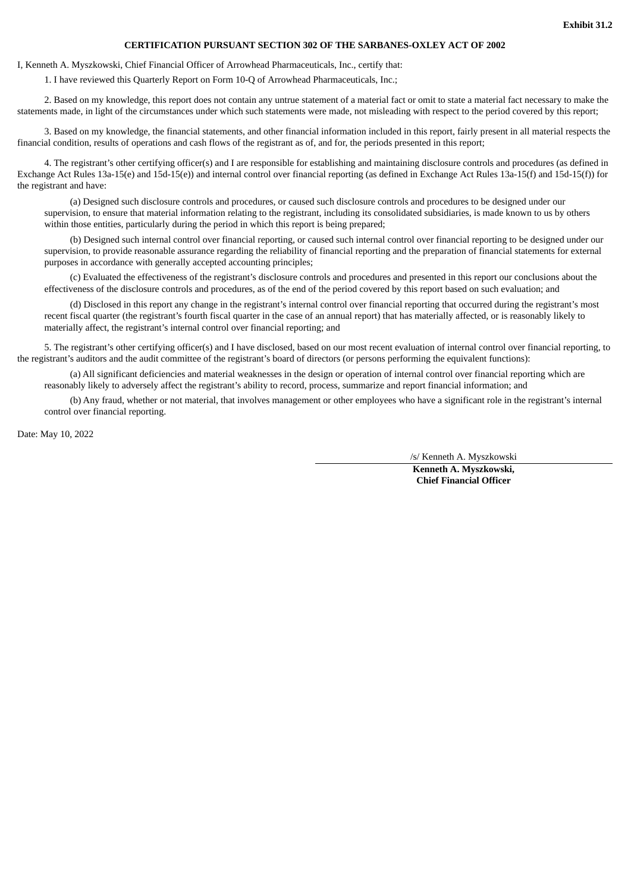**Exhibit 31.2**

**CERTIFICATION PURSUANT SECTION 302 OF THE SARBANES-OXLEY ACT OF 2002**

I, Kenneth A. Myszkowski, Chief Financial Officer of Arrowhead Pharmaceuticals, Inc., certify that:

1. I have reviewed this Quarterly Report on Form 10-Q of Arrowhead Pharmaceuticals, Inc.;

2. Based on my knowledge, this report does not contain any untrue statement of a material fact or omit to state a material fact necessary to make the statements made, in light of the circumstances under which such statements were made, not misleading with respect to the period covered by this report;

3. Based on my knowledge, the financial statements, and other financial information included in this report, fairly present in all material respects the financial condition, results of operations and cash flows of the registrant as of, and for, the periods presented in this report;

4. The registrant's other certifying officer(s) and I are responsible for establishing and maintaining disclosure controls and procedures (as defined in Exchange Act Rules 13a-15(e) and 15d-15(e)) and internal control over financial reporting (as defined in Exchange Act Rules 13a-15(f) and 15d-15(f)) for the registrant and have:

(a) Designed such disclosure controls and procedures, or caused such disclosure controls and procedures to be designed under our supervision, to ensure that material information relating to the registrant, including its consolidated subsidiaries, is made known to us by others within those entities, particularly during the period in which this report is being prepared;

(b) Designed such internal control over financial reporting, or caused such internal control over financial reporting to be designed under our supervision, to provide reasonable assurance regarding the reliability of financial reporting and the preparation of financial statements for external purposes in accordance with generally accepted accounting principles;

(c) Evaluated the effectiveness of the registrant's disclosure controls and procedures and presented in this report our conclusions about the effectiveness of the disclosure controls and procedures, as of the end of the period covered by this report based on such evaluation; and

(d) Disclosed in this report any change in the registrant's internal control over financial reporting that occurred during the registrant's most recent fiscal quarter (the registrant's fourth fiscal quarter in the case of an annual report) that has materially affected, or is reasonably likely to materially affect, the registrant's internal control over financial reporting; and

5. The registrant's other certifying officer(s) and I have disclosed, based on our most recent evaluation of internal control over financial reporting, to the registrant's auditors and the audit committee of the registrant's board of directors (or persons performing the equivalent functions):

(a) All significant deficiencies and material weaknesses in the design or operation of internal control over financial reporting which are reasonably likely to adversely affect the registrant's ability to record, process, summarize and report financial information; and

(b) Any fraud, whether or not material, that involves management or other employees who have a significant role in the registrant's internal control over financial reporting.

Date: May 10, 2022

/s/ Kenneth A. Myszkowski

**Kenneth A. Myszkowski,**
**Chief Financial Officer**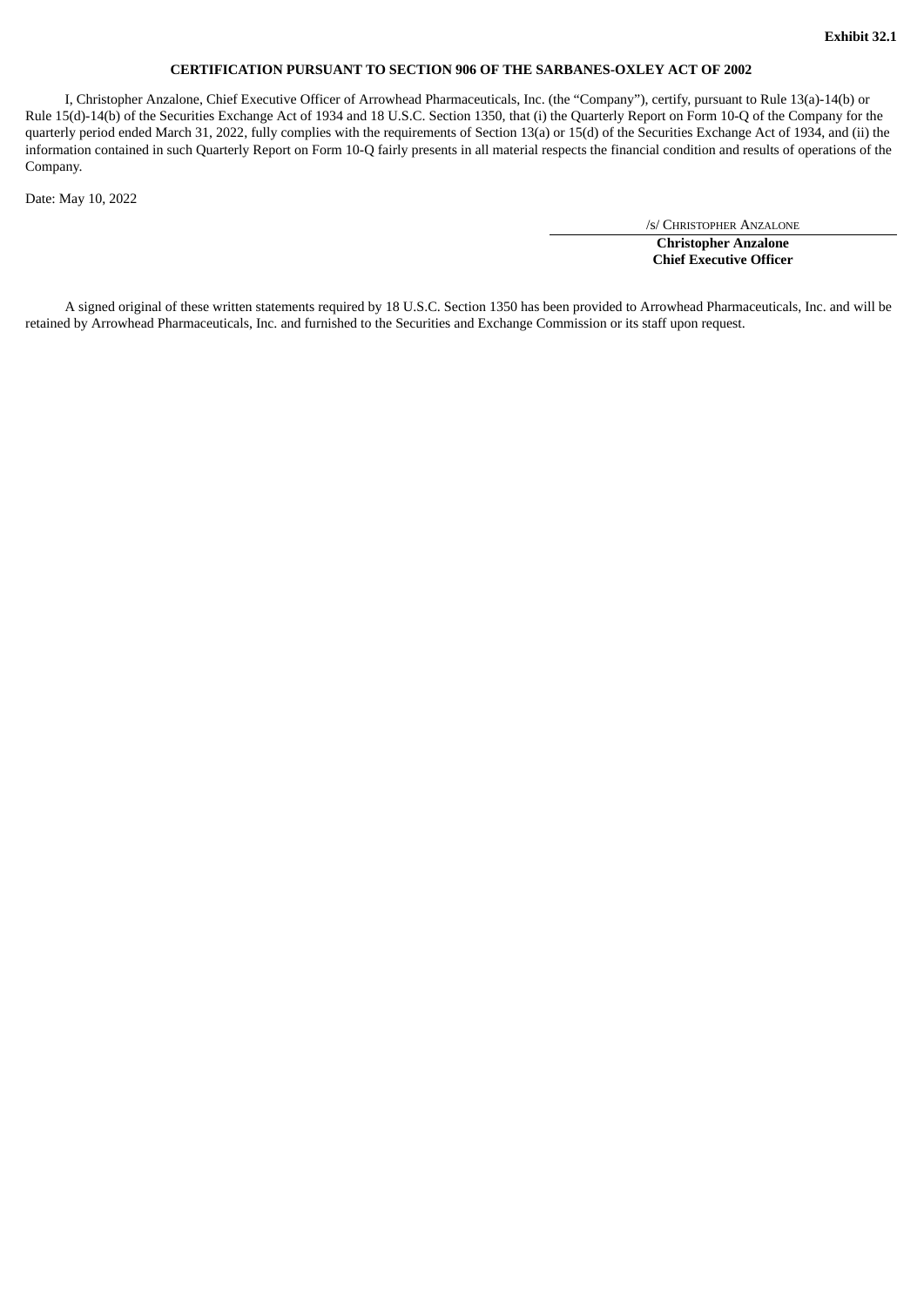**Exhibit 32.1**

**CERTIFICATION PURSUANT TO SECTION 906 OF THE SARBANES-OXLEY ACT OF 2002**

I, Christopher Anzalone, Chief Executive Officer of Arrowhead Pharmaceuticals, Inc. (the "Company"), certify, pursuant to Rule 13(a)-14(b) or Rule 15(d)-14(b) of the Securities Exchange Act of 1934 and 18 U.S.C. Section 1350, that (i) the Quarterly Report on Form 10-Q of the Company for the quarterly period ended March 31, 2022, fully complies with the requirements of Section 13(a) or 15(d) of the Securities Exchange Act of 1934, and (ii) the information contained in such Quarterly Report on Form 10-Q fairly presents in all material respects the financial condition and results of operations of the Company.

Date: May 10, 2022

/S/ CHRISTOPHER ANZALONE

**Christopher Anzalone**
**Chief Executive Officer**

A signed original of these written statements required by 18 U.S.C. Section 1350 has been provided to Arrowhead Pharmaceuticals, Inc. and will be retained by Arrowhead Pharmaceuticals, Inc. and furnished to the Securities and Exchange Commission or its staff upon request.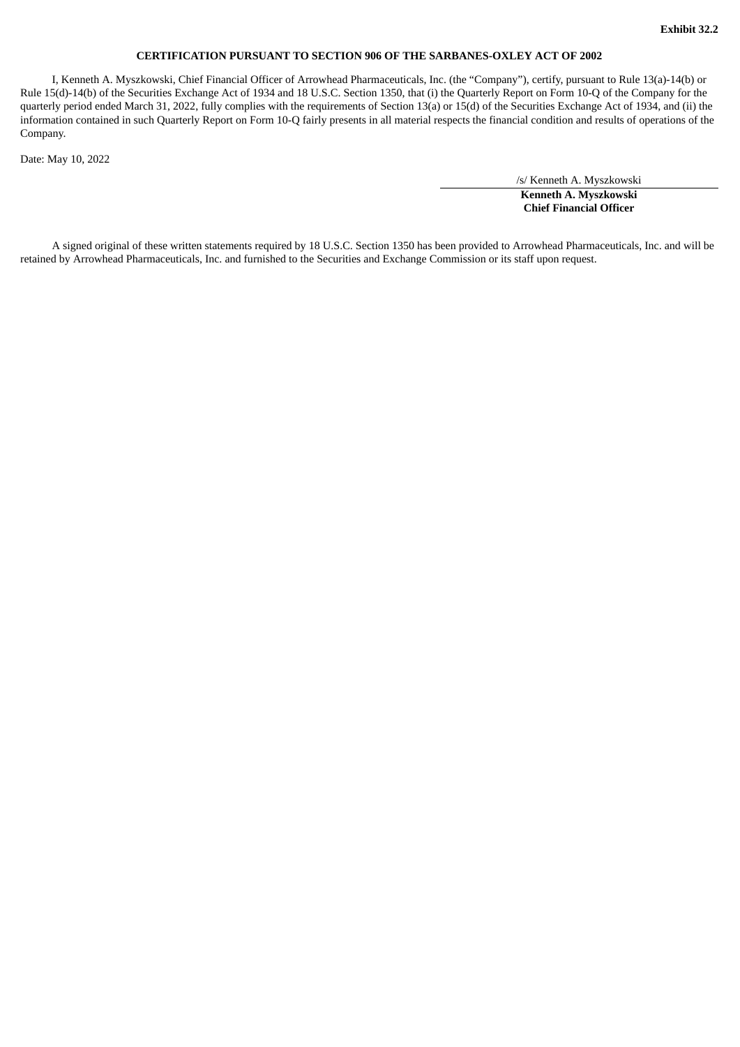**Exhibit 32.2**

**CERTIFICATION PURSUANT TO SECTION 906 OF THE SARBANES-OXLEY ACT OF 2002**

I, Kenneth A. Myszkowski, Chief Financial Officer of Arrowhead Pharmaceuticals, Inc. (the "Company"), certify, pursuant to Rule 13(a)-14(b) or Rule 15(d)-14(b) of the Securities Exchange Act of 1934 and 18 U.S.C. Section 1350, that (i) the Quarterly Report on Form 10-Q of the Company for the quarterly period ended March 31, 2022, fully complies with the requirements of Section 13(a) or 15(d) of the Securities Exchange Act of 1934, and (ii) the information contained in such Quarterly Report on Form 10-Q fairly presents in all material respects the financial condition and results of operations of the Company.

Date: May 10, 2022

/s/ Kenneth A. Myszkowski

**Kenneth A. Myszkowski**
**Chief Financial Officer**

A signed original of these written statements required by 18 U.S.C. Section 1350 has been provided to Arrowhead Pharmaceuticals, Inc. and will be retained by Arrowhead Pharmaceuticals, Inc. and furnished to the Securities and Exchange Commission or its staff upon request.